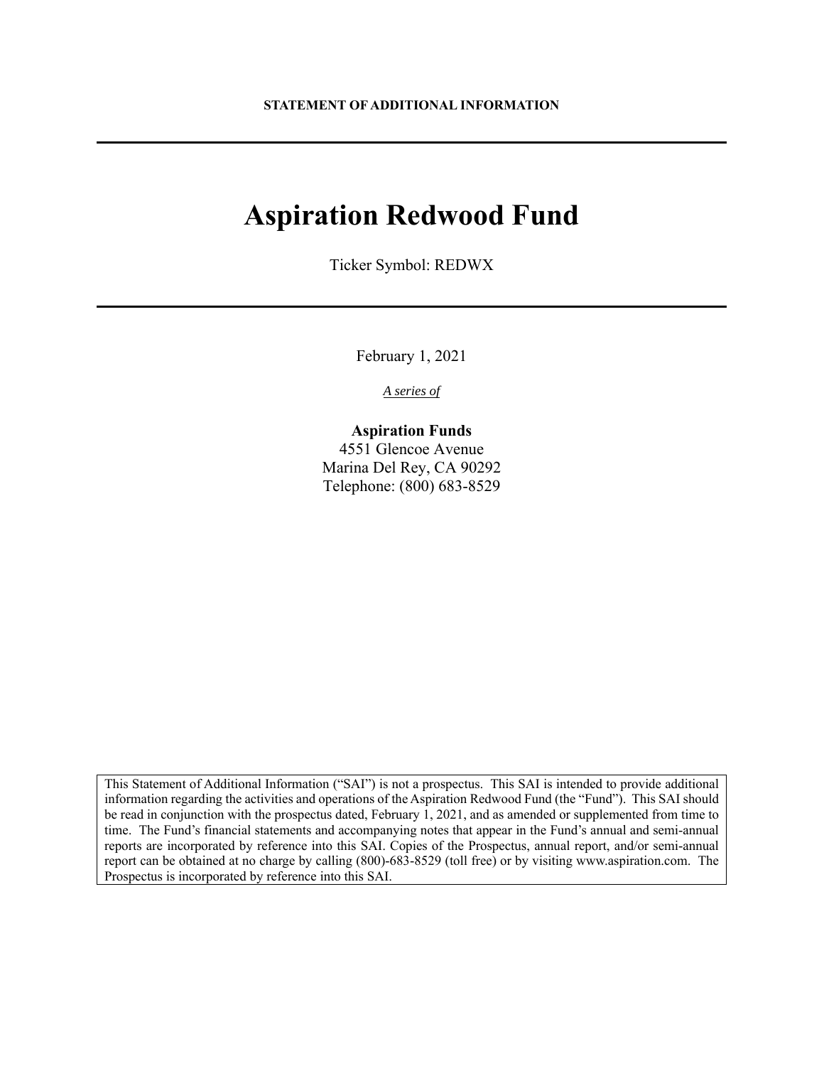**STATEMENT OF ADDITIONAL INFORMATION**

---

# Aspiration Redwood Fund

Ticker Symbol: REDWX

---

February 1, 2021

*A series of*

**Aspiration Funds**
4551 Glencoe Avenue
Marina Del Rey, CA 90292
Telephone: (800) 683-8529

This Statement of Additional Information ("SAI") is not a prospectus. This SAI is intended to provide additional information regarding the activities and operations of the Aspiration Redwood Fund (the "Fund"). This SAI should be read in conjunction with the prospectus dated, February 1, 2021, and as amended or supplemented from time to time. The Fund's financial statements and accompanying notes that appear in the Fund's annual and semi-annual reports are incorporated by reference into this SAI. Copies of the Prospectus, annual report, and/or semi-annual report can be obtained at no charge by calling (800)-683-8529 (toll free) or by visiting www.aspiration.com. The Prospectus is incorporated by reference into this SAI.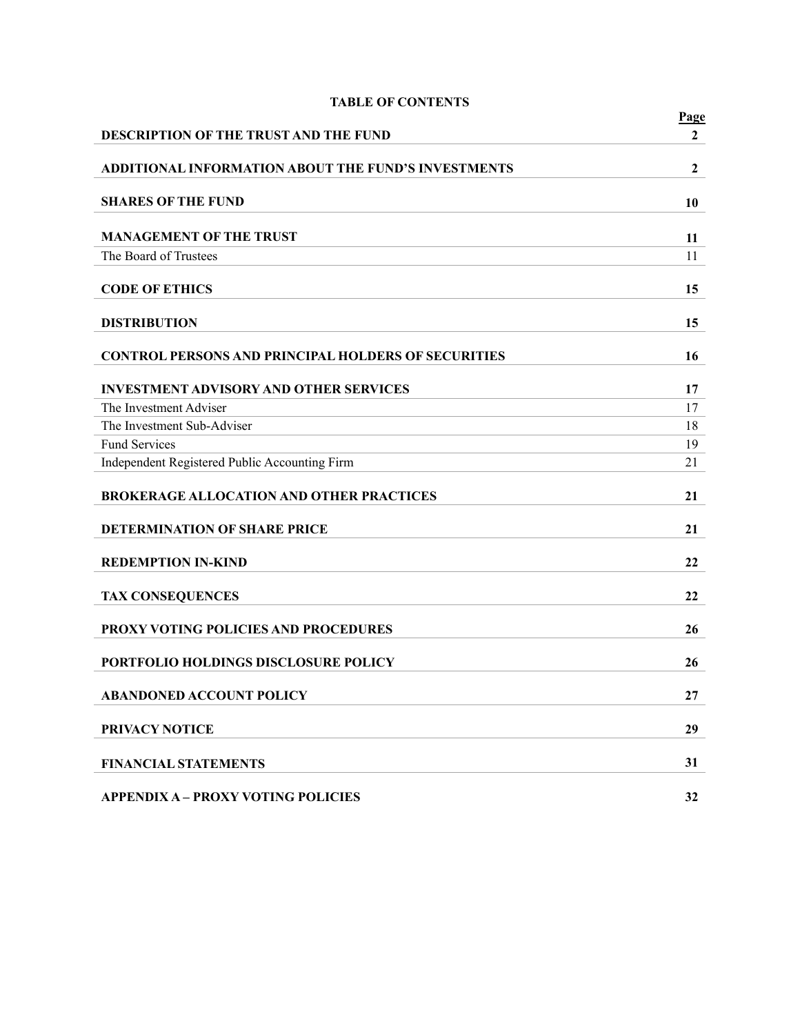# TABLE OF CONTENTS

| | Page |
|---|---|
| **DESCRIPTION OF THE TRUST AND THE FUND** | **2** |
| **ADDITIONAL INFORMATION ABOUT THE FUND'S INVESTMENTS** | **2** |
| **SHARES OF THE FUND** | **10** |
| **MANAGEMENT OF THE TRUST** | **11** |
| The Board of Trustees | 11 |
| **CODE OF ETHICS** | **15** |
| **DISTRIBUTION** | **15** |
| **CONTROL PERSONS AND PRINCIPAL HOLDERS OF SECURITIES** | **16** |
| **INVESTMENT ADVISORY AND OTHER SERVICES** | **17** |
| The Investment Adviser | 17 |
| The Investment Sub-Adviser | 18 |
| Fund Services | 19 |
| Independent Registered Public Accounting Firm | 21 |
| **BROKERAGE ALLOCATION AND OTHER PRACTICES** | **21** |
| **DETERMINATION OF SHARE PRICE** | **21** |
| **REDEMPTION IN-KIND** | **22** |
| **TAX CONSEQUENCES** | **22** |
| **PROXY VOTING POLICIES AND PROCEDURES** | **26** |
| **PORTFOLIO HOLDINGS DISCLOSURE POLICY** | **26** |
| **ABANDONED ACCOUNT POLICY** | **27** |
| **PRIVACY NOTICE** | **29** |
| **FINANCIAL STATEMENTS** | **31** |
| **APPENDIX A – PROXY VOTING POLICIES** | **32** |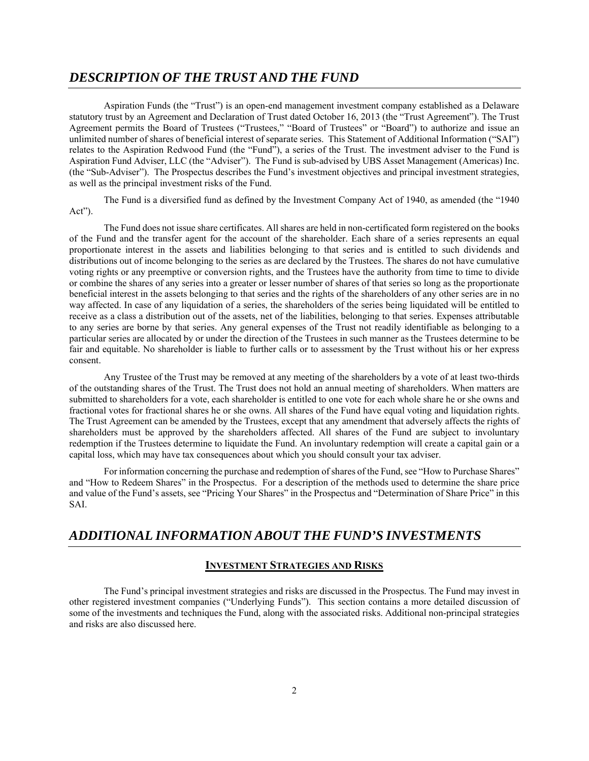## *DESCRIPTION OF THE TRUST AND THE FUND*

Aspiration Funds (the "Trust") is an open-end management investment company established as a Delaware statutory trust by an Agreement and Declaration of Trust dated October 16, 2013 (the "Trust Agreement"). The Trust Agreement permits the Board of Trustees ("Trustees," "Board of Trustees" or "Board") to authorize and issue an unlimited number of shares of beneficial interest of separate series. This Statement of Additional Information ("SAI") relates to the Aspiration Redwood Fund (the "Fund"), a series of the Trust. The investment adviser to the Fund is Aspiration Fund Adviser, LLC (the "Adviser"). The Fund is sub-advised by UBS Asset Management (Americas) Inc. (the "Sub-Adviser"). The Prospectus describes the Fund's investment objectives and principal investment strategies, as well as the principal investment risks of the Fund.

The Fund is a diversified fund as defined by the Investment Company Act of 1940, as amended (the "1940 Act").

The Fund does not issue share certificates. All shares are held in non-certificated form registered on the books of the Fund and the transfer agent for the account of the shareholder. Each share of a series represents an equal proportionate interest in the assets and liabilities belonging to that series and is entitled to such dividends and distributions out of income belonging to the series as are declared by the Trustees. The shares do not have cumulative voting rights or any preemptive or conversion rights, and the Trustees have the authority from time to time to divide or combine the shares of any series into a greater or lesser number of shares of that series so long as the proportionate beneficial interest in the assets belonging to that series and the rights of the shareholders of any other series are in no way affected. In case of any liquidation of a series, the shareholders of the series being liquidated will be entitled to receive as a class a distribution out of the assets, net of the liabilities, belonging to that series. Expenses attributable to any series are borne by that series. Any general expenses of the Trust not readily identifiable as belonging to a particular series are allocated by or under the direction of the Trustees in such manner as the Trustees determine to be fair and equitable. No shareholder is liable to further calls or to assessment by the Trust without his or her express consent.

Any Trustee of the Trust may be removed at any meeting of the shareholders by a vote of at least two-thirds of the outstanding shares of the Trust. The Trust does not hold an annual meeting of shareholders. When matters are submitted to shareholders for a vote, each shareholder is entitled to one vote for each whole share he or she owns and fractional votes for fractional shares he or she owns. All shares of the Fund have equal voting and liquidation rights. The Trust Agreement can be amended by the Trustees, except that any amendment that adversely affects the rights of shareholders must be approved by the shareholders affected. All shares of the Fund are subject to involuntary redemption if the Trustees determine to liquidate the Fund. An involuntary redemption will create a capital gain or a capital loss, which may have tax consequences about which you should consult your tax adviser.

For information concerning the purchase and redemption of shares of the Fund, see "How to Purchase Shares" and "How to Redeem Shares" in the Prospectus. For a description of the methods used to determine the share price and value of the Fund's assets, see "Pricing Your Shares" in the Prospectus and "Determination of Share Price" in this SAI.

## *ADDITIONAL INFORMATION ABOUT THE FUND'S INVESTMENTS*

### INVESTMENT STRATEGIES AND RISKS

The Fund's principal investment strategies and risks are discussed in the Prospectus. The Fund may invest in other registered investment companies ("Underlying Funds"). This section contains a more detailed discussion of some of the investments and techniques the Fund, along with the associated risks. Additional non-principal strategies and risks are also discussed here.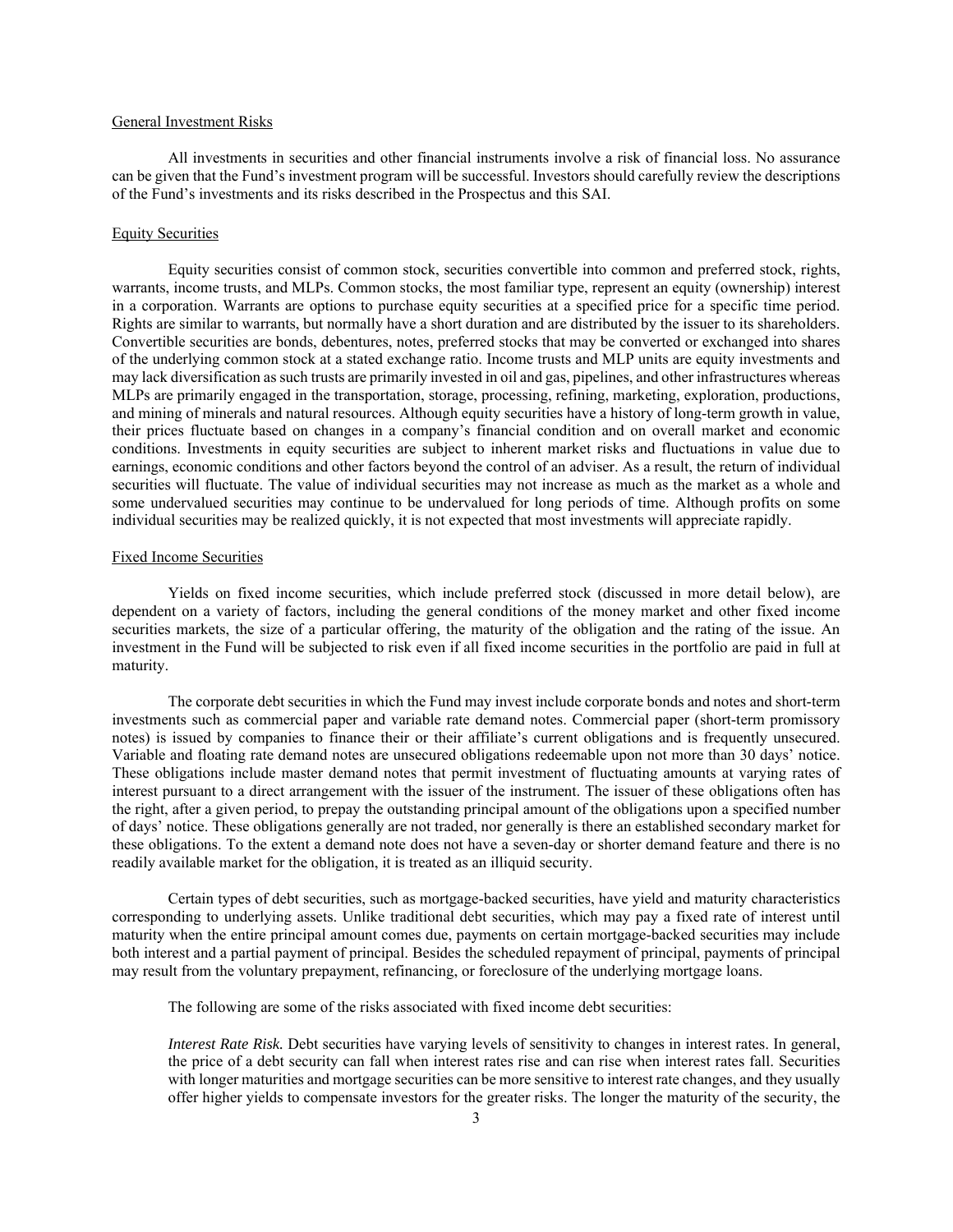## General Investment Risks

All investments in securities and other financial instruments involve a risk of financial loss. No assurance can be given that the Fund's investment program will be successful. Investors should carefully review the descriptions of the Fund's investments and its risks described in the Prospectus and this SAI.

## Equity Securities

Equity securities consist of common stock, securities convertible into common and preferred stock, rights, warrants, income trusts, and MLPs. Common stocks, the most familiar type, represent an equity (ownership) interest in a corporation. Warrants are options to purchase equity securities at a specified price for a specific time period. Rights are similar to warrants, but normally have a short duration and are distributed by the issuer to its shareholders. Convertible securities are bonds, debentures, notes, preferred stocks that may be converted or exchanged into shares of the underlying common stock at a stated exchange ratio. Income trusts and MLP units are equity investments and may lack diversification as such trusts are primarily invested in oil and gas, pipelines, and other infrastructures whereas MLPs are primarily engaged in the transportation, storage, processing, refining, marketing, exploration, productions, and mining of minerals and natural resources. Although equity securities have a history of long-term growth in value, their prices fluctuate based on changes in a company's financial condition and on overall market and economic conditions. Investments in equity securities are subject to inherent market risks and fluctuations in value due to earnings, economic conditions and other factors beyond the control of an adviser. As a result, the return of individual securities will fluctuate. The value of individual securities may not increase as much as the market as a whole and some undervalued securities may continue to be undervalued for long periods of time. Although profits on some individual securities may be realized quickly, it is not expected that most investments will appreciate rapidly.

## Fixed Income Securities

Yields on fixed income securities, which include preferred stock (discussed in more detail below), are dependent on a variety of factors, including the general conditions of the money market and other fixed income securities markets, the size of a particular offering, the maturity of the obligation and the rating of the issue. An investment in the Fund will be subjected to risk even if all fixed income securities in the portfolio are paid in full at maturity.

The corporate debt securities in which the Fund may invest include corporate bonds and notes and short-term investments such as commercial paper and variable rate demand notes. Commercial paper (short-term promissory notes) is issued by companies to finance their or their affiliate's current obligations and is frequently unsecured. Variable and floating rate demand notes are unsecured obligations redeemable upon not more than 30 days' notice. These obligations include master demand notes that permit investment of fluctuating amounts at varying rates of interest pursuant to a direct arrangement with the issuer of the instrument. The issuer of these obligations often has the right, after a given period, to prepay the outstanding principal amount of the obligations upon a specified number of days' notice. These obligations generally are not traded, nor generally is there an established secondary market for these obligations. To the extent a demand note does not have a seven-day or shorter demand feature and there is no readily available market for the obligation, it is treated as an illiquid security.

Certain types of debt securities, such as mortgage-backed securities, have yield and maturity characteristics corresponding to underlying assets. Unlike traditional debt securities, which may pay a fixed rate of interest until maturity when the entire principal amount comes due, payments on certain mortgage-backed securities may include both interest and a partial payment of principal. Besides the scheduled repayment of principal, payments of principal may result from the voluntary prepayment, refinancing, or foreclosure of the underlying mortgage loans.

The following are some of the risks associated with fixed income debt securities:

*Interest Rate Risk.* Debt securities have varying levels of sensitivity to changes in interest rates. In general, the price of a debt security can fall when interest rates rise and can rise when interest rates fall. Securities with longer maturities and mortgage securities can be more sensitive to interest rate changes, and they usually offer higher yields to compensate investors for the greater risks. The longer the maturity of the security, the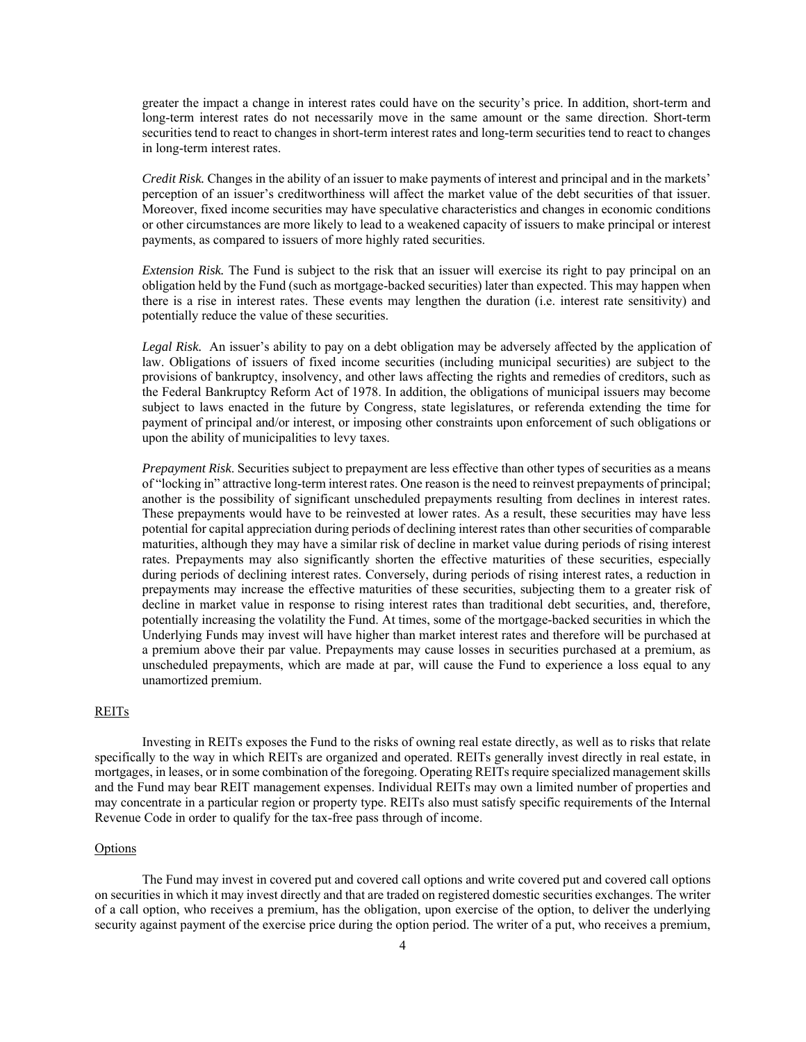greater the impact a change in interest rates could have on the security's price. In addition, short-term and long-term interest rates do not necessarily move in the same amount or the same direction. Short-term securities tend to react to changes in short-term interest rates and long-term securities tend to react to changes in long-term interest rates.

*Credit Risk.* Changes in the ability of an issuer to make payments of interest and principal and in the markets' perception of an issuer's creditworthiness will affect the market value of the debt securities of that issuer. Moreover, fixed income securities may have speculative characteristics and changes in economic conditions or other circumstances are more likely to lead to a weakened capacity of issuers to make principal or interest payments, as compared to issuers of more highly rated securities.

*Extension Risk.* The Fund is subject to the risk that an issuer will exercise its right to pay principal on an obligation held by the Fund (such as mortgage-backed securities) later than expected. This may happen when there is a rise in interest rates. These events may lengthen the duration (i.e. interest rate sensitivity) and potentially reduce the value of these securities.

*Legal Risk.* An issuer's ability to pay on a debt obligation may be adversely affected by the application of law. Obligations of issuers of fixed income securities (including municipal securities) are subject to the provisions of bankruptcy, insolvency, and other laws affecting the rights and remedies of creditors, such as the Federal Bankruptcy Reform Act of 1978. In addition, the obligations of municipal issuers may become subject to laws enacted in the future by Congress, state legislatures, or referenda extending the time for payment of principal and/or interest, or imposing other constraints upon enforcement of such obligations or upon the ability of municipalities to levy taxes.

*Prepayment Risk*. Securities subject to prepayment are less effective than other types of securities as a means of "locking in" attractive long-term interest rates. One reason is the need to reinvest prepayments of principal; another is the possibility of significant unscheduled prepayments resulting from declines in interest rates. These prepayments would have to be reinvested at lower rates. As a result, these securities may have less potential for capital appreciation during periods of declining interest rates than other securities of comparable maturities, although they may have a similar risk of decline in market value during periods of rising interest rates. Prepayments may also significantly shorten the effective maturities of these securities, especially during periods of declining interest rates. Conversely, during periods of rising interest rates, a reduction in prepayments may increase the effective maturities of these securities, subjecting them to a greater risk of decline in market value in response to rising interest rates than traditional debt securities, and, therefore, potentially increasing the volatility the Fund. At times, some of the mortgage-backed securities in which the Underlying Funds may invest will have higher than market interest rates and therefore will be purchased at a premium above their par value. Prepayments may cause losses in securities purchased at a premium, as unscheduled prepayments, which are made at par, will cause the Fund to experience a loss equal to any unamortized premium.

REITs

Investing in REITs exposes the Fund to the risks of owning real estate directly, as well as to risks that relate specifically to the way in which REITs are organized and operated. REITs generally invest directly in real estate, in mortgages, in leases, or in some combination of the foregoing. Operating REITs require specialized management skills and the Fund may bear REIT management expenses. Individual REITs may own a limited number of properties and may concentrate in a particular region or property type. REITs also must satisfy specific requirements of the Internal Revenue Code in order to qualify for the tax-free pass through of income.

Options

The Fund may invest in covered put and covered call options and write covered put and covered call options on securities in which it may invest directly and that are traded on registered domestic securities exchanges. The writer of a call option, who receives a premium, has the obligation, upon exercise of the option, to deliver the underlying security against payment of the exercise price during the option period. The writer of a put, who receives a premium,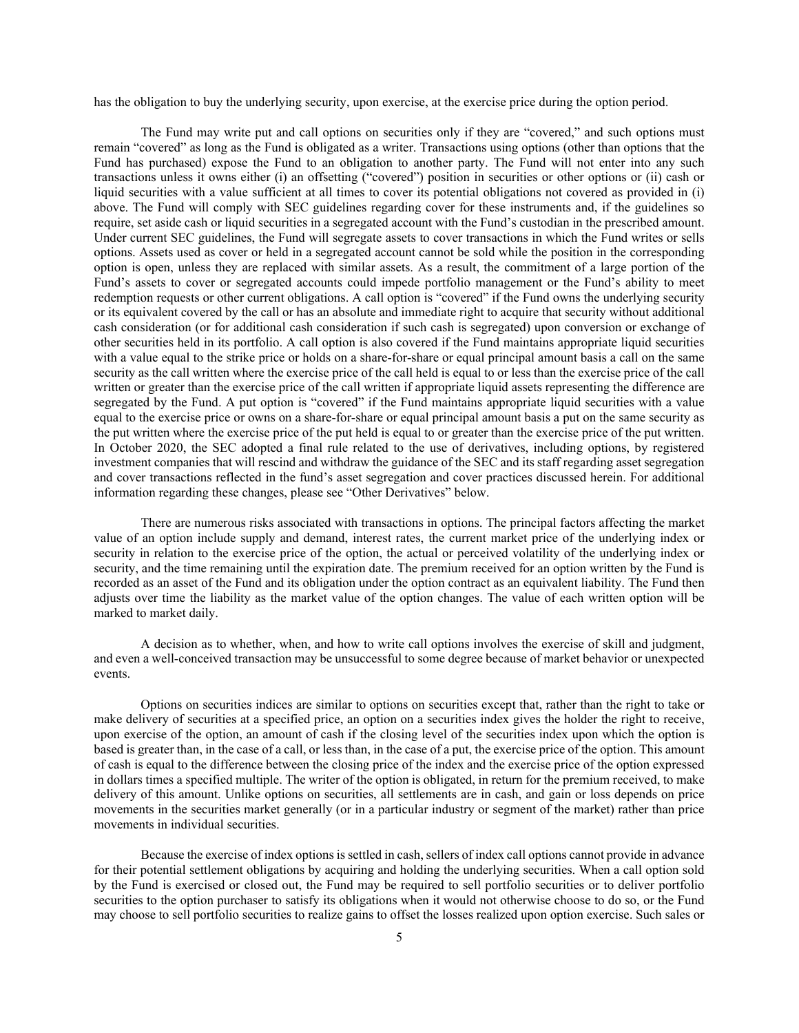has the obligation to buy the underlying security, upon exercise, at the exercise price during the option period.

The Fund may write put and call options on securities only if they are "covered," and such options must remain "covered" as long as the Fund is obligated as a writer. Transactions using options (other than options that the Fund has purchased) expose the Fund to an obligation to another party. The Fund will not enter into any such transactions unless it owns either (i) an offsetting ("covered") position in securities or other options or (ii) cash or liquid securities with a value sufficient at all times to cover its potential obligations not covered as provided in (i) above. The Fund will comply with SEC guidelines regarding cover for these instruments and, if the guidelines so require, set aside cash or liquid securities in a segregated account with the Fund's custodian in the prescribed amount. Under current SEC guidelines, the Fund will segregate assets to cover transactions in which the Fund writes or sells options. Assets used as cover or held in a segregated account cannot be sold while the position in the corresponding option is open, unless they are replaced with similar assets. As a result, the commitment of a large portion of the Fund's assets to cover or segregated accounts could impede portfolio management or the Fund's ability to meet redemption requests or other current obligations. A call option is "covered" if the Fund owns the underlying security or its equivalent covered by the call or has an absolute and immediate right to acquire that security without additional cash consideration (or for additional cash consideration if such cash is segregated) upon conversion or exchange of other securities held in its portfolio. A call option is also covered if the Fund maintains appropriate liquid securities with a value equal to the strike price or holds on a share-for-share or equal principal amount basis a call on the same security as the call written where the exercise price of the call held is equal to or less than the exercise price of the call written or greater than the exercise price of the call written if appropriate liquid assets representing the difference are segregated by the Fund. A put option is "covered" if the Fund maintains appropriate liquid securities with a value equal to the exercise price or owns on a share-for-share or equal principal amount basis a put on the same security as the put written where the exercise price of the put held is equal to or greater than the exercise price of the put written. In October 2020, the SEC adopted a final rule related to the use of derivatives, including options, by registered investment companies that will rescind and withdraw the guidance of the SEC and its staff regarding asset segregation and cover transactions reflected in the fund's asset segregation and cover practices discussed herein. For additional information regarding these changes, please see "Other Derivatives" below.

There are numerous risks associated with transactions in options. The principal factors affecting the market value of an option include supply and demand, interest rates, the current market price of the underlying index or security in relation to the exercise price of the option, the actual or perceived volatility of the underlying index or security, and the time remaining until the expiration date. The premium received for an option written by the Fund is recorded as an asset of the Fund and its obligation under the option contract as an equivalent liability. The Fund then adjusts over time the liability as the market value of the option changes. The value of each written option will be marked to market daily.

A decision as to whether, when, and how to write call options involves the exercise of skill and judgment, and even a well-conceived transaction may be unsuccessful to some degree because of market behavior or unexpected events.

Options on securities indices are similar to options on securities except that, rather than the right to take or make delivery of securities at a specified price, an option on a securities index gives the holder the right to receive, upon exercise of the option, an amount of cash if the closing level of the securities index upon which the option is based is greater than, in the case of a call, or less than, in the case of a put, the exercise price of the option. This amount of cash is equal to the difference between the closing price of the index and the exercise price of the option expressed in dollars times a specified multiple. The writer of the option is obligated, in return for the premium received, to make delivery of this amount. Unlike options on securities, all settlements are in cash, and gain or loss depends on price movements in the securities market generally (or in a particular industry or segment of the market) rather than price movements in individual securities.

Because the exercise of index options is settled in cash, sellers of index call options cannot provide in advance for their potential settlement obligations by acquiring and holding the underlying securities. When a call option sold by the Fund is exercised or closed out, the Fund may be required to sell portfolio securities or to deliver portfolio securities to the option purchaser to satisfy its obligations when it would not otherwise choose to do so, or the Fund may choose to sell portfolio securities to realize gains to offset the losses realized upon option exercise. Such sales or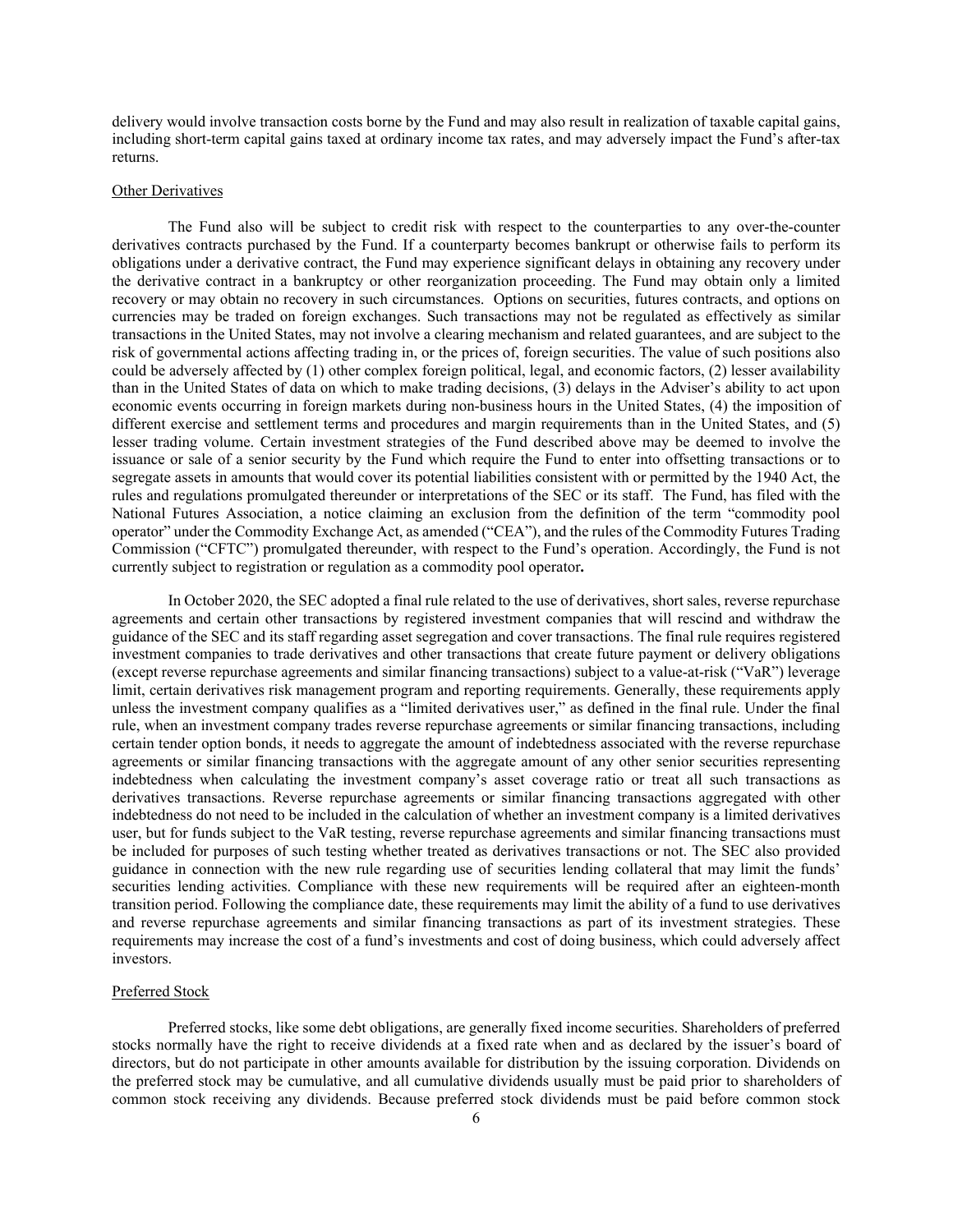delivery would involve transaction costs borne by the Fund and may also result in realization of taxable capital gains, including short-term capital gains taxed at ordinary income tax rates, and may adversely impact the Fund's after-tax returns.

### Other Derivatives

The Fund also will be subject to credit risk with respect to the counterparties to any over-the-counter derivatives contracts purchased by the Fund. If a counterparty becomes bankrupt or otherwise fails to perform its obligations under a derivative contract, the Fund may experience significant delays in obtaining any recovery under the derivative contract in a bankruptcy or other reorganization proceeding. The Fund may obtain only a limited recovery or may obtain no recovery in such circumstances. Options on securities, futures contracts, and options on currencies may be traded on foreign exchanges. Such transactions may not be regulated as effectively as similar transactions in the United States, may not involve a clearing mechanism and related guarantees, and are subject to the risk of governmental actions affecting trading in, or the prices of, foreign securities. The value of such positions also could be adversely affected by (1) other complex foreign political, legal, and economic factors, (2) lesser availability than in the United States of data on which to make trading decisions, (3) delays in the Adviser's ability to act upon economic events occurring in foreign markets during non-business hours in the United States, (4) the imposition of different exercise and settlement terms and procedures and margin requirements than in the United States, and (5) lesser trading volume. Certain investment strategies of the Fund described above may be deemed to involve the issuance or sale of a senior security by the Fund which require the Fund to enter into offsetting transactions or to segregate assets in amounts that would cover its potential liabilities consistent with or permitted by the 1940 Act, the rules and regulations promulgated thereunder or interpretations of the SEC or its staff. The Fund, has filed with the National Futures Association, a notice claiming an exclusion from the definition of the term "commodity pool operator" under the Commodity Exchange Act, as amended ("CEA"), and the rules of the Commodity Futures Trading Commission ("CFTC") promulgated thereunder, with respect to the Fund's operation. Accordingly, the Fund is not currently subject to registration or regulation as a commodity pool operator**.**

In October 2020, the SEC adopted a final rule related to the use of derivatives, short sales, reverse repurchase agreements and certain other transactions by registered investment companies that will rescind and withdraw the guidance of the SEC and its staff regarding asset segregation and cover transactions. The final rule requires registered investment companies to trade derivatives and other transactions that create future payment or delivery obligations (except reverse repurchase agreements and similar financing transactions) subject to a value-at-risk ("VaR") leverage limit, certain derivatives risk management program and reporting requirements. Generally, these requirements apply unless the investment company qualifies as a "limited derivatives user," as defined in the final rule. Under the final rule, when an investment company trades reverse repurchase agreements or similar financing transactions, including certain tender option bonds, it needs to aggregate the amount of indebtedness associated with the reverse repurchase agreements or similar financing transactions with the aggregate amount of any other senior securities representing indebtedness when calculating the investment company's asset coverage ratio or treat all such transactions as derivatives transactions. Reverse repurchase agreements or similar financing transactions aggregated with other indebtedness do not need to be included in the calculation of whether an investment company is a limited derivatives user, but for funds subject to the VaR testing, reverse repurchase agreements and similar financing transactions must be included for purposes of such testing whether treated as derivatives transactions or not. The SEC also provided guidance in connection with the new rule regarding use of securities lending collateral that may limit the funds' securities lending activities. Compliance with these new requirements will be required after an eighteen-month transition period. Following the compliance date, these requirements may limit the ability of a fund to use derivatives and reverse repurchase agreements and similar financing transactions as part of its investment strategies. These requirements may increase the cost of a fund's investments and cost of doing business, which could adversely affect investors.

### Preferred Stock

Preferred stocks, like some debt obligations, are generally fixed income securities. Shareholders of preferred stocks normally have the right to receive dividends at a fixed rate when and as declared by the issuer's board of directors, but do not participate in other amounts available for distribution by the issuing corporation. Dividends on the preferred stock may be cumulative, and all cumulative dividends usually must be paid prior to shareholders of common stock receiving any dividends. Because preferred stock dividends must be paid before common stock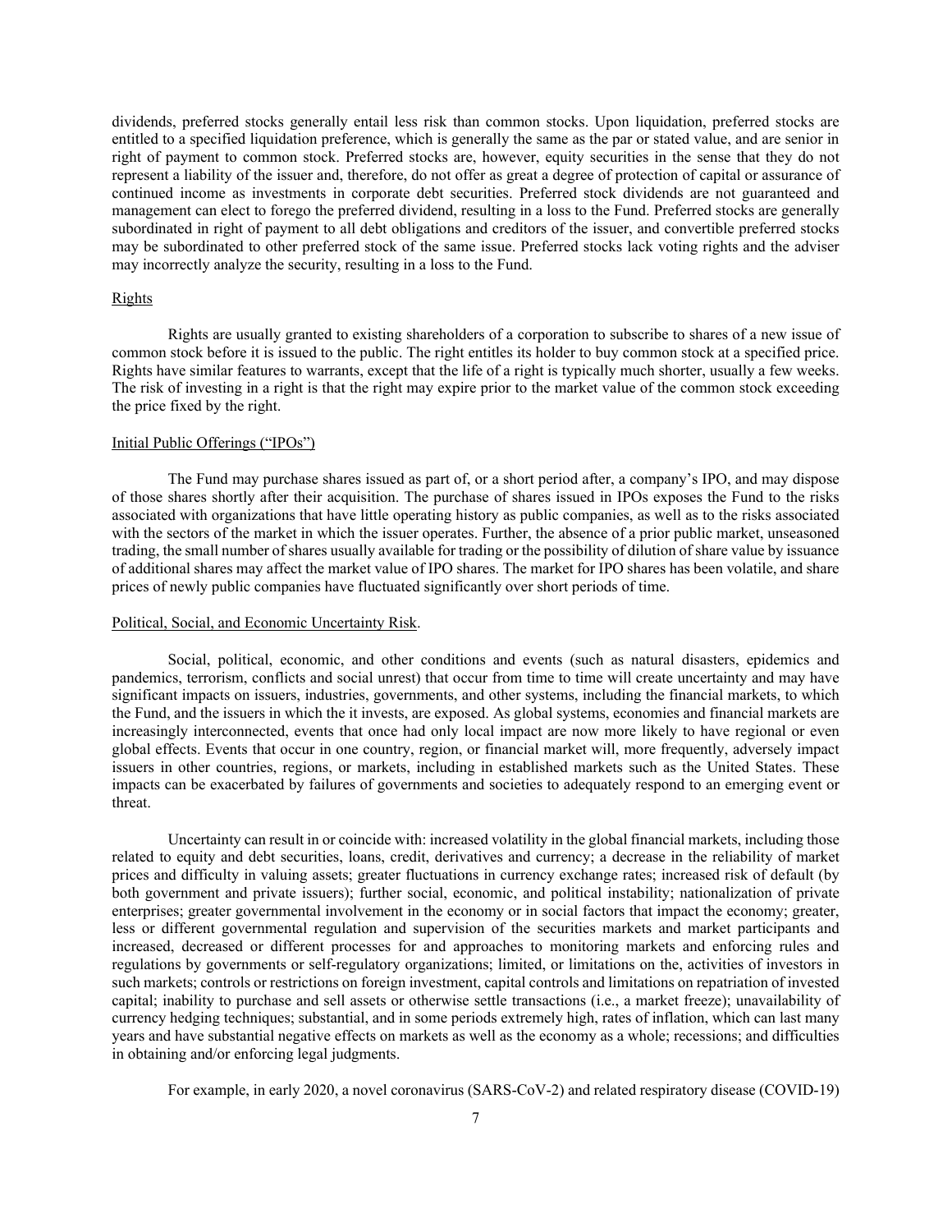dividends, preferred stocks generally entail less risk than common stocks. Upon liquidation, preferred stocks are entitled to a specified liquidation preference, which is generally the same as the par or stated value, and are senior in right of payment to common stock. Preferred stocks are, however, equity securities in the sense that they do not represent a liability of the issuer and, therefore, do not offer as great a degree of protection of capital or assurance of continued income as investments in corporate debt securities. Preferred stock dividends are not guaranteed and management can elect to forego the preferred dividend, resulting in a loss to the Fund. Preferred stocks are generally subordinated in right of payment to all debt obligations and creditors of the issuer, and convertible preferred stocks may be subordinated to other preferred stock of the same issue. Preferred stocks lack voting rights and the adviser may incorrectly analyze the security, resulting in a loss to the Fund.

Rights

Rights are usually granted to existing shareholders of a corporation to subscribe to shares of a new issue of common stock before it is issued to the public. The right entitles its holder to buy common stock at a specified price. Rights have similar features to warrants, except that the life of a right is typically much shorter, usually a few weeks. The risk of investing in a right is that the right may expire prior to the market value of the common stock exceeding the price fixed by the right.

Initial Public Offerings ("IPOs")

The Fund may purchase shares issued as part of, or a short period after, a company's IPO, and may dispose of those shares shortly after their acquisition. The purchase of shares issued in IPOs exposes the Fund to the risks associated with organizations that have little operating history as public companies, as well as to the risks associated with the sectors of the market in which the issuer operates. Further, the absence of a prior public market, unseasoned trading, the small number of shares usually available for trading or the possibility of dilution of share value by issuance of additional shares may affect the market value of IPO shares. The market for IPO shares has been volatile, and share prices of newly public companies have fluctuated significantly over short periods of time.

Political, Social, and Economic Uncertainty Risk.

Social, political, economic, and other conditions and events (such as natural disasters, epidemics and pandemics, terrorism, conflicts and social unrest) that occur from time to time will create uncertainty and may have significant impacts on issuers, industries, governments, and other systems, including the financial markets, to which the Fund, and the issuers in which the it invests, are exposed. As global systems, economies and financial markets are increasingly interconnected, events that once had only local impact are now more likely to have regional or even global effects. Events that occur in one country, region, or financial market will, more frequently, adversely impact issuers in other countries, regions, or markets, including in established markets such as the United States. These impacts can be exacerbated by failures of governments and societies to adequately respond to an emerging event or threat.

Uncertainty can result in or coincide with: increased volatility in the global financial markets, including those related to equity and debt securities, loans, credit, derivatives and currency; a decrease in the reliability of market prices and difficulty in valuing assets; greater fluctuations in currency exchange rates; increased risk of default (by both government and private issuers); further social, economic, and political instability; nationalization of private enterprises; greater governmental involvement in the economy or in social factors that impact the economy; greater, less or different governmental regulation and supervision of the securities markets and market participants and increased, decreased or different processes for and approaches to monitoring markets and enforcing rules and regulations by governments or self-regulatory organizations; limited, or limitations on the, activities of investors in such markets; controls or restrictions on foreign investment, capital controls and limitations on repatriation of invested capital; inability to purchase and sell assets or otherwise settle transactions (i.e., a market freeze); unavailability of currency hedging techniques; substantial, and in some periods extremely high, rates of inflation, which can last many years and have substantial negative effects on markets as well as the economy as a whole; recessions; and difficulties in obtaining and/or enforcing legal judgments.

For example, in early 2020, a novel coronavirus (SARS-CoV-2) and related respiratory disease (COVID-19)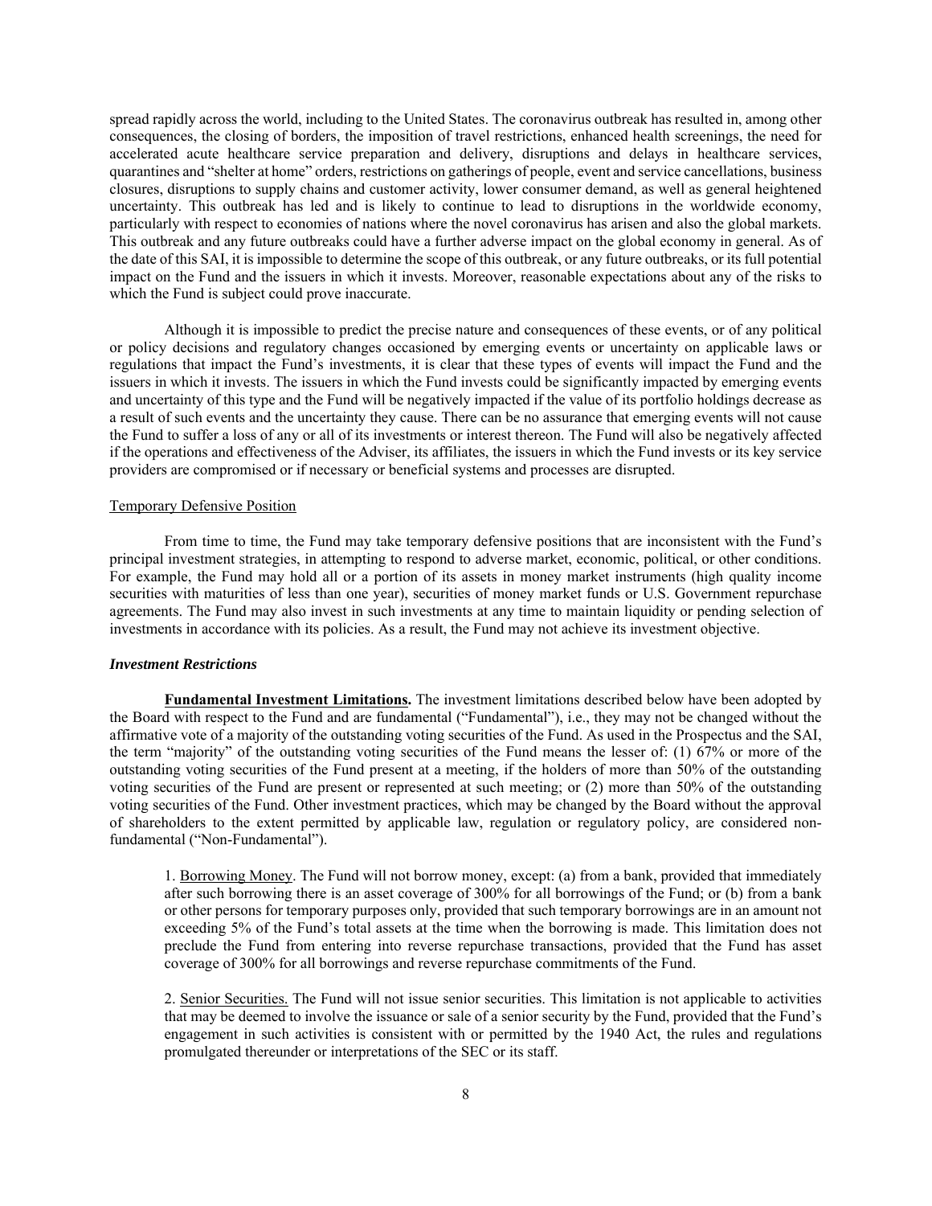spread rapidly across the world, including to the United States. The coronavirus outbreak has resulted in, among other consequences, the closing of borders, the imposition of travel restrictions, enhanced health screenings, the need for accelerated acute healthcare service preparation and delivery, disruptions and delays in healthcare services, quarantines and "shelter at home" orders, restrictions on gatherings of people, event and service cancellations, business closures, disruptions to supply chains and customer activity, lower consumer demand, as well as general heightened uncertainty. This outbreak has led and is likely to continue to lead to disruptions in the worldwide economy, particularly with respect to economies of nations where the novel coronavirus has arisen and also the global markets. This outbreak and any future outbreaks could have a further adverse impact on the global economy in general. As of the date of this SAI, it is impossible to determine the scope of this outbreak, or any future outbreaks, or its full potential impact on the Fund and the issuers in which it invests. Moreover, reasonable expectations about any of the risks to which the Fund is subject could prove inaccurate.

Although it is impossible to predict the precise nature and consequences of these events, or of any political or policy decisions and regulatory changes occasioned by emerging events or uncertainty on applicable laws or regulations that impact the Fund's investments, it is clear that these types of events will impact the Fund and the issuers in which it invests. The issuers in which the Fund invests could be significantly impacted by emerging events and uncertainty of this type and the Fund will be negatively impacted if the value of its portfolio holdings decrease as a result of such events and the uncertainty they cause. There can be no assurance that emerging events will not cause the Fund to suffer a loss of any or all of its investments or interest thereon. The Fund will also be negatively affected if the operations and effectiveness of the Adviser, its affiliates, the issuers in which the Fund invests or its key service providers are compromised or if necessary or beneficial systems and processes are disrupted.

Temporary Defensive Position

From time to time, the Fund may take temporary defensive positions that are inconsistent with the Fund's principal investment strategies, in attempting to respond to adverse market, economic, political, or other conditions. For example, the Fund may hold all or a portion of its assets in money market instruments (high quality income securities with maturities of less than one year), securities of money market funds or U.S. Government repurchase agreements. The Fund may also invest in such investments at any time to maintain liquidity or pending selection of investments in accordance with its policies. As a result, the Fund may not achieve its investment objective.

***Investment Restrictions***

**Fundamental Investment Limitations.** The investment limitations described below have been adopted by the Board with respect to the Fund and are fundamental ("Fundamental"), i.e., they may not be changed without the affirmative vote of a majority of the outstanding voting securities of the Fund. As used in the Prospectus and the SAI, the term "majority" of the outstanding voting securities of the Fund means the lesser of: (1) 67% or more of the outstanding voting securities of the Fund present at a meeting, if the holders of more than 50% of the outstanding voting securities of the Fund are present or represented at such meeting; or (2) more than 50% of the outstanding voting securities of the Fund. Other investment practices, which may be changed by the Board without the approval of shareholders to the extent permitted by applicable law, regulation or regulatory policy, are considered non-fundamental ("Non-Fundamental").

1. Borrowing Money. The Fund will not borrow money, except: (a) from a bank, provided that immediately after such borrowing there is an asset coverage of 300% for all borrowings of the Fund; or (b) from a bank or other persons for temporary purposes only, provided that such temporary borrowings are in an amount not exceeding 5% of the Fund's total assets at the time when the borrowing is made. This limitation does not preclude the Fund from entering into reverse repurchase transactions, provided that the Fund has asset coverage of 300% for all borrowings and reverse repurchase commitments of the Fund.

2. Senior Securities. The Fund will not issue senior securities. This limitation is not applicable to activities that may be deemed to involve the issuance or sale of a senior security by the Fund, provided that the Fund's engagement in such activities is consistent with or permitted by the 1940 Act, the rules and regulations promulgated thereunder or interpretations of the SEC or its staff.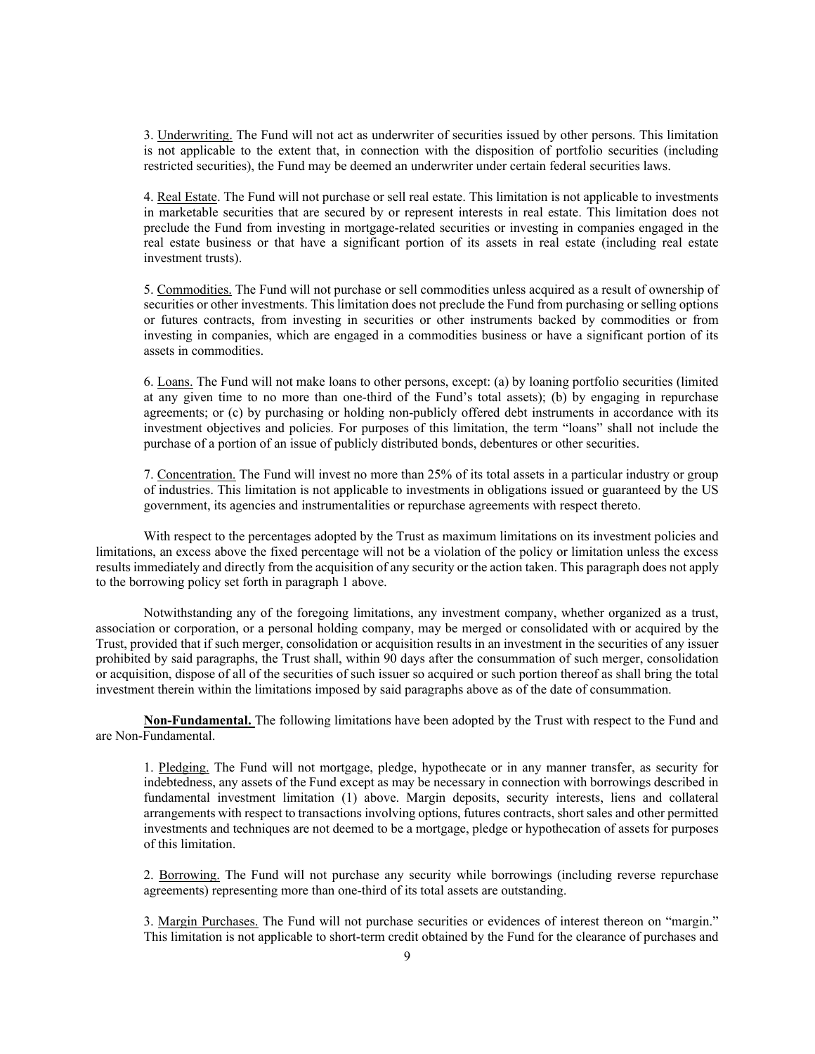3. Underwriting. The Fund will not act as underwriter of securities issued by other persons. This limitation is not applicable to the extent that, in connection with the disposition of portfolio securities (including restricted securities), the Fund may be deemed an underwriter under certain federal securities laws.

4. Real Estate. The Fund will not purchase or sell real estate. This limitation is not applicable to investments in marketable securities that are secured by or represent interests in real estate. This limitation does not preclude the Fund from investing in mortgage-related securities or investing in companies engaged in the real estate business or that have a significant portion of its assets in real estate (including real estate investment trusts).

5. Commodities. The Fund will not purchase or sell commodities unless acquired as a result of ownership of securities or other investments. This limitation does not preclude the Fund from purchasing or selling options or futures contracts, from investing in securities or other instruments backed by commodities or from investing in companies, which are engaged in a commodities business or have a significant portion of its assets in commodities.

6. Loans. The Fund will not make loans to other persons, except: (a) by loaning portfolio securities (limited at any given time to no more than one-third of the Fund's total assets); (b) by engaging in repurchase agreements; or (c) by purchasing or holding non-publicly offered debt instruments in accordance with its investment objectives and policies. For purposes of this limitation, the term "loans" shall not include the purchase of a portion of an issue of publicly distributed bonds, debentures or other securities.

7. Concentration. The Fund will invest no more than 25% of its total assets in a particular industry or group of industries. This limitation is not applicable to investments in obligations issued or guaranteed by the US government, its agencies and instrumentalities or repurchase agreements with respect thereto.

With respect to the percentages adopted by the Trust as maximum limitations on its investment policies and limitations, an excess above the fixed percentage will not be a violation of the policy or limitation unless the excess results immediately and directly from the acquisition of any security or the action taken. This paragraph does not apply to the borrowing policy set forth in paragraph 1 above.

Notwithstanding any of the foregoing limitations, any investment company, whether organized as a trust, association or corporation, or a personal holding company, may be merged or consolidated with or acquired by the Trust, provided that if such merger, consolidation or acquisition results in an investment in the securities of any issuer prohibited by said paragraphs, the Trust shall, within 90 days after the consummation of such merger, consolidation or acquisition, dispose of all of the securities of such issuer so acquired or such portion thereof as shall bring the total investment therein within the limitations imposed by said paragraphs above as of the date of consummation.

**Non-Fundamental.** The following limitations have been adopted by the Trust with respect to the Fund and are Non-Fundamental.

1. Pledging. The Fund will not mortgage, pledge, hypothecate or in any manner transfer, as security for indebtedness, any assets of the Fund except as may be necessary in connection with borrowings described in fundamental investment limitation (1) above. Margin deposits, security interests, liens and collateral arrangements with respect to transactions involving options, futures contracts, short sales and other permitted investments and techniques are not deemed to be a mortgage, pledge or hypothecation of assets for purposes of this limitation.

2. Borrowing. The Fund will not purchase any security while borrowings (including reverse repurchase agreements) representing more than one-third of its total assets are outstanding.

3. Margin Purchases. The Fund will not purchase securities or evidences of interest thereon on "margin." This limitation is not applicable to short-term credit obtained by the Fund for the clearance of purchases and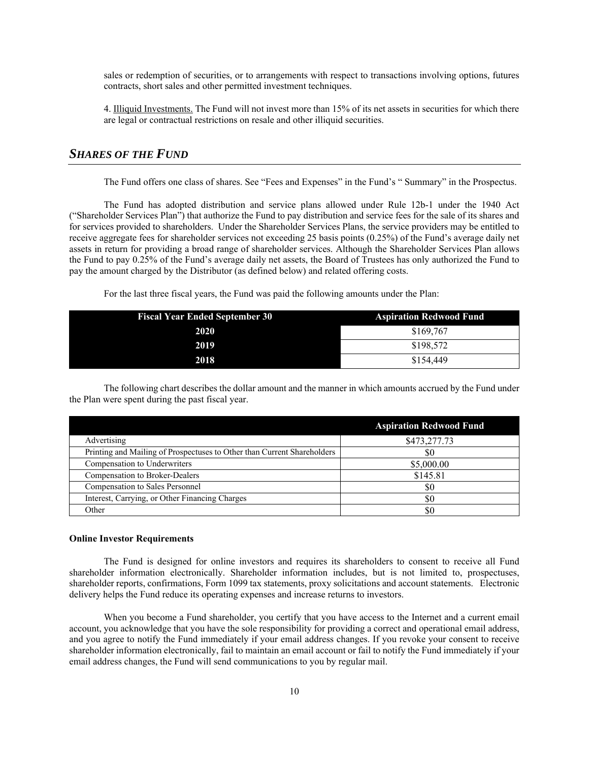sales or redemption of securities, or to arrangements with respect to transactions involving options, futures contracts, short sales and other permitted investment techniques.

4. Illiquid Investments. The Fund will not invest more than 15% of its net assets in securities for which there are legal or contractual restrictions on resale and other illiquid securities.

## *SHARES OF THE FUND*

The Fund offers one class of shares. See "Fees and Expenses" in the Fund's " Summary" in the Prospectus.

The Fund has adopted distribution and service plans allowed under Rule 12b-1 under the 1940 Act ("Shareholder Services Plan") that authorize the Fund to pay distribution and service fees for the sale of its shares and for services provided to shareholders. Under the Shareholder Services Plans, the service providers may be entitled to receive aggregate fees for shareholder services not exceeding 25 basis points (0.25%) of the Fund's average daily net assets in return for providing a broad range of shareholder services. Although the Shareholder Services Plan allows the Fund to pay 0.25% of the Fund's average daily net assets, the Board of Trustees has only authorized the Fund to pay the amount charged by the Distributor (as defined below) and related offering costs.

For the last three fiscal years, the Fund was paid the following amounts under the Plan:

| Fiscal Year Ended September 30 | Aspiration Redwood Fund |
|---|---|
| 2020 | $169,767 |
| 2019 | $198,572 |
| 2018 | $154,449 |

The following chart describes the dollar amount and the manner in which amounts accrued by the Fund under the Plan were spent during the past fiscal year.

| | Aspiration Redwood Fund |
|---|---|
| Advertising | $473,277.73 |
| Printing and Mailing of Prospectuses to Other than Current Shareholders | $0 |
| Compensation to Underwriters | $5,000.00 |
| Compensation to Broker-Dealers | $145.81 |
| Compensation to Sales Personnel | $0 |
| Interest, Carrying, or Other Financing Charges | $0 |
| Other | $0 |

**Online Investor Requirements**

The Fund is designed for online investors and requires its shareholders to consent to receive all Fund shareholder information electronically. Shareholder information includes, but is not limited to, prospectuses, shareholder reports, confirmations, Form 1099 tax statements, proxy solicitations and account statements. Electronic delivery helps the Fund reduce its operating expenses and increase returns to investors.

When you become a Fund shareholder, you certify that you have access to the Internet and a current email account, you acknowledge that you have the sole responsibility for providing a correct and operational email address, and you agree to notify the Fund immediately if your email address changes. If you revoke your consent to receive shareholder information electronically, fail to maintain an email account or fail to notify the Fund immediately if your email address changes, the Fund will send communications to you by regular mail.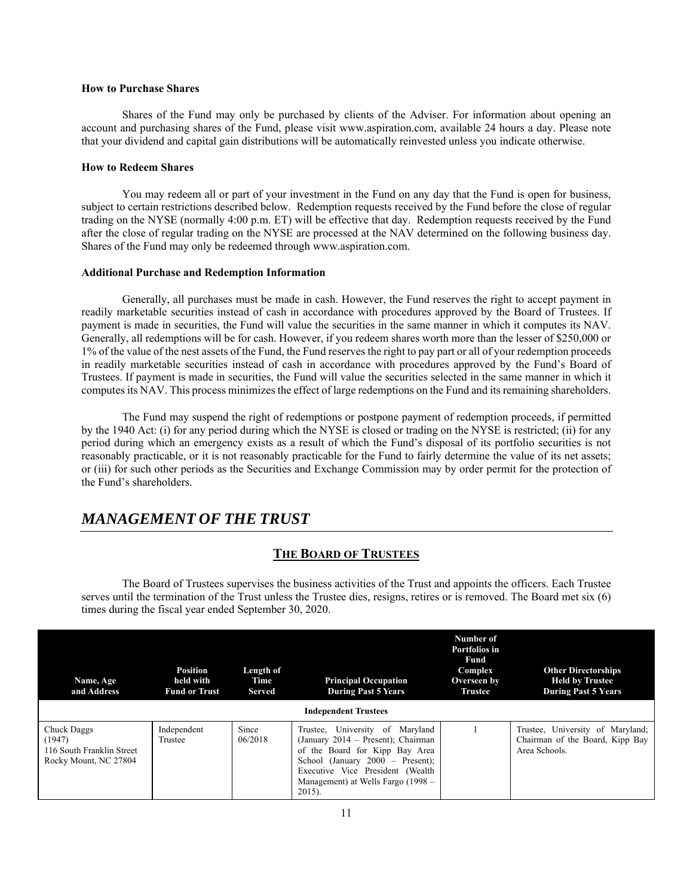**How to Purchase Shares**

Shares of the Fund may only be purchased by clients of the Adviser. For information about opening an account and purchasing shares of the Fund, please visit www.aspiration.com, available 24 hours a day. Please note that your dividend and capital gain distributions will be automatically reinvested unless you indicate otherwise.

**How to Redeem Shares**

You may redeem all or part of your investment in the Fund on any day that the Fund is open for business, subject to certain restrictions described below. Redemption requests received by the Fund before the close of regular trading on the NYSE (normally 4:00 p.m. ET) will be effective that day. Redemption requests received by the Fund after the close of regular trading on the NYSE are processed at the NAV determined on the following business day. Shares of the Fund may only be redeemed through www.aspiration.com.

**Additional Purchase and Redemption Information**

Generally, all purchases must be made in cash. However, the Fund reserves the right to accept payment in readily marketable securities instead of cash in accordance with procedures approved by the Board of Trustees. If payment is made in securities, the Fund will value the securities in the same manner in which it computes its NAV. Generally, all redemptions will be for cash. However, if you redeem shares worth more than the lesser of $250,000 or 1% of the value of the nest assets of the Fund, the Fund reserves the right to pay part or all of your redemption proceeds in readily marketable securities instead of cash in accordance with procedures approved by the Fund's Board of Trustees. If payment is made in securities, the Fund will value the securities selected in the same manner in which it computes its NAV. This process minimizes the effect of large redemptions on the Fund and its remaining shareholders.

The Fund may suspend the right of redemptions or postpone payment of redemption proceeds, if permitted by the 1940 Act: (i) for any period during which the NYSE is closed or trading on the NYSE is restricted; (ii) for any period during which an emergency exists as a result of which the Fund's disposal of its portfolio securities is not reasonably practicable, or it is not reasonably practicable for the Fund to fairly determine the value of its net assets; or (iii) for such other periods as the Securities and Exchange Commission may by order permit for the protection of the Fund's shareholders.

## *MANAGEMENT OF THE TRUST*

### THE BOARD OF TRUSTEES

The Board of Trustees supervises the business activities of the Trust and appoints the officers. Each Trustee serves until the termination of the Trust unless the Trustee dies, resigns, retires or is removed. The Board met six (6) times during the fiscal year ended September 30, 2020.

| Name, Age and Address | Position held with Fund or Trust | Length of Time Served | Principal Occupation During Past 5 Years | Number of Portfolios in Fund Complex Overseen by Trustee | Other Directorships Held by Trustee During Past 5 Years |
|---|---|---|---|---|---|
| **Independent Trustees** | | | | | |
| Chuck Daggs (1947) 116 South Franklin Street Rocky Mount, NC 27804 | Independent Trustee | Since 06/2018 | Trustee, University of Maryland (January 2014 – Present); Chairman of the Board for Kipp Bay Area School (January 2000 – Present); Executive Vice President (Wealth Management) at Wells Fargo (1998 – 2015). | 1 | Trustee, University of Maryland; Chairman of the Board, Kipp Bay Area Schools. |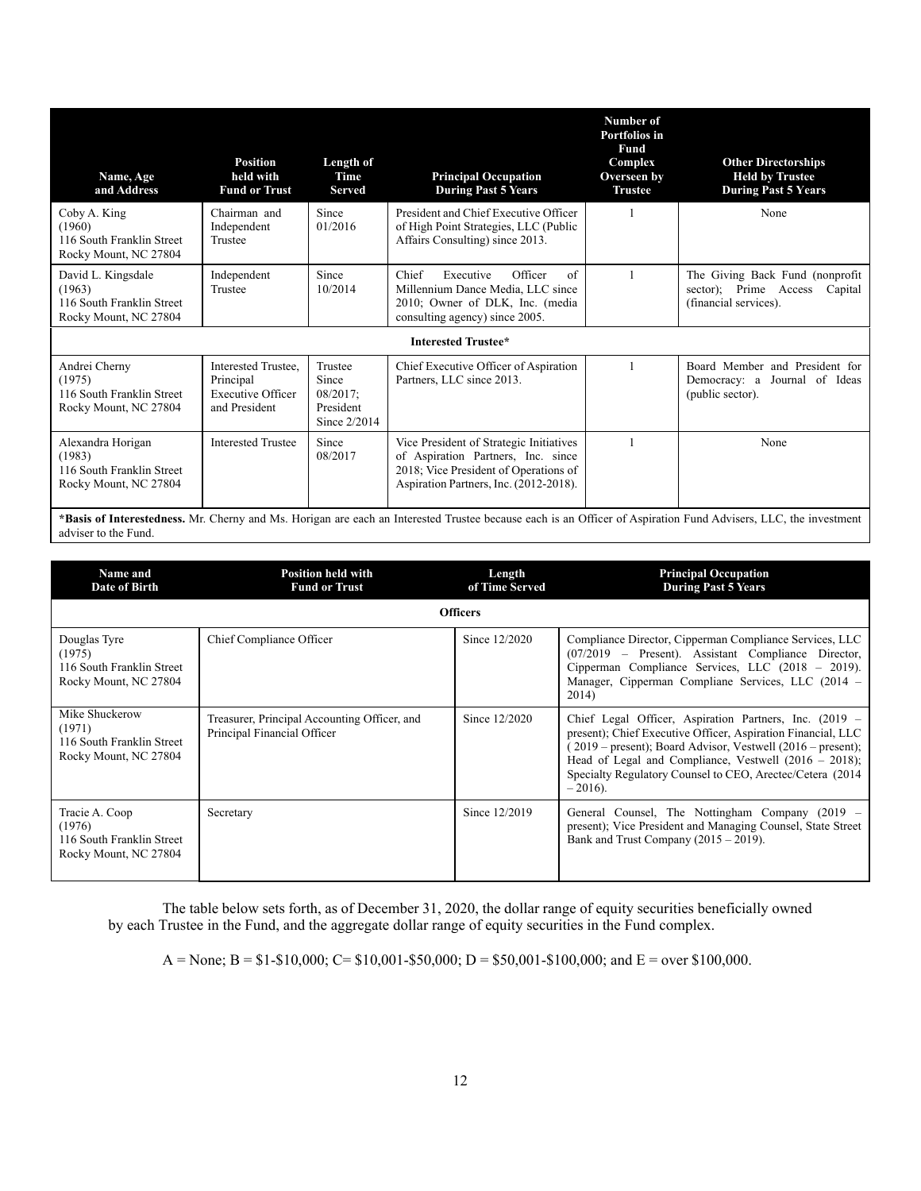| Name, Age and Address | Position held with Fund or Trust | Length of Time Served | Principal Occupation During Past 5 Years | Number of Portfolios in Fund Complex Overseen by Trustee | Other Directorships Held by Trustee During Past 5 Years |
|---|---|---|---|---|---|
| Coby A. King (1960) 116 South Franklin Street Rocky Mount, NC 27804 | Chairman and Independent Trustee | Since 01/2016 | President and Chief Executive Officer of High Point Strategies, LLC (Public Affairs Consulting) since 2013. | 1 | None |
| David L. Kingsdale (1963) 116 South Franklin Street Rocky Mount, NC 27804 | Independent Trustee | Since 10/2014 | Chief Executive Officer of Millennium Dance Media, LLC since 2010; Owner of DLK, Inc. (media consulting agency) since 2005. | 1 | The Giving Back Fund (nonprofit sector); Prime Access Capital (financial services). |
| **Interested Trustee*** | | | | | |
| Andrei Cherny (1975) 116 South Franklin Street Rocky Mount, NC 27804 | Interested Trustee, Principal Executive Officer and President | Trustee Since 08/2017; President Since 2/2014 | Chief Executive Officer of Aspiration Partners, LLC since 2013. | 1 | Board Member and President for Democracy: a Journal of Ideas (public sector). |
| Alexandra Horigan (1983) 116 South Franklin Street Rocky Mount, NC 27804 | Interested Trustee | Since 08/2017 | Vice President of Strategic Initiatives of Aspiration Partners, Inc. since 2018; Vice President of Operations of Aspiration Partners, Inc. (2012-2018). | 1 | None |

***Basis of Interestedness.** Mr. Cherny and Ms. Horigan are each an Interested Trustee because each is an Officer of Aspiration Fund Advisers, LLC, the investment adviser to the Fund.

| Name and Date of Birth | Position held with Fund or Trust | Length of Time Served | Principal Occupation During Past 5 Years |
|---|---|---|---|
| **Officers** | | | |
| Douglas Tyre (1975) 116 South Franklin Street Rocky Mount, NC 27804 | Chief Compliance Officer | Since 12/2020 | Compliance Director, Cipperman Compliance Services, LLC (07/2019 – Present). Assistant Compliance Director, Cipperman Compliance Services, LLC (2018 – 2019). Manager, Cipperman Compliane Services, LLC (2014 – 2014) |
| Mike Shuckerow (1971) 116 South Franklin Street Rocky Mount, NC 27804 | Treasurer, Principal Accounting Officer, and Principal Financial Officer | Since 12/2020 | Chief Legal Officer, Aspiration Partners, Inc. (2019 – present); Chief Executive Officer, Aspiration Financial, LLC ( 2019 – present); Board Advisor, Vestwell (2016 – present); Head of Legal and Compliance, Vestwell (2016 – 2018); Specialty Regulatory Counsel to CEO, Arectec/Cetera (2014 – 2016). |
| Tracie A. Coop (1976) 116 South Franklin Street Rocky Mount, NC 27804 | Secretary | Since 12/2019 | General Counsel, The Nottingham Company (2019 – present); Vice President and Managing Counsel, State Street Bank and Trust Company (2015 – 2019). |

The table below sets forth, as of December 31, 2020, the dollar range of equity securities beneficially owned by each Trustee in the Fund, and the aggregate dollar range of equity securities in the Fund complex.

A = None; B = $1-$10,000; C= $10,001-$50,000; D = $50,001-$100,000; and E = over $100,000.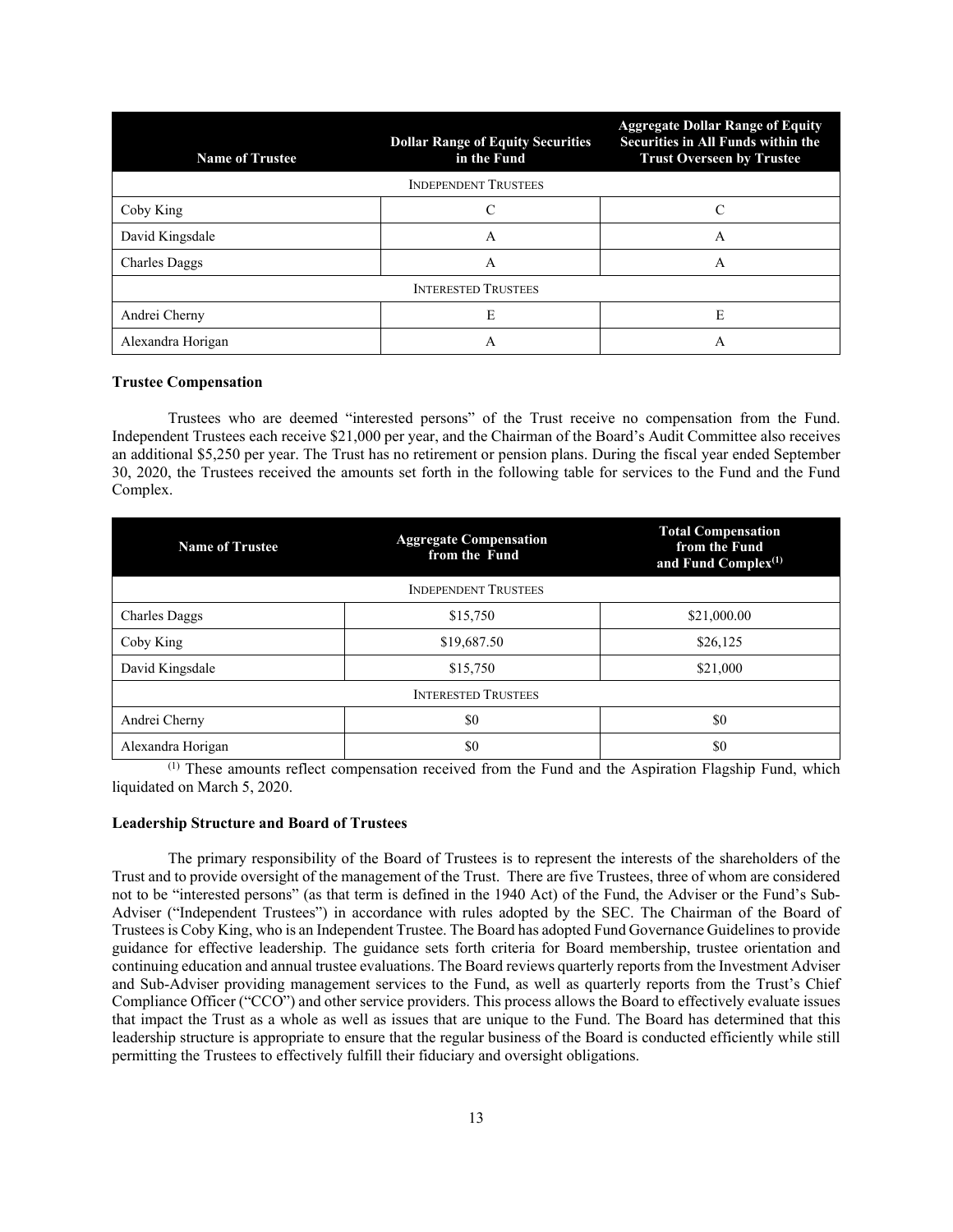| Name of Trustee | Dollar Range of Equity Securities in the Fund | Aggregate Dollar Range of Equity Securities in All Funds within the Trust Overseen by Trustee |
|---|---|---|
| INDEPENDENT TRUSTEES | | |
| Coby King | C | C |
| David Kingsdale | A | A |
| Charles Daggs | A | A |
| INTERESTED TRUSTEES | | |
| Andrei Cherny | E | E |
| Alexandra Horigan | A | A |

**Trustee Compensation**

Trustees who are deemed "interested persons" of the Trust receive no compensation from the Fund. Independent Trustees each receive \$21,000 per year, and the Chairman of the Board's Audit Committee also receives an additional \$5,250 per year. The Trust has no retirement or pension plans. During the fiscal year ended September 30, 2020, the Trustees received the amounts set forth in the following table for services to the Fund and the Fund Complex.

| Name of Trustee | Aggregate Compensation from the Fund | Total Compensation from the Fund and Fund Complex[1] |
|---|---|---|
| INDEPENDENT TRUSTEES | | |
| Charles Daggs | \$15,750 | \$21,000.00 |
| Coby King | \$19,687.50 | \$26,125 |
| David Kingsdale | \$15,750 | \$21,000 |
| INTERESTED TRUSTEES | | |
| Andrei Cherny | \$0 | \$0 |
| Alexandra Horigan | \$0 | \$0 |

[1] These amounts reflect compensation received from the Fund and the Aspiration Flagship Fund, which liquidated on March 5, 2020.

**Leadership Structure and Board of Trustees**

The primary responsibility of the Board of Trustees is to represent the interests of the shareholders of the Trust and to provide oversight of the management of the Trust. There are five Trustees, three of whom are considered not to be "interested persons" (as that term is defined in the 1940 Act) of the Fund, the Adviser or the Fund's Sub-Adviser ("Independent Trustees") in accordance with rules adopted by the SEC. The Chairman of the Board of Trustees is Coby King, who is an Independent Trustee. The Board has adopted Fund Governance Guidelines to provide guidance for effective leadership. The guidance sets forth criteria for Board membership, trustee orientation and continuing education and annual trustee evaluations. The Board reviews quarterly reports from the Investment Adviser and Sub-Adviser providing management services to the Fund, as well as quarterly reports from the Trust's Chief Compliance Officer ("CCO") and other service providers. This process allows the Board to effectively evaluate issues that impact the Trust as a whole as well as issues that are unique to the Fund. The Board has determined that this leadership structure is appropriate to ensure that the regular business of the Board is conducted efficiently while still permitting the Trustees to effectively fulfill their fiduciary and oversight obligations.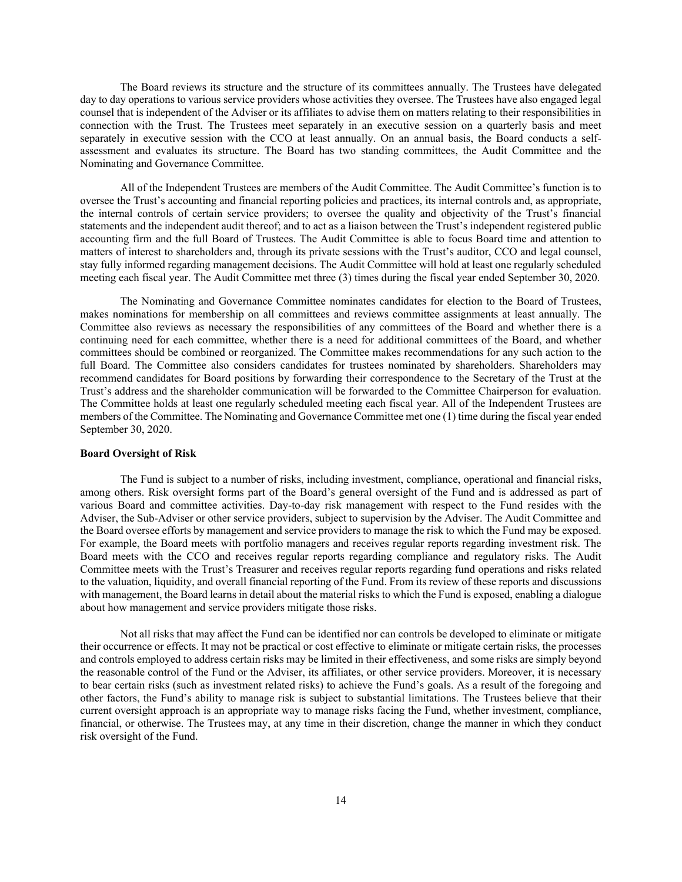The Board reviews its structure and the structure of its committees annually. The Trustees have delegated day to day operations to various service providers whose activities they oversee. The Trustees have also engaged legal counsel that is independent of the Adviser or its affiliates to advise them on matters relating to their responsibilities in connection with the Trust. The Trustees meet separately in an executive session on a quarterly basis and meet separately in executive session with the CCO at least annually. On an annual basis, the Board conducts a self-assessment and evaluates its structure. The Board has two standing committees, the Audit Committee and the Nominating and Governance Committee.

All of the Independent Trustees are members of the Audit Committee. The Audit Committee's function is to oversee the Trust's accounting and financial reporting policies and practices, its internal controls and, as appropriate, the internal controls of certain service providers; to oversee the quality and objectivity of the Trust's financial statements and the independent audit thereof; and to act as a liaison between the Trust's independent registered public accounting firm and the full Board of Trustees. The Audit Committee is able to focus Board time and attention to matters of interest to shareholders and, through its private sessions with the Trust's auditor, CCO and legal counsel, stay fully informed regarding management decisions. The Audit Committee will hold at least one regularly scheduled meeting each fiscal year. The Audit Committee met three (3) times during the fiscal year ended September 30, 2020.

The Nominating and Governance Committee nominates candidates for election to the Board of Trustees, makes nominations for membership on all committees and reviews committee assignments at least annually. The Committee also reviews as necessary the responsibilities of any committees of the Board and whether there is a continuing need for each committee, whether there is a need for additional committees of the Board, and whether committees should be combined or reorganized. The Committee makes recommendations for any such action to the full Board. The Committee also considers candidates for trustees nominated by shareholders. Shareholders may recommend candidates for Board positions by forwarding their correspondence to the Secretary of the Trust at the Trust's address and the shareholder communication will be forwarded to the Committee Chairperson for evaluation. The Committee holds at least one regularly scheduled meeting each fiscal year. All of the Independent Trustees are members of the Committee. The Nominating and Governance Committee met one (1) time during the fiscal year ended September 30, 2020.

**Board Oversight of Risk**

The Fund is subject to a number of risks, including investment, compliance, operational and financial risks, among others. Risk oversight forms part of the Board's general oversight of the Fund and is addressed as part of various Board and committee activities. Day-to-day risk management with respect to the Fund resides with the Adviser, the Sub-Adviser or other service providers, subject to supervision by the Adviser. The Audit Committee and the Board oversee efforts by management and service providers to manage the risk to which the Fund may be exposed. For example, the Board meets with portfolio managers and receives regular reports regarding investment risk. The Board meets with the CCO and receives regular reports regarding compliance and regulatory risks. The Audit Committee meets with the Trust's Treasurer and receives regular reports regarding fund operations and risks related to the valuation, liquidity, and overall financial reporting of the Fund. From its review of these reports and discussions with management, the Board learns in detail about the material risks to which the Fund is exposed, enabling a dialogue about how management and service providers mitigate those risks.

Not all risks that may affect the Fund can be identified nor can controls be developed to eliminate or mitigate their occurrence or effects. It may not be practical or cost effective to eliminate or mitigate certain risks, the processes and controls employed to address certain risks may be limited in their effectiveness, and some risks are simply beyond the reasonable control of the Fund or the Adviser, its affiliates, or other service providers. Moreover, it is necessary to bear certain risks (such as investment related risks) to achieve the Fund's goals. As a result of the foregoing and other factors, the Fund's ability to manage risk is subject to substantial limitations. The Trustees believe that their current oversight approach is an appropriate way to manage risks facing the Fund, whether investment, compliance, financial, or otherwise. The Trustees may, at any time in their discretion, change the manner in which they conduct risk oversight of the Fund.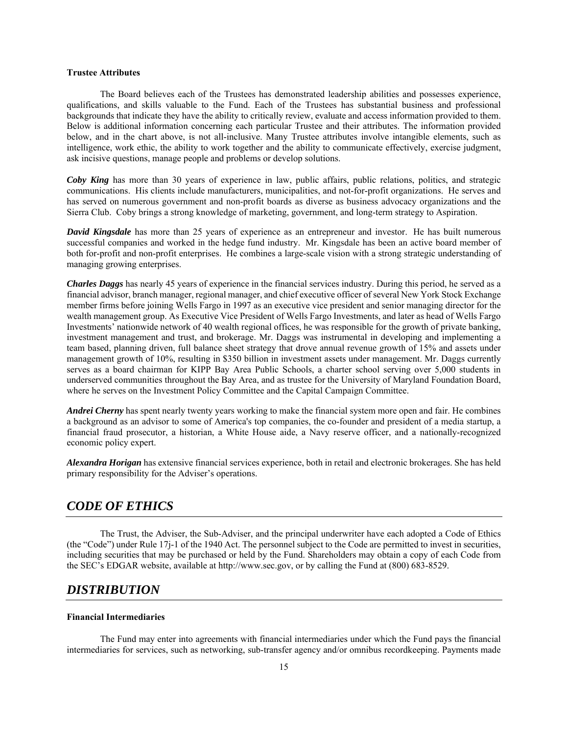**Trustee Attributes**

The Board believes each of the Trustees has demonstrated leadership abilities and possesses experience, qualifications, and skills valuable to the Fund. Each of the Trustees has substantial business and professional backgrounds that indicate they have the ability to critically review, evaluate and access information provided to them. Below is additional information concerning each particular Trustee and their attributes. The information provided below, and in the chart above, is not all-inclusive. Many Trustee attributes involve intangible elements, such as intelligence, work ethic, the ability to work together and the ability to communicate effectively, exercise judgment, ask incisive questions, manage people and problems or develop solutions.

***Coby King*** has more than 30 years of experience in law, public affairs, public relations, politics, and strategic communications. His clients include manufacturers, municipalities, and not-for-profit organizations. He serves and has served on numerous government and non-profit boards as diverse as business advocacy organizations and the Sierra Club. Coby brings a strong knowledge of marketing, government, and long-term strategy to Aspiration.

***David Kingsdale*** has more than 25 years of experience as an entrepreneur and investor. He has built numerous successful companies and worked in the hedge fund industry. Mr. Kingsdale has been an active board member of both for-profit and non-profit enterprises. He combines a large-scale vision with a strong strategic understanding of managing growing enterprises.

***Charles Daggs*** has nearly 45 years of experience in the financial services industry. During this period, he served as a financial advisor, branch manager, regional manager, and chief executive officer of several New York Stock Exchange member firms before joining Wells Fargo in 1997 as an executive vice president and senior managing director for the wealth management group. As Executive Vice President of Wells Fargo Investments, and later as head of Wells Fargo Investments' nationwide network of 40 wealth regional offices, he was responsible for the growth of private banking, investment management and trust, and brokerage. Mr. Daggs was instrumental in developing and implementing a team based, planning driven, full balance sheet strategy that drove annual revenue growth of 15% and assets under management growth of 10%, resulting in $350 billion in investment assets under management. Mr. Daggs currently serves as a board chairman for KIPP Bay Area Public Schools, a charter school serving over 5,000 students in underserved communities throughout the Bay Area, and as trustee for the University of Maryland Foundation Board, where he serves on the Investment Policy Committee and the Capital Campaign Committee.

***Andrei Cherny*** has spent nearly twenty years working to make the financial system more open and fair. He combines a background as an advisor to some of America's top companies, the co-founder and president of a media startup, a financial fraud prosecutor, a historian, a White House aide, a Navy reserve officer, and a nationally-recognized economic policy expert.

***Alexandra Horigan*** has extensive financial services experience, both in retail and electronic brokerages. She has held primary responsibility for the Adviser's operations.

## *CODE OF ETHICS*

The Trust, the Adviser, the Sub-Adviser, and the principal underwriter have each adopted a Code of Ethics (the "Code") under Rule 17j-1 of the 1940 Act. The personnel subject to the Code are permitted to invest in securities, including securities that may be purchased or held by the Fund. Shareholders may obtain a copy of each Code from the SEC's EDGAR website, available at http://www.sec.gov, or by calling the Fund at (800) 683-8529.

## *DISTRIBUTION*

**Financial Intermediaries**

The Fund may enter into agreements with financial intermediaries under which the Fund pays the financial intermediaries for services, such as networking, sub-transfer agency and/or omnibus recordkeeping. Payments made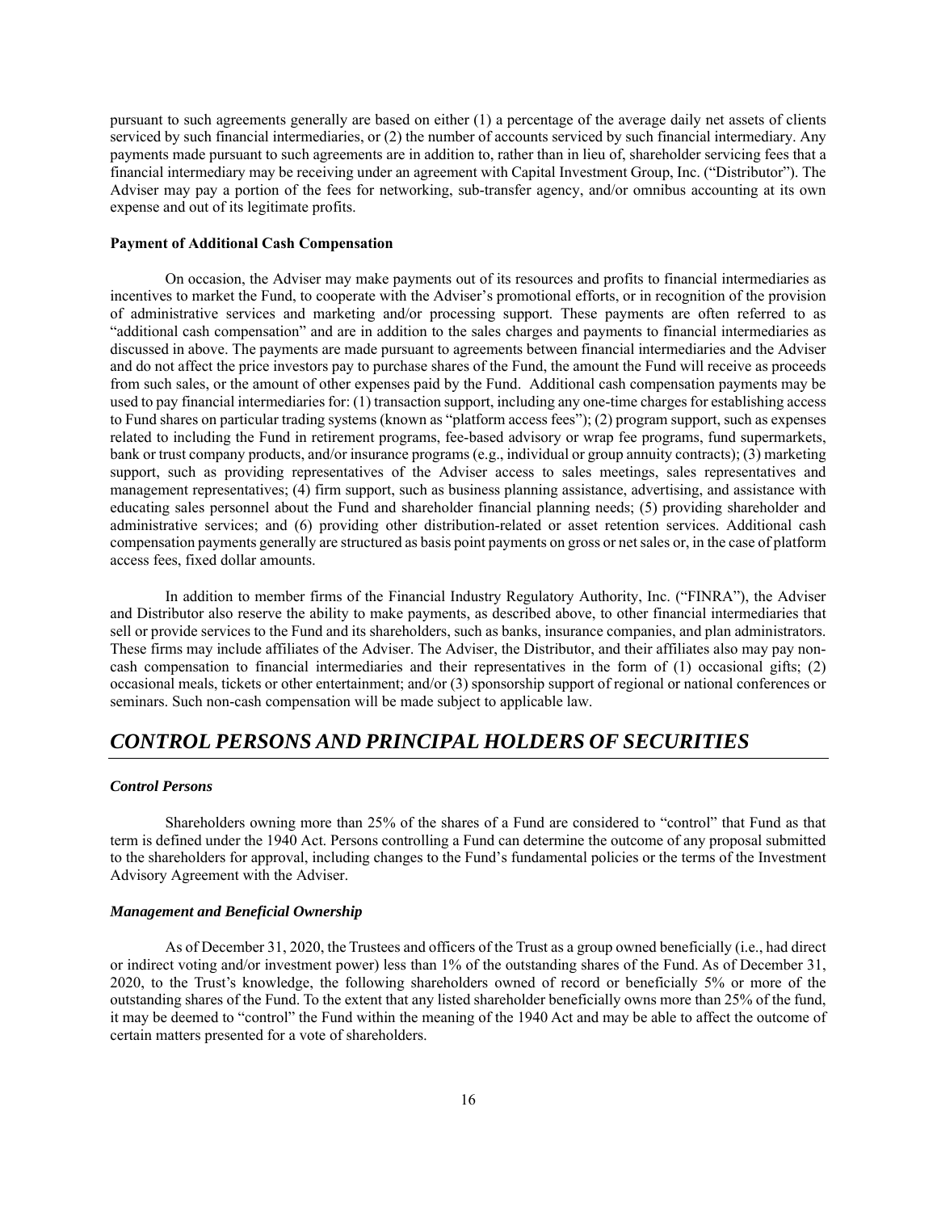pursuant to such agreements generally are based on either (1) a percentage of the average daily net assets of clients serviced by such financial intermediaries, or (2) the number of accounts serviced by such financial intermediary. Any payments made pursuant to such agreements are in addition to, rather than in lieu of, shareholder servicing fees that a financial intermediary may be receiving under an agreement with Capital Investment Group, Inc. ("Distributor"). The Adviser may pay a portion of the fees for networking, sub-transfer agency, and/or omnibus accounting at its own expense and out of its legitimate profits.

**Payment of Additional Cash Compensation**

On occasion, the Adviser may make payments out of its resources and profits to financial intermediaries as incentives to market the Fund, to cooperate with the Adviser's promotional efforts, or in recognition of the provision of administrative services and marketing and/or processing support. These payments are often referred to as "additional cash compensation" and are in addition to the sales charges and payments to financial intermediaries as discussed in above. The payments are made pursuant to agreements between financial intermediaries and the Adviser and do not affect the price investors pay to purchase shares of the Fund, the amount the Fund will receive as proceeds from such sales, or the amount of other expenses paid by the Fund. Additional cash compensation payments may be used to pay financial intermediaries for: (1) transaction support, including any one-time charges for establishing access to Fund shares on particular trading systems (known as "platform access fees"); (2) program support, such as expenses related to including the Fund in retirement programs, fee-based advisory or wrap fee programs, fund supermarkets, bank or trust company products, and/or insurance programs (e.g., individual or group annuity contracts); (3) marketing support, such as providing representatives of the Adviser access to sales meetings, sales representatives and management representatives; (4) firm support, such as business planning assistance, advertising, and assistance with educating sales personnel about the Fund and shareholder financial planning needs; (5) providing shareholder and administrative services; and (6) providing other distribution-related or asset retention services. Additional cash compensation payments generally are structured as basis point payments on gross or net sales or, in the case of platform access fees, fixed dollar amounts.

In addition to member firms of the Financial Industry Regulatory Authority, Inc. ("FINRA"), the Adviser and Distributor also reserve the ability to make payments, as described above, to other financial intermediaries that sell or provide services to the Fund and its shareholders, such as banks, insurance companies, and plan administrators. These firms may include affiliates of the Adviser. The Adviser, the Distributor, and their affiliates also may pay non-cash compensation to financial intermediaries and their representatives in the form of (1) occasional gifts; (2) occasional meals, tickets or other entertainment; and/or (3) sponsorship support of regional or national conferences or seminars. Such non-cash compensation will be made subject to applicable law.

## *CONTROL PERSONS AND PRINCIPAL HOLDERS OF SECURITIES*

### *Control Persons*

Shareholders owning more than 25% of the shares of a Fund are considered to "control" that Fund as that term is defined under the 1940 Act. Persons controlling a Fund can determine the outcome of any proposal submitted to the shareholders for approval, including changes to the Fund's fundamental policies or the terms of the Investment Advisory Agreement with the Adviser.

### *Management and Beneficial Ownership*

As of December 31, 2020, the Trustees and officers of the Trust as a group owned beneficially (i.e., had direct or indirect voting and/or investment power) less than 1% of the outstanding shares of the Fund. As of December 31, 2020, to the Trust's knowledge, the following shareholders owned of record or beneficially 5% or more of the outstanding shares of the Fund. To the extent that any listed shareholder beneficially owns more than 25% of the fund, it may be deemed to "control" the Fund within the meaning of the 1940 Act and may be able to affect the outcome of certain matters presented for a vote of shareholders.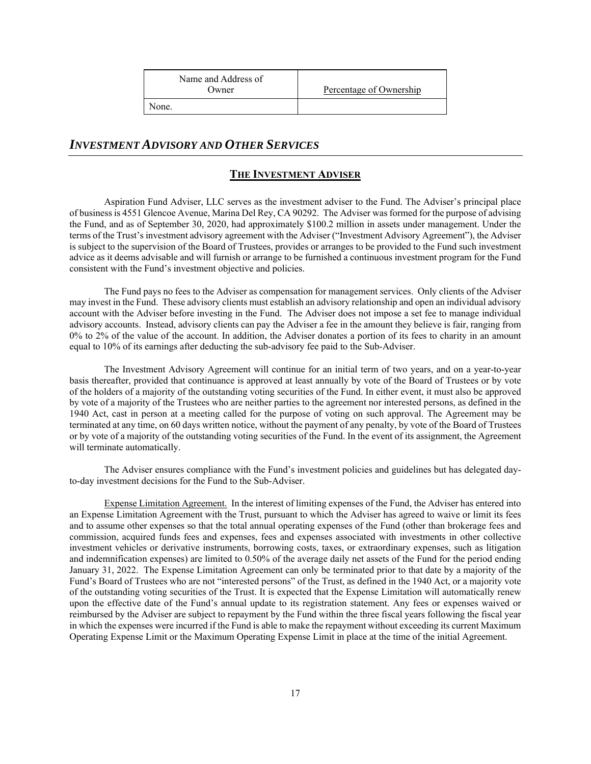| Name and Address of Owner | Percentage of Ownership |
| --- | --- |
| None. | |

## *INVESTMENT ADVISORY AND OTHER SERVICES*

### THE INVESTMENT ADVISER

Aspiration Fund Adviser, LLC serves as the investment adviser to the Fund. The Adviser's principal place of business is 4551 Glencoe Avenue, Marina Del Rey, CA 90292. The Adviser was formed for the purpose of advising the Fund, and as of September 30, 2020, had approximately $100.2 million in assets under management. Under the terms of the Trust's investment advisory agreement with the Adviser ("Investment Advisory Agreement"), the Adviser is subject to the supervision of the Board of Trustees, provides or arranges to be provided to the Fund such investment advice as it deems advisable and will furnish or arrange to be furnished a continuous investment program for the Fund consistent with the Fund's investment objective and policies.

The Fund pays no fees to the Adviser as compensation for management services. Only clients of the Adviser may invest in the Fund. These advisory clients must establish an advisory relationship and open an individual advisory account with the Adviser before investing in the Fund. The Adviser does not impose a set fee to manage individual advisory accounts. Instead, advisory clients can pay the Adviser a fee in the amount they believe is fair, ranging from 0% to 2% of the value of the account. In addition, the Adviser donates a portion of its fees to charity in an amount equal to 10% of its earnings after deducting the sub-advisory fee paid to the Sub-Adviser.

The Investment Advisory Agreement will continue for an initial term of two years, and on a year-to-year basis thereafter, provided that continuance is approved at least annually by vote of the Board of Trustees or by vote of the holders of a majority of the outstanding voting securities of the Fund. In either event, it must also be approved by vote of a majority of the Trustees who are neither parties to the agreement nor interested persons, as defined in the 1940 Act, cast in person at a meeting called for the purpose of voting on such approval. The Agreement may be terminated at any time, on 60 days written notice, without the payment of any penalty, by vote of the Board of Trustees or by vote of a majority of the outstanding voting securities of the Fund. In the event of its assignment, the Agreement will terminate automatically.

The Adviser ensures compliance with the Fund's investment policies and guidelines but has delegated day-to-day investment decisions for the Fund to the Sub-Adviser.

Expense Limitation Agreement. In the interest of limiting expenses of the Fund, the Adviser has entered into an Expense Limitation Agreement with the Trust, pursuant to which the Adviser has agreed to waive or limit its fees and to assume other expenses so that the total annual operating expenses of the Fund (other than brokerage fees and commission, acquired funds fees and expenses, fees and expenses associated with investments in other collective investment vehicles or derivative instruments, borrowing costs, taxes, or extraordinary expenses, such as litigation and indemnification expenses) are limited to 0.50% of the average daily net assets of the Fund for the period ending January 31, 2022. The Expense Limitation Agreement can only be terminated prior to that date by a majority of the Fund's Board of Trustees who are not "interested persons" of the Trust, as defined in the 1940 Act, or a majority vote of the outstanding voting securities of the Trust. It is expected that the Expense Limitation will automatically renew upon the effective date of the Fund's annual update to its registration statement. Any fees or expenses waived or reimbursed by the Adviser are subject to repayment by the Fund within the three fiscal years following the fiscal year in which the expenses were incurred if the Fund is able to make the repayment without exceeding its current Maximum Operating Expense Limit or the Maximum Operating Expense Limit in place at the time of the initial Agreement.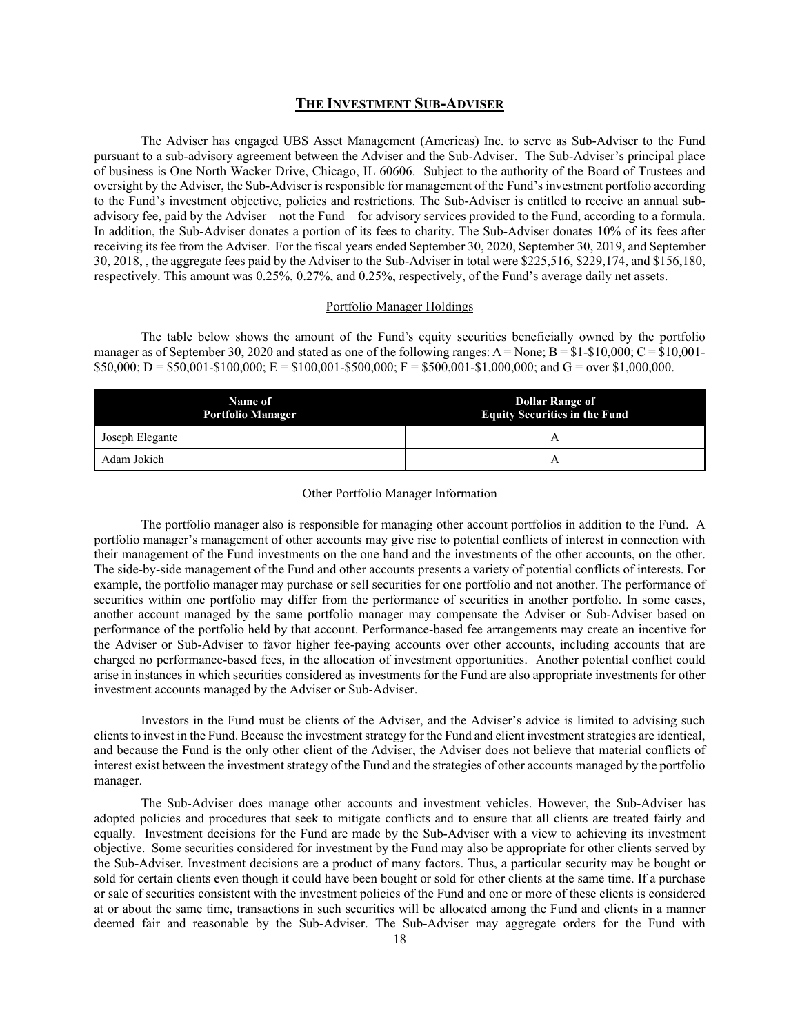## THE INVESTMENT SUB-ADVISER

The Adviser has engaged UBS Asset Management (Americas) Inc. to serve as Sub-Adviser to the Fund pursuant to a sub-advisory agreement between the Adviser and the Sub-Adviser. The Sub-Adviser's principal place of business is One North Wacker Drive, Chicago, IL 60606. Subject to the authority of the Board of Trustees and oversight by the Adviser, the Sub-Adviser is responsible for management of the Fund's investment portfolio according to the Fund's investment objective, policies and restrictions. The Sub-Adviser is entitled to receive an annual sub-advisory fee, paid by the Adviser – not the Fund – for advisory services provided to the Fund, according to a formula. In addition, the Sub-Adviser donates a portion of its fees to charity. The Sub-Adviser donates 10% of its fees after receiving its fee from the Adviser. For the fiscal years ended September 30, 2020, September 30, 2019, and September 30, 2018, , the aggregate fees paid by the Adviser to the Sub-Adviser in total were $225,516, $229,174, and $156,180, respectively. This amount was 0.25%, 0.27%, and 0.25%, respectively, of the Fund's average daily net assets.

### Portfolio Manager Holdings

The table below shows the amount of the Fund's equity securities beneficially owned by the portfolio manager as of September 30, 2020 and stated as one of the following ranges: A = None; B = $1-$10,000; C = $10,001-$50,000; D = $50,001-$100,000; E = $100,001-$500,000; F = $500,001-$1,000,000; and G = over $1,000,000.

| Name of Portfolio Manager | Dollar Range of Equity Securities in the Fund |
|---|---|
| Joseph Elegante | A |
| Adam Jokich | A |

### Other Portfolio Manager Information

The portfolio manager also is responsible for managing other account portfolios in addition to the Fund. A portfolio manager's management of other accounts may give rise to potential conflicts of interest in connection with their management of the Fund investments on the one hand and the investments of the other accounts, on the other. The side-by-side management of the Fund and other accounts presents a variety of potential conflicts of interests. For example, the portfolio manager may purchase or sell securities for one portfolio and not another. The performance of securities within one portfolio may differ from the performance of securities in another portfolio. In some cases, another account managed by the same portfolio manager may compensate the Adviser or Sub-Adviser based on performance of the portfolio held by that account. Performance-based fee arrangements may create an incentive for the Adviser or Sub-Adviser to favor higher fee-paying accounts over other accounts, including accounts that are charged no performance-based fees, in the allocation of investment opportunities. Another potential conflict could arise in instances in which securities considered as investments for the Fund are also appropriate investments for other investment accounts managed by the Adviser or Sub-Adviser.

Investors in the Fund must be clients of the Adviser, and the Adviser's advice is limited to advising such clients to invest in the Fund. Because the investment strategy for the Fund and client investment strategies are identical, and because the Fund is the only other client of the Adviser, the Adviser does not believe that material conflicts of interest exist between the investment strategy of the Fund and the strategies of other accounts managed by the portfolio manager.

The Sub-Adviser does manage other accounts and investment vehicles. However, the Sub-Adviser has adopted policies and procedures that seek to mitigate conflicts and to ensure that all clients are treated fairly and equally. Investment decisions for the Fund are made by the Sub-Adviser with a view to achieving its investment objective. Some securities considered for investment by the Fund may also be appropriate for other clients served by the Sub-Adviser. Investment decisions are a product of many factors. Thus, a particular security may be bought or sold for certain clients even though it could have been bought or sold for other clients at the same time. If a purchase or sale of securities consistent with the investment policies of the Fund and one or more of these clients is considered at or about the same time, transactions in such securities will be allocated among the Fund and clients in a manner deemed fair and reasonable by the Sub-Adviser. The Sub-Adviser may aggregate orders for the Fund with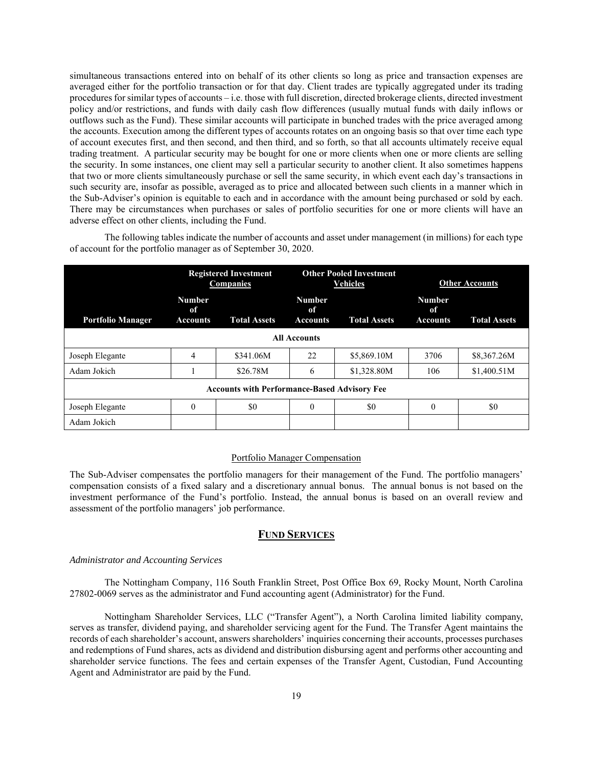simultaneous transactions entered into on behalf of its other clients so long as price and transaction expenses are averaged either for the portfolio transaction or for that day. Client trades are typically aggregated under its trading procedures for similar types of accounts – i.e. those with full discretion, directed brokerage clients, directed investment policy and/or restrictions, and funds with daily cash flow differences (usually mutual funds with daily inflows or outflows such as the Fund). These similar accounts will participate in bunched trades with the price averaged among the accounts. Execution among the different types of accounts rotates on an ongoing basis so that over time each type of account executes first, and then second, and then third, and so forth, so that all accounts ultimately receive equal trading treatment. A particular security may be bought for one or more clients when one or more clients are selling the security. In some instances, one client may sell a particular security to another client. It also sometimes happens that two or more clients simultaneously purchase or sell the same security, in which event each day's transactions in such security are, insofar as possible, averaged as to price and allocated between such clients in a manner which in the Sub-Adviser's opinion is equitable to each and in accordance with the amount being purchased or sold by each. There may be circumstances when purchases or sales of portfolio securities for one or more clients will have an adverse effect on other clients, including the Fund.

The following tables indicate the number of accounts and asset under management (in millions) for each type of account for the portfolio manager as of September 30, 2020.

| | Registered Investment Companies | | Other Pooled Investment Vehicles | | Other Accounts | |
|---|---|---|---|---|---|---|
| **Portfolio Manager** | **Number of Accounts** | **Total Assets** | **Number of Accounts** | **Total Assets** | **Number of Accounts** | **Total Assets** |
| **All Accounts** | | | | | | |
| Joseph Elegante | 4 | \$341.06M | 22 | \$5,869.10M | 3706 | \$8,367.26M |
| Adam Jokich | 1 | \$26.78M | 6 | \$1,328.80M | 106 | \$1,400.51M |
| **Accounts with Performance-Based Advisory Fee** | | | | | | |
| Joseph Elegante | 0 | \$0 | 0 | \$0 | 0 | \$0 |
| Adam Jokich | | | | | | |

Portfolio Manager Compensation

The Sub-Adviser compensates the portfolio managers for their management of the Fund. The portfolio managers' compensation consists of a fixed salary and a discretionary annual bonus. The annual bonus is not based on the investment performance of the Fund's portfolio. Instead, the annual bonus is based on an overall review and assessment of the portfolio managers' job performance.

## FUND SERVICES

*Administrator and Accounting Services*

The Nottingham Company, 116 South Franklin Street, Post Office Box 69, Rocky Mount, North Carolina 27802-0069 serves as the administrator and Fund accounting agent (Administrator) for the Fund.

Nottingham Shareholder Services, LLC ("Transfer Agent"), a North Carolina limited liability company, serves as transfer, dividend paying, and shareholder servicing agent for the Fund. The Transfer Agent maintains the records of each shareholder's account, answers shareholders' inquiries concerning their accounts, processes purchases and redemptions of Fund shares, acts as dividend and distribution disbursing agent and performs other accounting and shareholder service functions. The fees and certain expenses of the Transfer Agent, Custodian, Fund Accounting Agent and Administrator are paid by the Fund.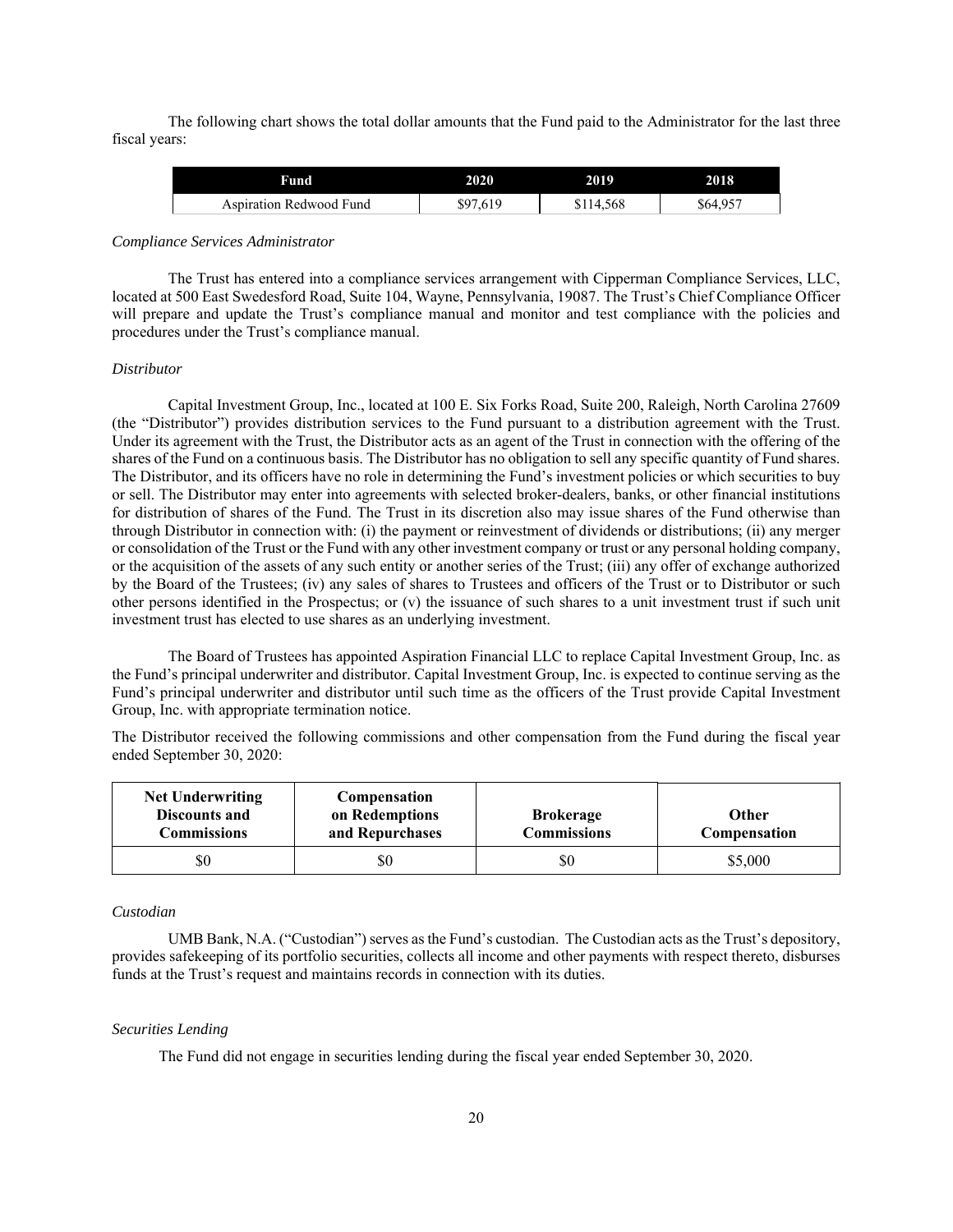The following chart shows the total dollar amounts that the Fund paid to the Administrator for the last three fiscal years:

| Fund | 2020 | 2019 | 2018 |
|---|---|---|---|
| Aspiration Redwood Fund | $97,619 | $114,568 | $64,957 |

*Compliance Services Administrator*

The Trust has entered into a compliance services arrangement with Cipperman Compliance Services, LLC, located at 500 East Swedesford Road, Suite 104, Wayne, Pennsylvania, 19087. The Trust's Chief Compliance Officer will prepare and update the Trust's compliance manual and monitor and test compliance with the policies and procedures under the Trust's compliance manual.

*Distributor*

Capital Investment Group, Inc., located at 100 E. Six Forks Road, Suite 200, Raleigh, North Carolina 27609 (the "Distributor") provides distribution services to the Fund pursuant to a distribution agreement with the Trust. Under its agreement with the Trust, the Distributor acts as an agent of the Trust in connection with the offering of the shares of the Fund on a continuous basis. The Distributor has no obligation to sell any specific quantity of Fund shares. The Distributor, and its officers have no role in determining the Fund's investment policies or which securities to buy or sell. The Distributor may enter into agreements with selected broker-dealers, banks, or other financial institutions for distribution of shares of the Fund. The Trust in its discretion also may issue shares of the Fund otherwise than through Distributor in connection with: (i) the payment or reinvestment of dividends or distributions; (ii) any merger or consolidation of the Trust or the Fund with any other investment company or trust or any personal holding company, or the acquisition of the assets of any such entity or another series of the Trust; (iii) any offer of exchange authorized by the Board of the Trustees; (iv) any sales of shares to Trustees and officers of the Trust or to Distributor or such other persons identified in the Prospectus; or (v) the issuance of such shares to a unit investment trust if such unit investment trust has elected to use shares as an underlying investment.

The Board of Trustees has appointed Aspiration Financial LLC to replace Capital Investment Group, Inc. as the Fund's principal underwriter and distributor. Capital Investment Group, Inc. is expected to continue serving as the Fund's principal underwriter and distributor until such time as the officers of the Trust provide Capital Investment Group, Inc. with appropriate termination notice.

The Distributor received the following commissions and other compensation from the Fund during the fiscal year ended September 30, 2020:

| Net Underwriting Discounts and Commissions | Compensation on Redemptions and Repurchases | Brokerage Commissions | Other Compensation |
|---|---|---|---|
| $0 | $0 | $0 | $5,000 |

*Custodian*

UMB Bank, N.A. ("Custodian") serves as the Fund's custodian. The Custodian acts as the Trust's depository, provides safekeeping of its portfolio securities, collects all income and other payments with respect thereto, disburses funds at the Trust's request and maintains records in connection with its duties.

*Securities Lending*

The Fund did not engage in securities lending during the fiscal year ended September 30, 2020.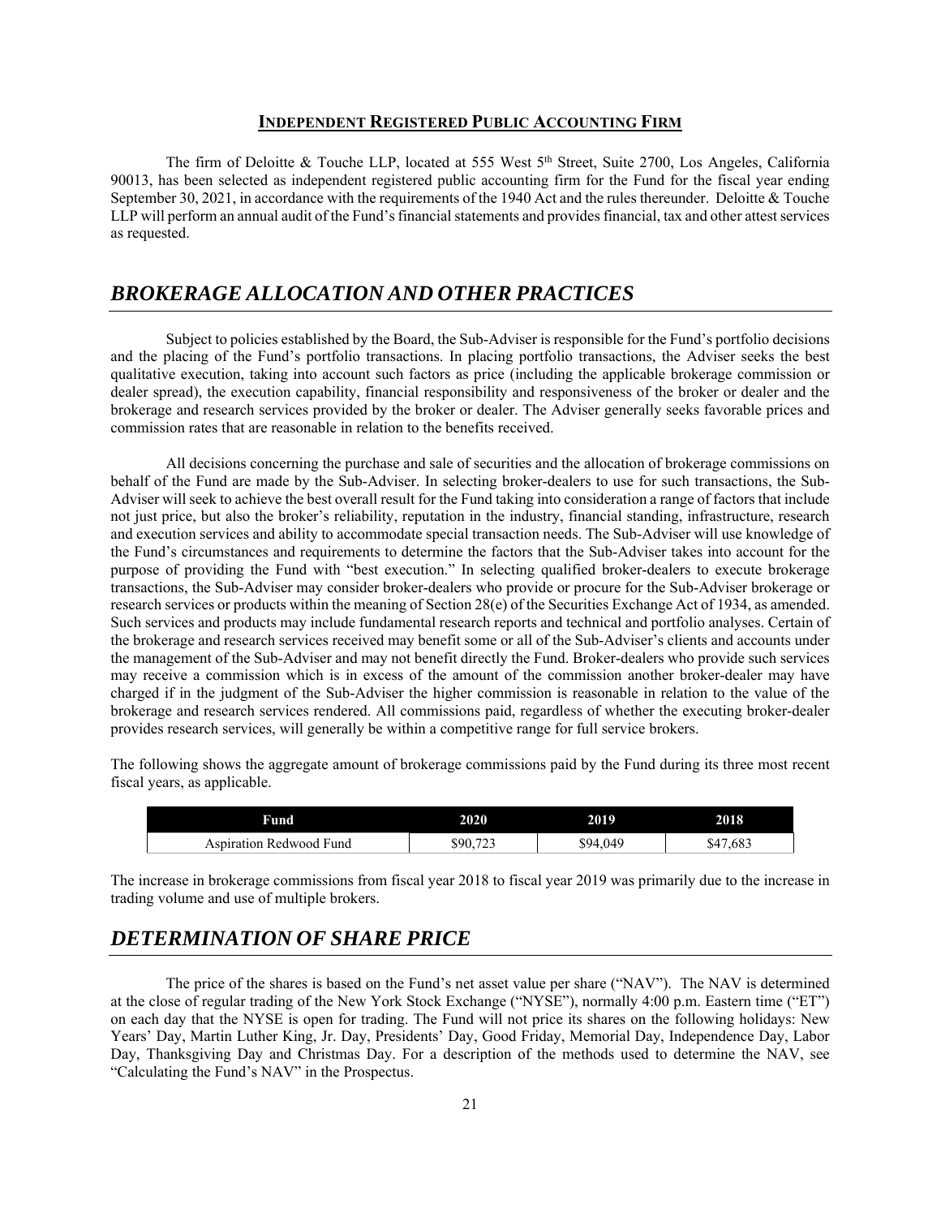## INDEPENDENT REGISTERED PUBLIC ACCOUNTING FIRM

The firm of Deloitte & Touche LLP, located at 555 West 5th Street, Suite 2700, Los Angeles, California 90013, has been selected as independent registered public accounting firm for the Fund for the fiscal year ending September 30, 2021, in accordance with the requirements of the 1940 Act and the rules thereunder. Deloitte & Touche LLP will perform an annual audit of the Fund's financial statements and provides financial, tax and other attest services as requested.

# *BROKERAGE ALLOCATION AND OTHER PRACTICES*

Subject to policies established by the Board, the Sub-Adviser is responsible for the Fund's portfolio decisions and the placing of the Fund's portfolio transactions. In placing portfolio transactions, the Adviser seeks the best qualitative execution, taking into account such factors as price (including the applicable brokerage commission or dealer spread), the execution capability, financial responsibility and responsiveness of the broker or dealer and the brokerage and research services provided by the broker or dealer. The Adviser generally seeks favorable prices and commission rates that are reasonable in relation to the benefits received.

All decisions concerning the purchase and sale of securities and the allocation of brokerage commissions on behalf of the Fund are made by the Sub-Adviser. In selecting broker-dealers to use for such transactions, the Sub-Adviser will seek to achieve the best overall result for the Fund taking into consideration a range of factors that include not just price, but also the broker's reliability, reputation in the industry, financial standing, infrastructure, research and execution services and ability to accommodate special transaction needs. The Sub-Adviser will use knowledge of the Fund's circumstances and requirements to determine the factors that the Sub-Adviser takes into account for the purpose of providing the Fund with "best execution." In selecting qualified broker-dealers to execute brokerage transactions, the Sub-Adviser may consider broker-dealers who provide or procure for the Sub-Adviser brokerage or research services or products within the meaning of Section 28(e) of the Securities Exchange Act of 1934, as amended. Such services and products may include fundamental research reports and technical and portfolio analyses. Certain of the brokerage and research services received may benefit some or all of the Sub-Adviser's clients and accounts under the management of the Sub-Adviser and may not benefit directly the Fund. Broker-dealers who provide such services may receive a commission which is in excess of the amount of the commission another broker-dealer may have charged if in the judgment of the Sub-Adviser the higher commission is reasonable in relation to the value of the brokerage and research services rendered. All commissions paid, regardless of whether the executing broker-dealer provides research services, will generally be within a competitive range for full service brokers.

The following shows the aggregate amount of brokerage commissions paid by the Fund during its three most recent fiscal years, as applicable.

| Fund | 2020 | 2019 | 2018 |
|---|---|---|---|
| Aspiration Redwood Fund | $90,723 | $94,049 | $47,683 |

The increase in brokerage commissions from fiscal year 2018 to fiscal year 2019 was primarily due to the increase in trading volume and use of multiple brokers.

# *DETERMINATION OF SHARE PRICE*

The price of the shares is based on the Fund's net asset value per share ("NAV"). The NAV is determined at the close of regular trading of the New York Stock Exchange ("NYSE"), normally 4:00 p.m. Eastern time ("ET") on each day that the NYSE is open for trading. The Fund will not price its shares on the following holidays: New Years' Day, Martin Luther King, Jr. Day, Presidents' Day, Good Friday, Memorial Day, Independence Day, Labor Day, Thanksgiving Day and Christmas Day. For a description of the methods used to determine the NAV, see "Calculating the Fund's NAV" in the Prospectus.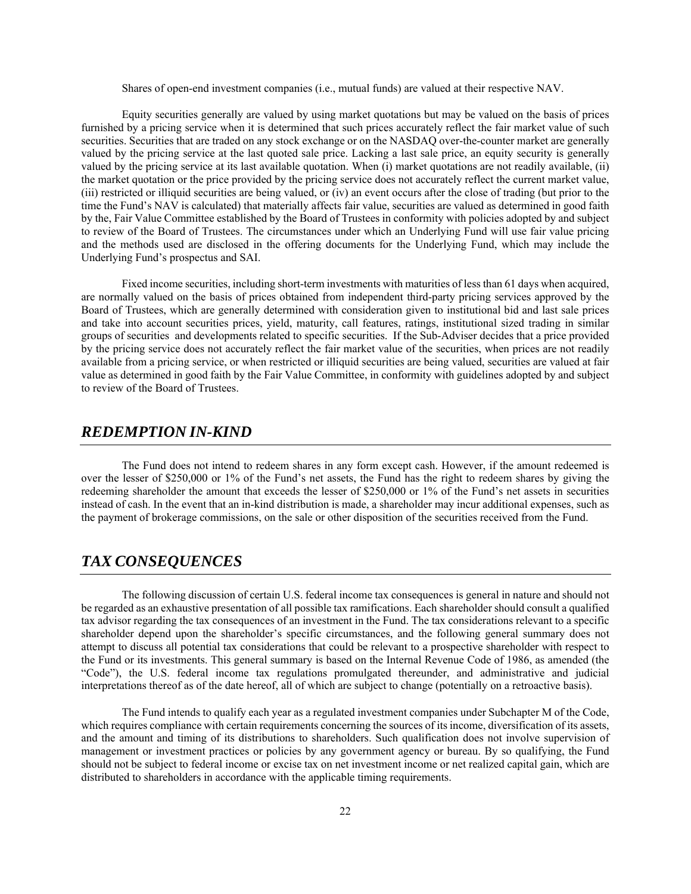Shares of open-end investment companies (i.e., mutual funds) are valued at their respective NAV.

Equity securities generally are valued by using market quotations but may be valued on the basis of prices furnished by a pricing service when it is determined that such prices accurately reflect the fair market value of such securities. Securities that are traded on any stock exchange or on the NASDAQ over-the-counter market are generally valued by the pricing service at the last quoted sale price. Lacking a last sale price, an equity security is generally valued by the pricing service at its last available quotation. When (i) market quotations are not readily available, (ii) the market quotation or the price provided by the pricing service does not accurately reflect the current market value, (iii) restricted or illiquid securities are being valued, or (iv) an event occurs after the close of trading (but prior to the time the Fund's NAV is calculated) that materially affects fair value, securities are valued as determined in good faith by the, Fair Value Committee established by the Board of Trustees in conformity with policies adopted by and subject to review of the Board of Trustees. The circumstances under which an Underlying Fund will use fair value pricing and the methods used are disclosed in the offering documents for the Underlying Fund, which may include the Underlying Fund's prospectus and SAI.

Fixed income securities, including short-term investments with maturities of less than 61 days when acquired, are normally valued on the basis of prices obtained from independent third-party pricing services approved by the Board of Trustees, which are generally determined with consideration given to institutional bid and last sale prices and take into account securities prices, yield, maturity, call features, ratings, institutional sized trading in similar groups of securities and developments related to specific securities. If the Sub-Adviser decides that a price provided by the pricing service does not accurately reflect the fair market value of the securities, when prices are not readily available from a pricing service, or when restricted or illiquid securities are being valued, securities are valued at fair value as determined in good faith by the Fair Value Committee, in conformity with guidelines adopted by and subject to review of the Board of Trustees.

## *REDEMPTION IN-KIND*

The Fund does not intend to redeem shares in any form except cash. However, if the amount redeemed is over the lesser of $250,000 or 1% of the Fund's net assets, the Fund has the right to redeem shares by giving the redeeming shareholder the amount that exceeds the lesser of $250,000 or 1% of the Fund's net assets in securities instead of cash. In the event that an in-kind distribution is made, a shareholder may incur additional expenses, such as the payment of brokerage commissions, on the sale or other disposition of the securities received from the Fund.

## *TAX CONSEQUENCES*

The following discussion of certain U.S. federal income tax consequences is general in nature and should not be regarded as an exhaustive presentation of all possible tax ramifications. Each shareholder should consult a qualified tax advisor regarding the tax consequences of an investment in the Fund. The tax considerations relevant to a specific shareholder depend upon the shareholder's specific circumstances, and the following general summary does not attempt to discuss all potential tax considerations that could be relevant to a prospective shareholder with respect to the Fund or its investments. This general summary is based on the Internal Revenue Code of 1986, as amended (the "Code"), the U.S. federal income tax regulations promulgated thereunder, and administrative and judicial interpretations thereof as of the date hereof, all of which are subject to change (potentially on a retroactive basis).

The Fund intends to qualify each year as a regulated investment companies under Subchapter M of the Code, which requires compliance with certain requirements concerning the sources of its income, diversification of its assets, and the amount and timing of its distributions to shareholders. Such qualification does not involve supervision of management or investment practices or policies by any government agency or bureau. By so qualifying, the Fund should not be subject to federal income or excise tax on net investment income or net realized capital gain, which are distributed to shareholders in accordance with the applicable timing requirements.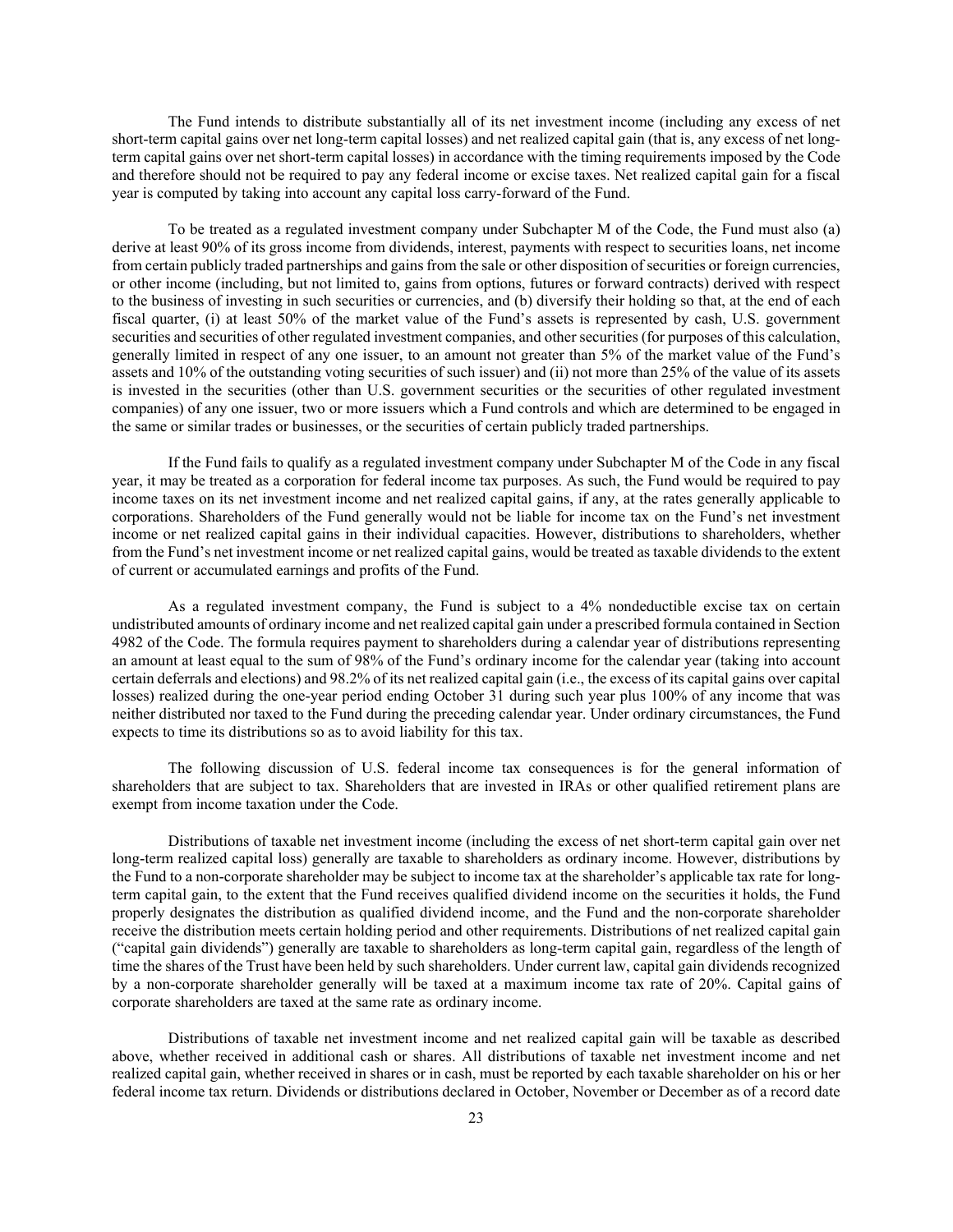The Fund intends to distribute substantially all of its net investment income (including any excess of net short-term capital gains over net long-term capital losses) and net realized capital gain (that is, any excess of net long-term capital gains over net short-term capital losses) in accordance with the timing requirements imposed by the Code and therefore should not be required to pay any federal income or excise taxes. Net realized capital gain for a fiscal year is computed by taking into account any capital loss carry-forward of the Fund.

To be treated as a regulated investment company under Subchapter M of the Code, the Fund must also (a) derive at least 90% of its gross income from dividends, interest, payments with respect to securities loans, net income from certain publicly traded partnerships and gains from the sale or other disposition of securities or foreign currencies, or other income (including, but not limited to, gains from options, futures or forward contracts) derived with respect to the business of investing in such securities or currencies, and (b) diversify their holding so that, at the end of each fiscal quarter, (i) at least 50% of the market value of the Fund's assets is represented by cash, U.S. government securities and securities of other regulated investment companies, and other securities (for purposes of this calculation, generally limited in respect of any one issuer, to an amount not greater than 5% of the market value of the Fund's assets and 10% of the outstanding voting securities of such issuer) and (ii) not more than 25% of the value of its assets is invested in the securities (other than U.S. government securities or the securities of other regulated investment companies) of any one issuer, two or more issuers which a Fund controls and which are determined to be engaged in the same or similar trades or businesses, or the securities of certain publicly traded partnerships.

If the Fund fails to qualify as a regulated investment company under Subchapter M of the Code in any fiscal year, it may be treated as a corporation for federal income tax purposes. As such, the Fund would be required to pay income taxes on its net investment income and net realized capital gains, if any, at the rates generally applicable to corporations. Shareholders of the Fund generally would not be liable for income tax on the Fund's net investment income or net realized capital gains in their individual capacities. However, distributions to shareholders, whether from the Fund's net investment income or net realized capital gains, would be treated as taxable dividends to the extent of current or accumulated earnings and profits of the Fund.

As a regulated investment company, the Fund is subject to a 4% nondeductible excise tax on certain undistributed amounts of ordinary income and net realized capital gain under a prescribed formula contained in Section 4982 of the Code. The formula requires payment to shareholders during a calendar year of distributions representing an amount at least equal to the sum of 98% of the Fund's ordinary income for the calendar year (taking into account certain deferrals and elections) and 98.2% of its net realized capital gain (i.e., the excess of its capital gains over capital losses) realized during the one-year period ending October 31 during such year plus 100% of any income that was neither distributed nor taxed to the Fund during the preceding calendar year. Under ordinary circumstances, the Fund expects to time its distributions so as to avoid liability for this tax.

The following discussion of U.S. federal income tax consequences is for the general information of shareholders that are subject to tax. Shareholders that are invested in IRAs or other qualified retirement plans are exempt from income taxation under the Code.

Distributions of taxable net investment income (including the excess of net short-term capital gain over net long-term realized capital loss) generally are taxable to shareholders as ordinary income. However, distributions by the Fund to a non-corporate shareholder may be subject to income tax at the shareholder's applicable tax rate for long-term capital gain, to the extent that the Fund receives qualified dividend income on the securities it holds, the Fund properly designates the distribution as qualified dividend income, and the Fund and the non-corporate shareholder receive the distribution meets certain holding period and other requirements. Distributions of net realized capital gain ("capital gain dividends") generally are taxable to shareholders as long-term capital gain, regardless of the length of time the shares of the Trust have been held by such shareholders. Under current law, capital gain dividends recognized by a non-corporate shareholder generally will be taxed at a maximum income tax rate of 20%. Capital gains of corporate shareholders are taxed at the same rate as ordinary income.

Distributions of taxable net investment income and net realized capital gain will be taxable as described above, whether received in additional cash or shares. All distributions of taxable net investment income and net realized capital gain, whether received in shares or in cash, must be reported by each taxable shareholder on his or her federal income tax return. Dividends or distributions declared in October, November or December as of a record date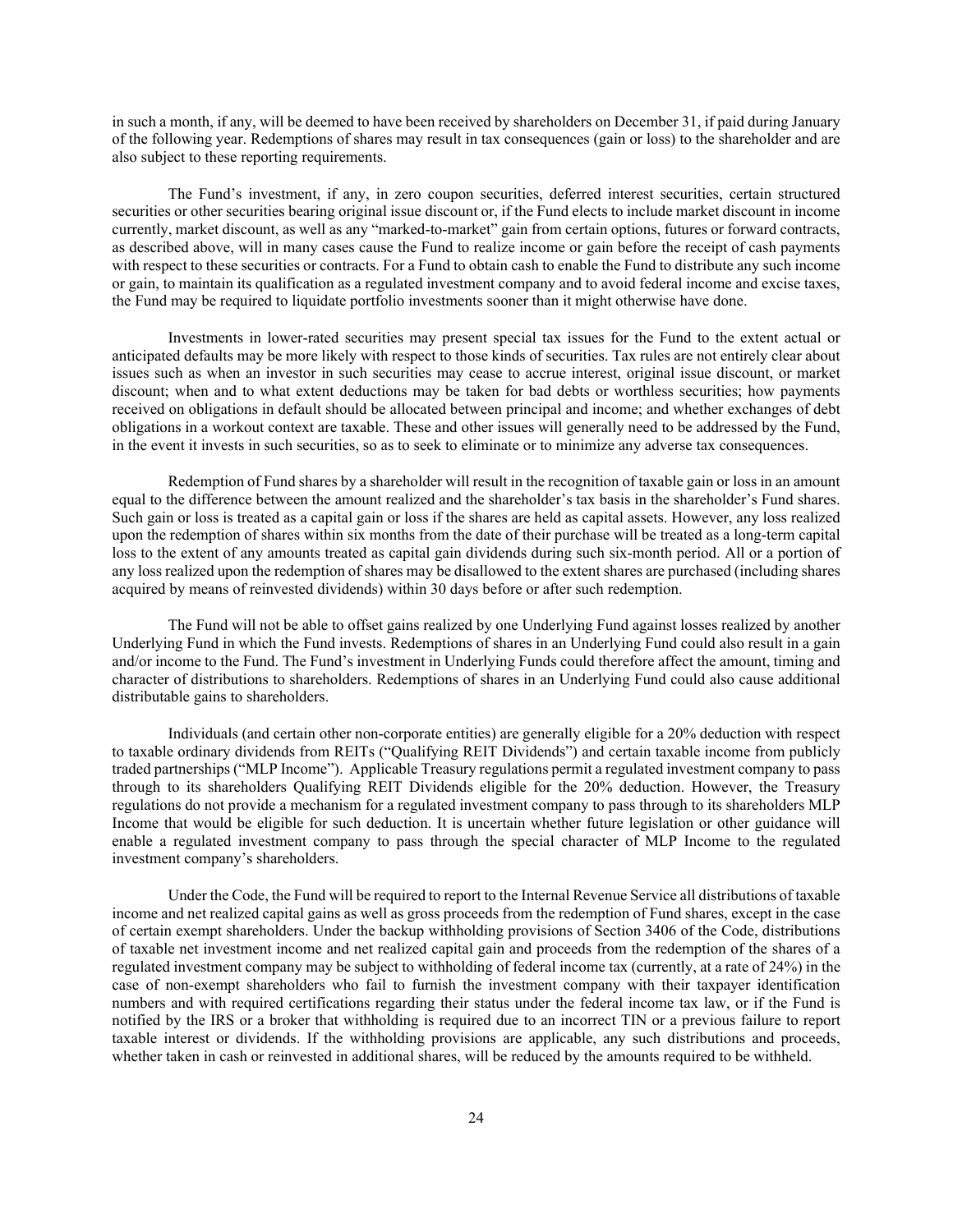in such a month, if any, will be deemed to have been received by shareholders on December 31, if paid during January of the following year. Redemptions of shares may result in tax consequences (gain or loss) to the shareholder and are also subject to these reporting requirements.

The Fund's investment, if any, in zero coupon securities, deferred interest securities, certain structured securities or other securities bearing original issue discount or, if the Fund elects to include market discount in income currently, market discount, as well as any "marked-to-market" gain from certain options, futures or forward contracts, as described above, will in many cases cause the Fund to realize income or gain before the receipt of cash payments with respect to these securities or contracts. For a Fund to obtain cash to enable the Fund to distribute any such income or gain, to maintain its qualification as a regulated investment company and to avoid federal income and excise taxes, the Fund may be required to liquidate portfolio investments sooner than it might otherwise have done.

Investments in lower-rated securities may present special tax issues for the Fund to the extent actual or anticipated defaults may be more likely with respect to those kinds of securities. Tax rules are not entirely clear about issues such as when an investor in such securities may cease to accrue interest, original issue discount, or market discount; when and to what extent deductions may be taken for bad debts or worthless securities; how payments received on obligations in default should be allocated between principal and income; and whether exchanges of debt obligations in a workout context are taxable. These and other issues will generally need to be addressed by the Fund, in the event it invests in such securities, so as to seek to eliminate or to minimize any adverse tax consequences.

Redemption of Fund shares by a shareholder will result in the recognition of taxable gain or loss in an amount equal to the difference between the amount realized and the shareholder's tax basis in the shareholder's Fund shares. Such gain or loss is treated as a capital gain or loss if the shares are held as capital assets. However, any loss realized upon the redemption of shares within six months from the date of their purchase will be treated as a long-term capital loss to the extent of any amounts treated as capital gain dividends during such six-month period. All or a portion of any loss realized upon the redemption of shares may be disallowed to the extent shares are purchased (including shares acquired by means of reinvested dividends) within 30 days before or after such redemption.

The Fund will not be able to offset gains realized by one Underlying Fund against losses realized by another Underlying Fund in which the Fund invests. Redemptions of shares in an Underlying Fund could also result in a gain and/or income to the Fund. The Fund's investment in Underlying Funds could therefore affect the amount, timing and character of distributions to shareholders. Redemptions of shares in an Underlying Fund could also cause additional distributable gains to shareholders.

Individuals (and certain other non-corporate entities) are generally eligible for a 20% deduction with respect to taxable ordinary dividends from REITs ("Qualifying REIT Dividends") and certain taxable income from publicly traded partnerships ("MLP Income"). Applicable Treasury regulations permit a regulated investment company to pass through to its shareholders Qualifying REIT Dividends eligible for the 20% deduction. However, the Treasury regulations do not provide a mechanism for a regulated investment company to pass through to its shareholders MLP Income that would be eligible for such deduction. It is uncertain whether future legislation or other guidance will enable a regulated investment company to pass through the special character of MLP Income to the regulated investment company's shareholders.

Under the Code, the Fund will be required to report to the Internal Revenue Service all distributions of taxable income and net realized capital gains as well as gross proceeds from the redemption of Fund shares, except in the case of certain exempt shareholders. Under the backup withholding provisions of Section 3406 of the Code, distributions of taxable net investment income and net realized capital gain and proceeds from the redemption of the shares of a regulated investment company may be subject to withholding of federal income tax (currently, at a rate of 24%) in the case of non-exempt shareholders who fail to furnish the investment company with their taxpayer identification numbers and with required certifications regarding their status under the federal income tax law, or if the Fund is notified by the IRS or a broker that withholding is required due to an incorrect TIN or a previous failure to report taxable interest or dividends. If the withholding provisions are applicable, any such distributions and proceeds, whether taken in cash or reinvested in additional shares, will be reduced by the amounts required to be withheld.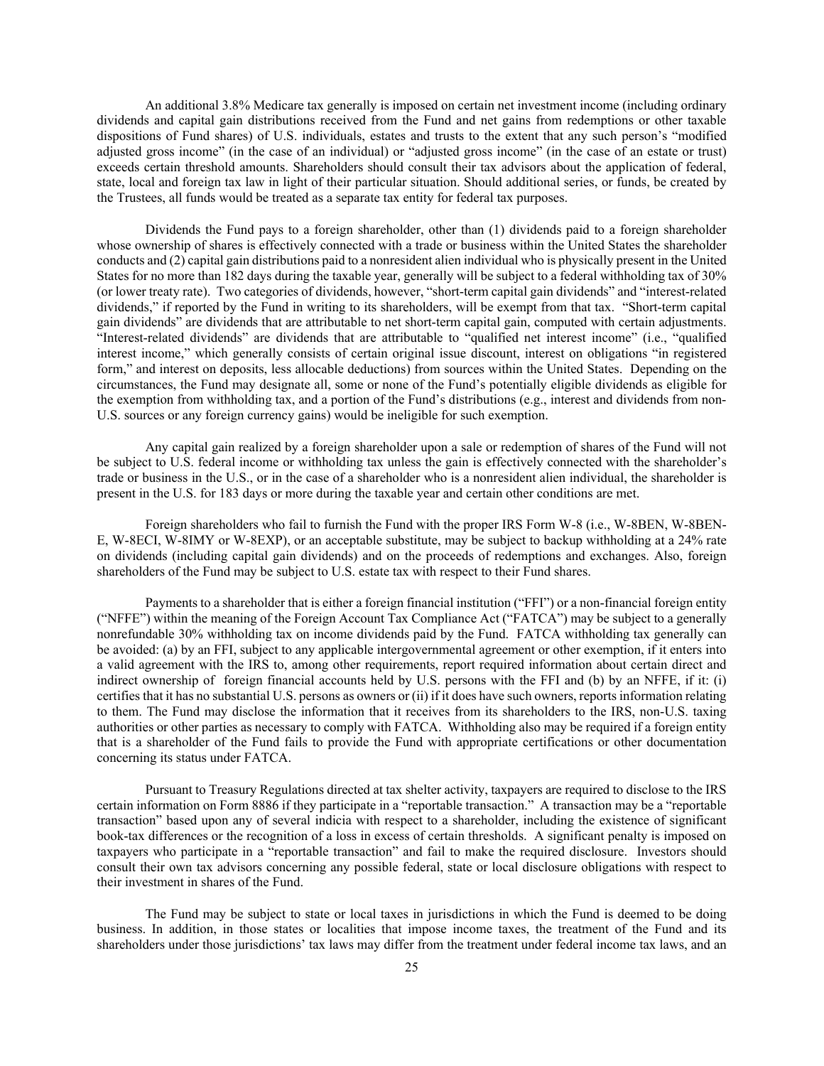An additional 3.8% Medicare tax generally is imposed on certain net investment income (including ordinary dividends and capital gain distributions received from the Fund and net gains from redemptions or other taxable dispositions of Fund shares) of U.S. individuals, estates and trusts to the extent that any such person's "modified adjusted gross income" (in the case of an individual) or "adjusted gross income" (in the case of an estate or trust) exceeds certain threshold amounts. Shareholders should consult their tax advisors about the application of federal, state, local and foreign tax law in light of their particular situation. Should additional series, or funds, be created by the Trustees, all funds would be treated as a separate tax entity for federal tax purposes.

Dividends the Fund pays to a foreign shareholder, other than (1) dividends paid to a foreign shareholder whose ownership of shares is effectively connected with a trade or business within the United States the shareholder conducts and (2) capital gain distributions paid to a nonresident alien individual who is physically present in the United States for no more than 182 days during the taxable year, generally will be subject to a federal withholding tax of 30% (or lower treaty rate). Two categories of dividends, however, "short-term capital gain dividends" and "interest-related dividends," if reported by the Fund in writing to its shareholders, will be exempt from that tax. "Short-term capital gain dividends" are dividends that are attributable to net short-term capital gain, computed with certain adjustments. "Interest-related dividends" are dividends that are attributable to "qualified net interest income" (i.e., "qualified interest income," which generally consists of certain original issue discount, interest on obligations "in registered form," and interest on deposits, less allocable deductions) from sources within the United States. Depending on the circumstances, the Fund may designate all, some or none of the Fund's potentially eligible dividends as eligible for the exemption from withholding tax, and a portion of the Fund's distributions (e.g., interest and dividends from non-U.S. sources or any foreign currency gains) would be ineligible for such exemption.

Any capital gain realized by a foreign shareholder upon a sale or redemption of shares of the Fund will not be subject to U.S. federal income or withholding tax unless the gain is effectively connected with the shareholder's trade or business in the U.S., or in the case of a shareholder who is a nonresident alien individual, the shareholder is present in the U.S. for 183 days or more during the taxable year and certain other conditions are met.

Foreign shareholders who fail to furnish the Fund with the proper IRS Form W-8 (i.e., W-8BEN, W-8BEN-E, W-8ECI, W-8IMY or W-8EXP), or an acceptable substitute, may be subject to backup withholding at a 24% rate on dividends (including capital gain dividends) and on the proceeds of redemptions and exchanges. Also, foreign shareholders of the Fund may be subject to U.S. estate tax with respect to their Fund shares.

Payments to a shareholder that is either a foreign financial institution ("FFI") or a non-financial foreign entity ("NFFE") within the meaning of the Foreign Account Tax Compliance Act ("FATCA") may be subject to a generally nonrefundable 30% withholding tax on income dividends paid by the Fund. FATCA withholding tax generally can be avoided: (a) by an FFI, subject to any applicable intergovernmental agreement or other exemption, if it enters into a valid agreement with the IRS to, among other requirements, report required information about certain direct and indirect ownership of foreign financial accounts held by U.S. persons with the FFI and (b) by an NFFE, if it: (i) certifies that it has no substantial U.S. persons as owners or (ii) if it does have such owners, reports information relating to them. The Fund may disclose the information that it receives from its shareholders to the IRS, non-U.S. taxing authorities or other parties as necessary to comply with FATCA. Withholding also may be required if a foreign entity that is a shareholder of the Fund fails to provide the Fund with appropriate certifications or other documentation concerning its status under FATCA.

Pursuant to Treasury Regulations directed at tax shelter activity, taxpayers are required to disclose to the IRS certain information on Form 8886 if they participate in a "reportable transaction." A transaction may be a "reportable transaction" based upon any of several indicia with respect to a shareholder, including the existence of significant book-tax differences or the recognition of a loss in excess of certain thresholds. A significant penalty is imposed on taxpayers who participate in a "reportable transaction" and fail to make the required disclosure. Investors should consult their own tax advisors concerning any possible federal, state or local disclosure obligations with respect to their investment in shares of the Fund.

The Fund may be subject to state or local taxes in jurisdictions in which the Fund is deemed to be doing business. In addition, in those states or localities that impose income taxes, the treatment of the Fund and its shareholders under those jurisdictions' tax laws may differ from the treatment under federal income tax laws, and an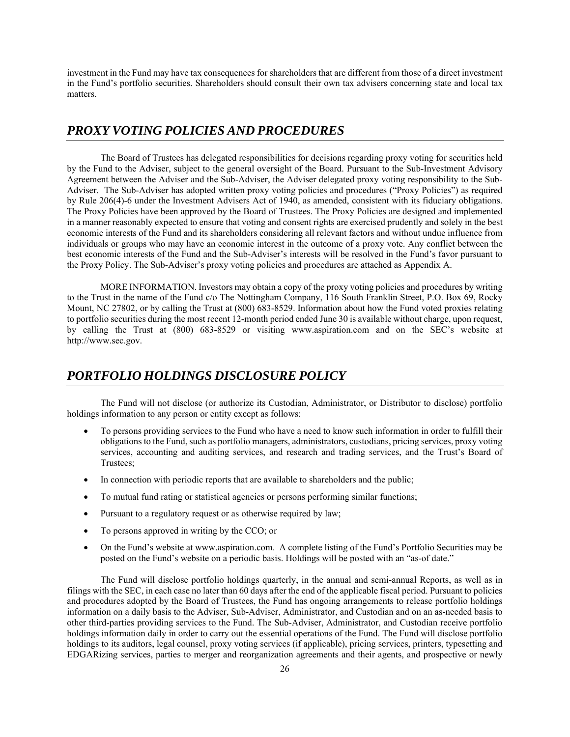investment in the Fund may have tax consequences for shareholders that are different from those of a direct investment in the Fund's portfolio securities. Shareholders should consult their own tax advisers concerning state and local tax matters.

## *PROXY VOTING POLICIES AND PROCEDURES*

The Board of Trustees has delegated responsibilities for decisions regarding proxy voting for securities held by the Fund to the Adviser, subject to the general oversight of the Board. Pursuant to the Sub-Investment Advisory Agreement between the Adviser and the Sub-Adviser, the Adviser delegated proxy voting responsibility to the Sub-Adviser. The Sub-Adviser has adopted written proxy voting policies and procedures ("Proxy Policies") as required by Rule 206(4)-6 under the Investment Advisers Act of 1940, as amended, consistent with its fiduciary obligations. The Proxy Policies have been approved by the Board of Trustees. The Proxy Policies are designed and implemented in a manner reasonably expected to ensure that voting and consent rights are exercised prudently and solely in the best economic interests of the Fund and its shareholders considering all relevant factors and without undue influence from individuals or groups who may have an economic interest in the outcome of a proxy vote. Any conflict between the best economic interests of the Fund and the Sub-Adviser's interests will be resolved in the Fund's favor pursuant to the Proxy Policy. The Sub-Adviser's proxy voting policies and procedures are attached as Appendix A.

MORE INFORMATION. Investors may obtain a copy of the proxy voting policies and procedures by writing to the Trust in the name of the Fund c/o The Nottingham Company, 116 South Franklin Street, P.O. Box 69, Rocky Mount, NC 27802, or by calling the Trust at (800) 683-8529. Information about how the Fund voted proxies relating to portfolio securities during the most recent 12-month period ended June 30 is available without charge, upon request, by calling the Trust at (800) 683-8529 or visiting www.aspiration.com and on the SEC's website at http://www.sec.gov.

## *PORTFOLIO HOLDINGS DISCLOSURE POLICY*

The Fund will not disclose (or authorize its Custodian, Administrator, or Distributor to disclose) portfolio holdings information to any person or entity except as follows:

- To persons providing services to the Fund who have a need to know such information in order to fulfill their obligations to the Fund, such as portfolio managers, administrators, custodians, pricing services, proxy voting services, accounting and auditing services, and research and trading services, and the Trust's Board of Trustees;
- In connection with periodic reports that are available to shareholders and the public;
- To mutual fund rating or statistical agencies or persons performing similar functions;
- Pursuant to a regulatory request or as otherwise required by law;
- To persons approved in writing by the CCO; or
- On the Fund's website at www.aspiration.com. A complete listing of the Fund's Portfolio Securities may be posted on the Fund's website on a periodic basis. Holdings will be posted with an "as-of date."

The Fund will disclose portfolio holdings quarterly, in the annual and semi-annual Reports, as well as in filings with the SEC, in each case no later than 60 days after the end of the applicable fiscal period. Pursuant to policies and procedures adopted by the Board of Trustees, the Fund has ongoing arrangements to release portfolio holdings information on a daily basis to the Adviser, Sub-Adviser, Administrator, and Custodian and on an as-needed basis to other third-parties providing services to the Fund. The Sub-Adviser, Administrator, and Custodian receive portfolio holdings information daily in order to carry out the essential operations of the Fund. The Fund will disclose portfolio holdings to its auditors, legal counsel, proxy voting services (if applicable), pricing services, printers, typesetting and EDGARizing services, parties to merger and reorganization agreements and their agents, and prospective or newly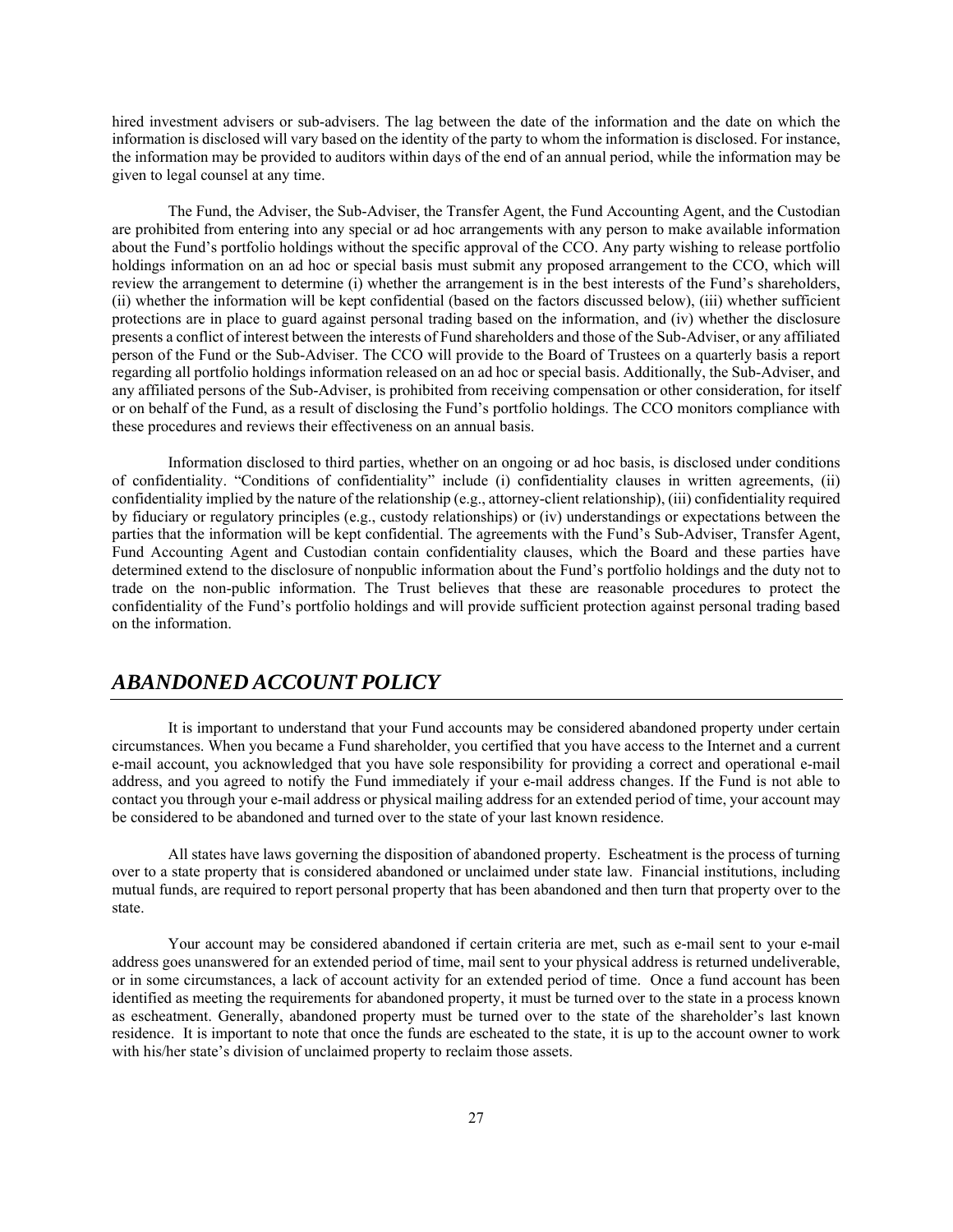hired investment advisers or sub-advisers. The lag between the date of the information and the date on which the information is disclosed will vary based on the identity of the party to whom the information is disclosed. For instance, the information may be provided to auditors within days of the end of an annual period, while the information may be given to legal counsel at any time.

The Fund, the Adviser, the Sub-Adviser, the Transfer Agent, the Fund Accounting Agent, and the Custodian are prohibited from entering into any special or ad hoc arrangements with any person to make available information about the Fund's portfolio holdings without the specific approval of the CCO. Any party wishing to release portfolio holdings information on an ad hoc or special basis must submit any proposed arrangement to the CCO, which will review the arrangement to determine (i) whether the arrangement is in the best interests of the Fund's shareholders, (ii) whether the information will be kept confidential (based on the factors discussed below), (iii) whether sufficient protections are in place to guard against personal trading based on the information, and (iv) whether the disclosure presents a conflict of interest between the interests of Fund shareholders and those of the Sub-Adviser, or any affiliated person of the Fund or the Sub-Adviser. The CCO will provide to the Board of Trustees on a quarterly basis a report regarding all portfolio holdings information released on an ad hoc or special basis. Additionally, the Sub-Adviser, and any affiliated persons of the Sub-Adviser, is prohibited from receiving compensation or other consideration, for itself or on behalf of the Fund, as a result of disclosing the Fund's portfolio holdings. The CCO monitors compliance with these procedures and reviews their effectiveness on an annual basis.

Information disclosed to third parties, whether on an ongoing or ad hoc basis, is disclosed under conditions of confidentiality. "Conditions of confidentiality" include (i) confidentiality clauses in written agreements, (ii) confidentiality implied by the nature of the relationship (e.g., attorney-client relationship), (iii) confidentiality required by fiduciary or regulatory principles (e.g., custody relationships) or (iv) understandings or expectations between the parties that the information will be kept confidential. The agreements with the Fund's Sub-Adviser, Transfer Agent, Fund Accounting Agent and Custodian contain confidentiality clauses, which the Board and these parties have determined extend to the disclosure of nonpublic information about the Fund's portfolio holdings and the duty not to trade on the non-public information. The Trust believes that these are reasonable procedures to protect the confidentiality of the Fund's portfolio holdings and will provide sufficient protection against personal trading based on the information.

## *ABANDONED ACCOUNT POLICY*

It is important to understand that your Fund accounts may be considered abandoned property under certain circumstances. When you became a Fund shareholder, you certified that you have access to the Internet and a current e-mail account, you acknowledged that you have sole responsibility for providing a correct and operational e-mail address, and you agreed to notify the Fund immediately if your e-mail address changes. If the Fund is not able to contact you through your e-mail address or physical mailing address for an extended period of time, your account may be considered to be abandoned and turned over to the state of your last known residence.

All states have laws governing the disposition of abandoned property. Escheatment is the process of turning over to a state property that is considered abandoned or unclaimed under state law. Financial institutions, including mutual funds, are required to report personal property that has been abandoned and then turn that property over to the state.

Your account may be considered abandoned if certain criteria are met, such as e-mail sent to your e-mail address goes unanswered for an extended period of time, mail sent to your physical address is returned undeliverable, or in some circumstances, a lack of account activity for an extended period of time. Once a fund account has been identified as meeting the requirements for abandoned property, it must be turned over to the state in a process known as escheatment. Generally, abandoned property must be turned over to the state of the shareholder's last known residence. It is important to note that once the funds are escheated to the state, it is up to the account owner to work with his/her state's division of unclaimed property to reclaim those assets.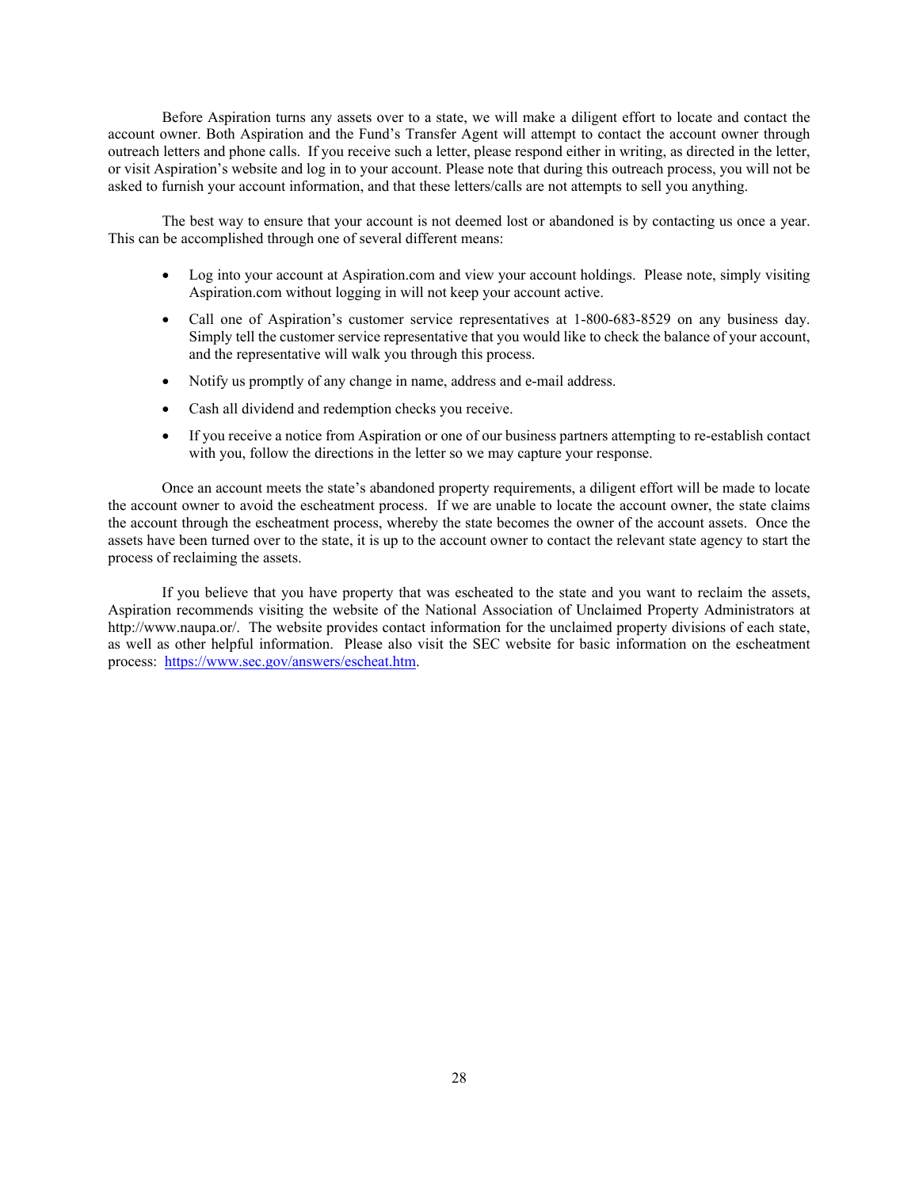Before Aspiration turns any assets over to a state, we will make a diligent effort to locate and contact the account owner. Both Aspiration and the Fund's Transfer Agent will attempt to contact the account owner through outreach letters and phone calls. If you receive such a letter, please respond either in writing, as directed in the letter, or visit Aspiration's website and log in to your account. Please note that during this outreach process, you will not be asked to furnish your account information, and that these letters/calls are not attempts to sell you anything.

The best way to ensure that your account is not deemed lost or abandoned is by contacting us once a year. This can be accomplished through one of several different means:

- Log into your account at Aspiration.com and view your account holdings. Please note, simply visiting Aspiration.com without logging in will not keep your account active.
- Call one of Aspiration's customer service representatives at 1-800-683-8529 on any business day. Simply tell the customer service representative that you would like to check the balance of your account, and the representative will walk you through this process.
- Notify us promptly of any change in name, address and e-mail address.
- Cash all dividend and redemption checks you receive.
- If you receive a notice from Aspiration or one of our business partners attempting to re-establish contact with you, follow the directions in the letter so we may capture your response.

Once an account meets the state's abandoned property requirements, a diligent effort will be made to locate the account owner to avoid the escheatment process. If we are unable to locate the account owner, the state claims the account through the escheatment process, whereby the state becomes the owner of the account assets. Once the assets have been turned over to the state, it is up to the account owner to contact the relevant state agency to start the process of reclaiming the assets.

If you believe that you have property that was escheated to the state and you want to reclaim the assets, Aspiration recommends visiting the website of the National Association of Unclaimed Property Administrators at http://www.naupa.or/. The website provides contact information for the unclaimed property divisions of each state, as well as other helpful information. Please also visit the SEC website for basic information on the escheatment process: https://www.sec.gov/answers/escheat.htm.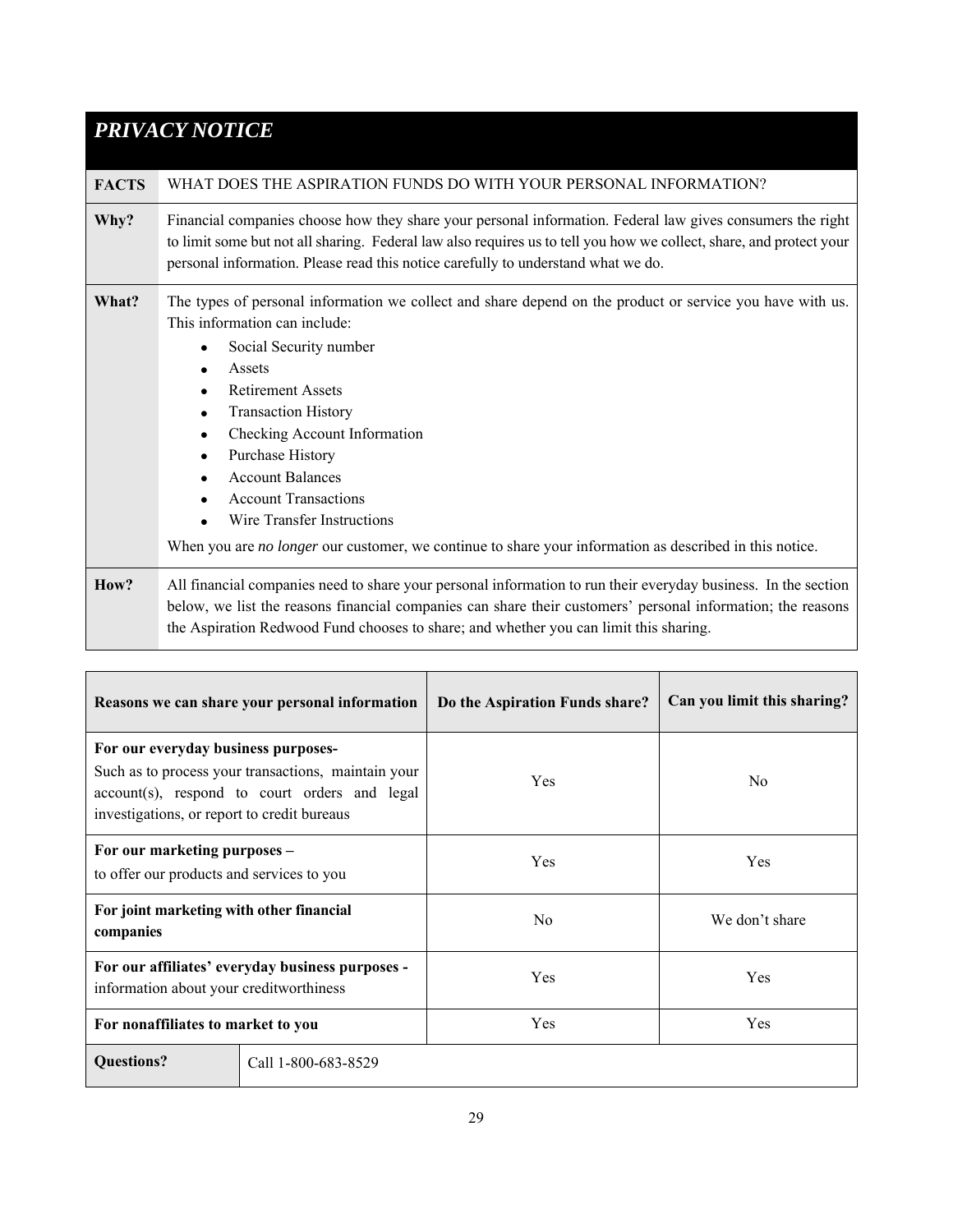# *PRIVACY NOTICE*

| | |
|---|---|
| **FACTS** | WHAT DOES THE ASPIRATION FUNDS DO WITH YOUR PERSONAL INFORMATION? |
| **Why?** | Financial companies choose how they share your personal information. Federal law gives consumers the right to limit some but not all sharing. Federal law also requires us to tell you how we collect, share, and protect your personal information. Please read this notice carefully to understand what we do. |
| **What?** | The types of personal information we collect and share depend on the product or service you have with us. This information can include:<br>• Social Security number<br>• Assets<br>• Retirement Assets<br>• Transaction History<br>• Checking Account Information<br>• Purchase History<br>• Account Balances<br>• Account Transactions<br>• Wire Transfer Instructions<br><br>When you are *no longer* our customer, we continue to share your information as described in this notice. |
| **How?** | All financial companies need to share your personal information to run their everyday business. In the section below, we list the reasons financial companies can share their customers' personal information; the reasons the Aspiration Redwood Fund chooses to share; and whether you can limit this sharing. |

| Reasons we can share your personal information | Do the Aspiration Funds share? | Can you limit this sharing? |
|---|---|---|
| **For our everyday business purposes-**<br>Such as to process your transactions, maintain your account(s), respond to court orders and legal investigations, or report to credit bureaus | Yes | No |
| **For our marketing purposes –**<br>to offer our products and services to you | Yes | Yes |
| **For joint marketing with other financial companies** | No | We don't share |
| **For our affiliates' everyday business purposes -** information about your creditworthiness | Yes | Yes |
| **For nonaffiliates to market to you** | Yes | Yes |

| | |
|---|---|
| **Questions?** | Call 1-800-683-8529 |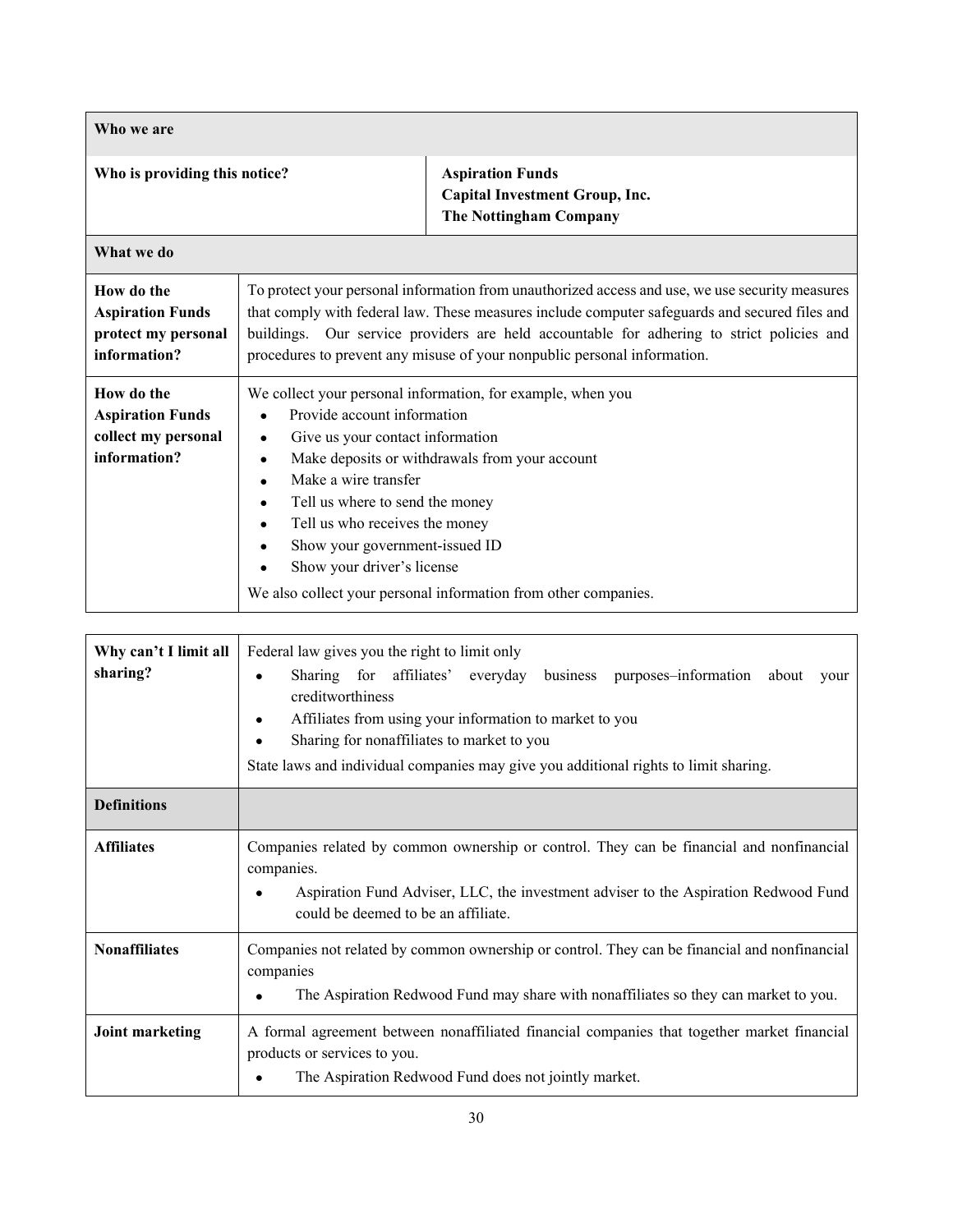| Who we are | |
|---|---|
| **Who is providing this notice?** | **Aspiration Funds**<br>**Capital Investment Group, Inc.**<br>**The Nottingham Company** |

| What we do | |
|---|---|
| **How do the Aspiration Funds protect my personal information?** | To protect your personal information from unauthorized access and use, we use security measures that comply with federal law. These measures include computer safeguards and secured files and buildings. Our service providers are held accountable for adhering to strict policies and procedures to prevent any misuse of your nonpublic personal information. |
| **How do the Aspiration Funds collect my personal information?** | We collect your personal information, for example, when you<br>• Provide account information<br>• Give us your contact information<br>• Make deposits or withdrawals from your account<br>• Make a wire transfer<br>• Tell us where to send the money<br>• Tell us who receives the money<br>• Show your government-issued ID<br>• Show your driver's license<br>We also collect your personal information from other companies. |

| | |
|---|---|
| **Why can't I limit all sharing?** | Federal law gives you the right to limit only<br>• Sharing for affiliates' everyday business purposes–information about your creditworthiness<br>• Affiliates from using your information to market to you<br>• Sharing for nonaffiliates to market to you<br>State laws and individual companies may give you additional rights to limit sharing. |
| **Definitions** | |
| **Affiliates** | Companies related by common ownership or control. They can be financial and nonfinancial companies.<br>• Aspiration Fund Adviser, LLC, the investment adviser to the Aspiration Redwood Fund could be deemed to be an affiliate. |
| **Nonaffiliates** | Companies not related by common ownership or control. They can be financial and nonfinancial companies<br>• The Aspiration Redwood Fund may share with nonaffiliates so they can market to you. |
| **Joint marketing** | A formal agreement between nonaffiliated financial companies that together market financial products or services to you.<br>• The Aspiration Redwood Fund does not jointly market. |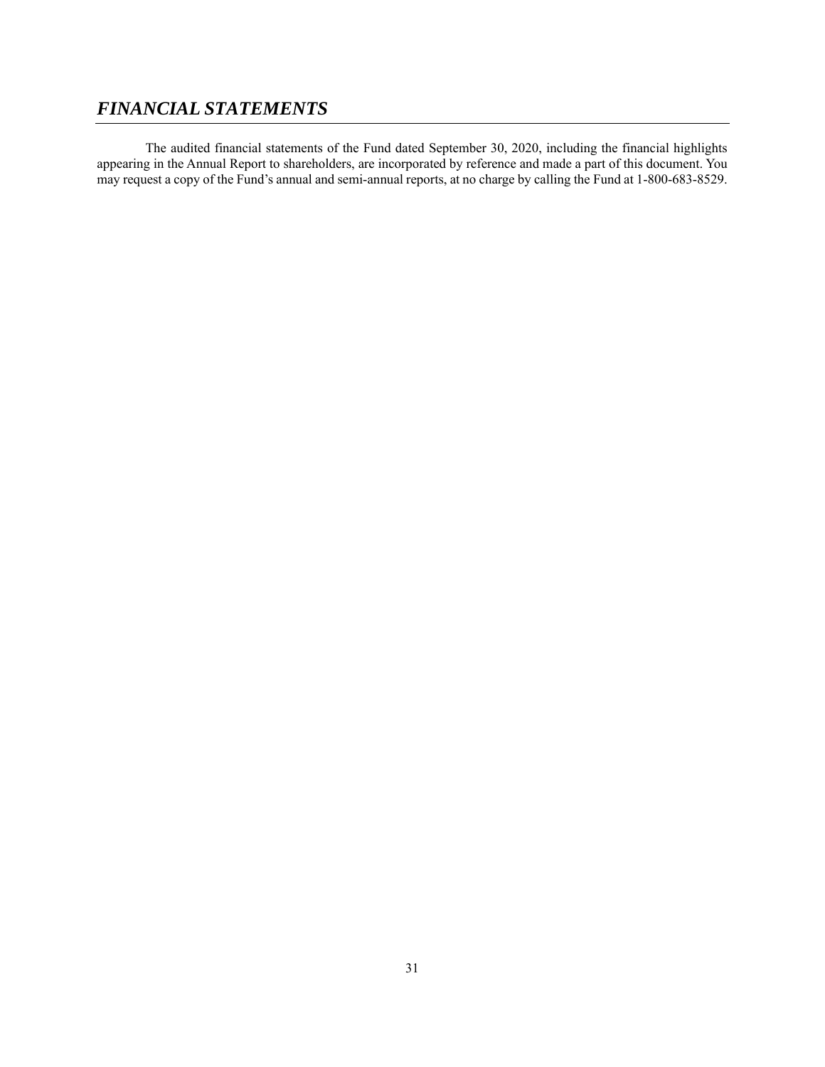## ***FINANCIAL STATEMENTS***

The audited financial statements of the Fund dated September 30, 2020, including the financial highlights appearing in the Annual Report to shareholders, are incorporated by reference and made a part of this document. You may request a copy of the Fund's annual and semi-annual reports, at no charge by calling the Fund at 1-800-683-8529.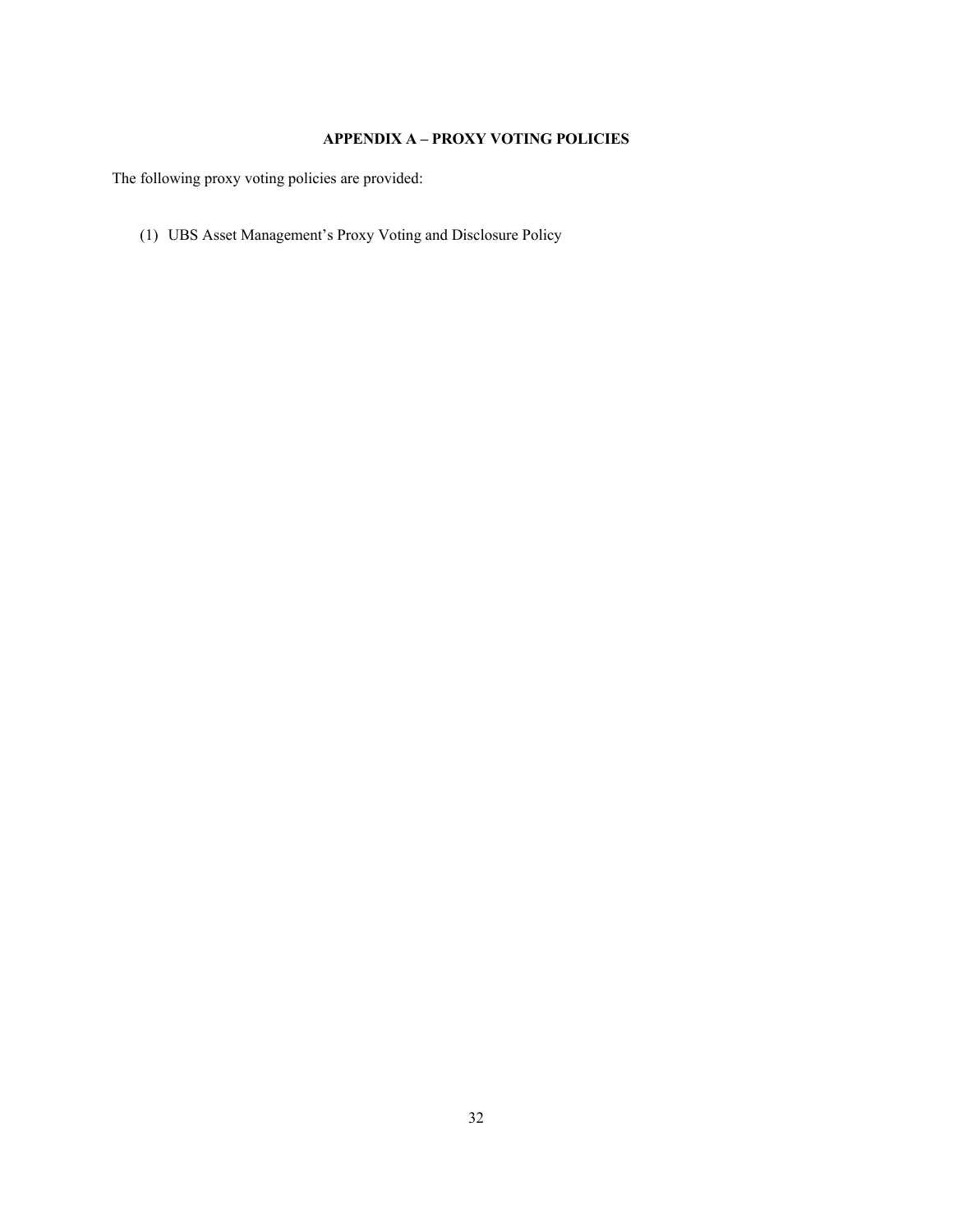## APPENDIX A – PROXY VOTING POLICIES

The following proxy voting policies are provided:

(1) UBS Asset Management's Proxy Voting and Disclosure Policy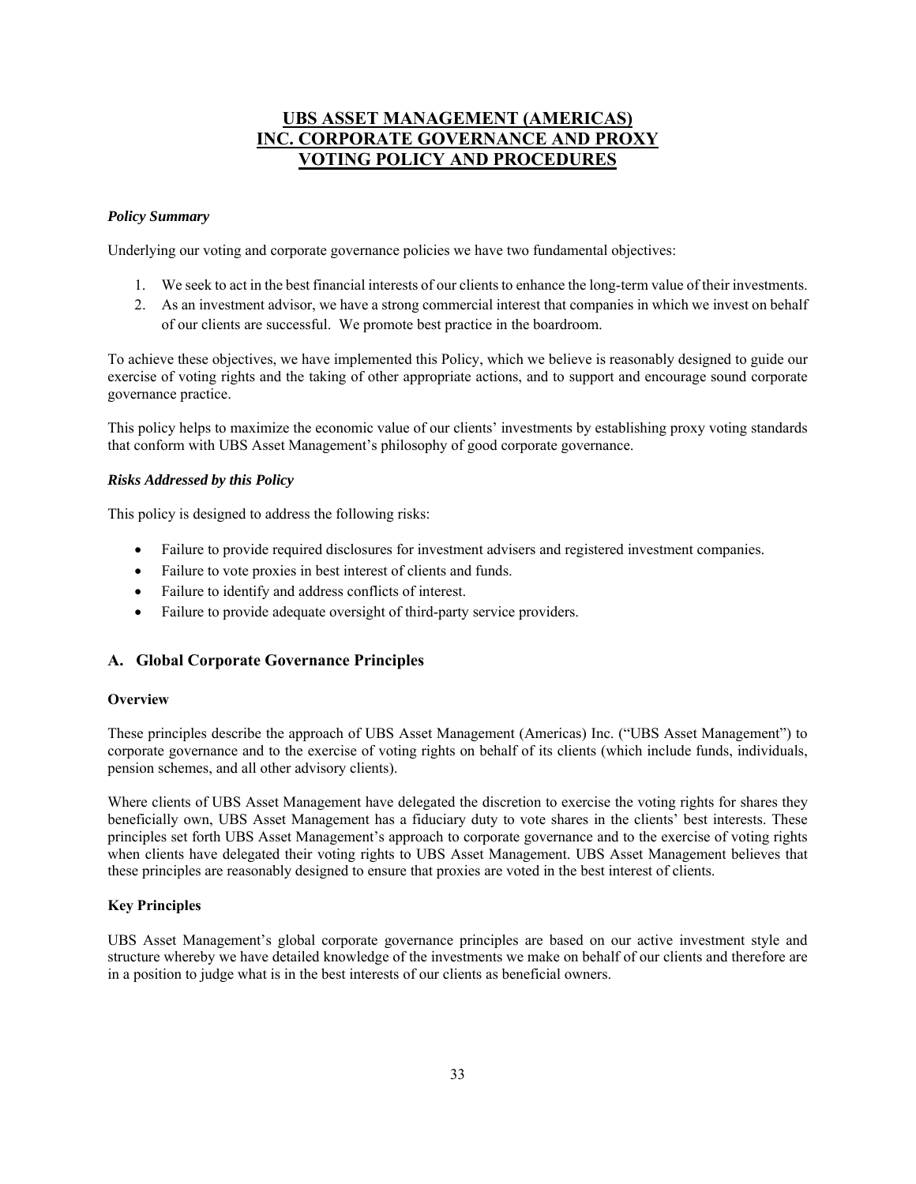# UBS ASSET MANAGEMENT (AMERICAS) INC. CORPORATE GOVERNANCE AND PROXY VOTING POLICY AND PROCEDURES

***Policy Summary***

Underlying our voting and corporate governance policies we have two fundamental objectives:

1. We seek to act in the best financial interests of our clients to enhance the long-term value of their investments.
2. As an investment advisor, we have a strong commercial interest that companies in which we invest on behalf of our clients are successful. We promote best practice in the boardroom.

To achieve these objectives, we have implemented this Policy, which we believe is reasonably designed to guide our exercise of voting rights and the taking of other appropriate actions, and to support and encourage sound corporate governance practice.

This policy helps to maximize the economic value of our clients' investments by establishing proxy voting standards that conform with UBS Asset Management's philosophy of good corporate governance.

***Risks Addressed by this Policy***

This policy is designed to address the following risks:

- Failure to provide required disclosures for investment advisers and registered investment companies.
- Failure to vote proxies in best interest of clients and funds.
- Failure to identify and address conflicts of interest.
- Failure to provide adequate oversight of third-party service providers.

## A. Global Corporate Governance Principles

**Overview**

These principles describe the approach of UBS Asset Management (Americas) Inc. ("UBS Asset Management") to corporate governance and to the exercise of voting rights on behalf of its clients (which include funds, individuals, pension schemes, and all other advisory clients).

Where clients of UBS Asset Management have delegated the discretion to exercise the voting rights for shares they beneficially own, UBS Asset Management has a fiduciary duty to vote shares in the clients' best interests. These principles set forth UBS Asset Management's approach to corporate governance and to the exercise of voting rights when clients have delegated their voting rights to UBS Asset Management. UBS Asset Management believes that these principles are reasonably designed to ensure that proxies are voted in the best interest of clients.

**Key Principles**

UBS Asset Management's global corporate governance principles are based on our active investment style and structure whereby we have detailed knowledge of the investments we make on behalf of our clients and therefore are in a position to judge what is in the best interests of our clients as beneficial owners.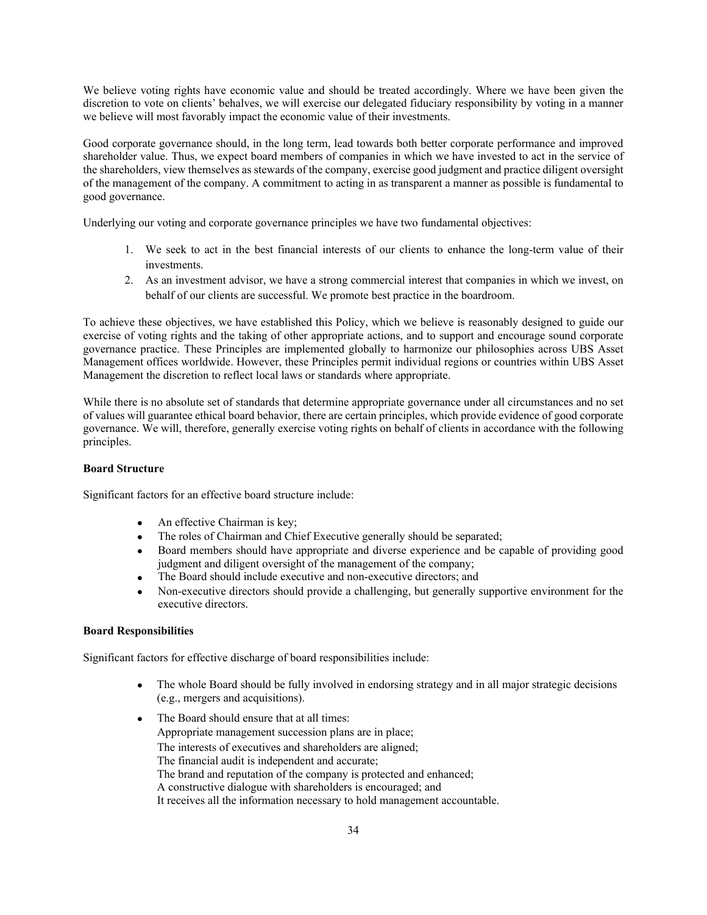We believe voting rights have economic value and should be treated accordingly. Where we have been given the discretion to vote on clients' behalves, we will exercise our delegated fiduciary responsibility by voting in a manner we believe will most favorably impact the economic value of their investments.

Good corporate governance should, in the long term, lead towards both better corporate performance and improved shareholder value. Thus, we expect board members of companies in which we have invested to act in the service of the shareholders, view themselves as stewards of the company, exercise good judgment and practice diligent oversight of the management of the company. A commitment to acting in as transparent a manner as possible is fundamental to good governance.

Underlying our voting and corporate governance principles we have two fundamental objectives:

1. We seek to act in the best financial interests of our clients to enhance the long-term value of their investments.
2. As an investment advisor, we have a strong commercial interest that companies in which we invest, on behalf of our clients are successful. We promote best practice in the boardroom.

To achieve these objectives, we have established this Policy, which we believe is reasonably designed to guide our exercise of voting rights and the taking of other appropriate actions, and to support and encourage sound corporate governance practice. These Principles are implemented globally to harmonize our philosophies across UBS Asset Management offices worldwide. However, these Principles permit individual regions or countries within UBS Asset Management the discretion to reflect local laws or standards where appropriate.

While there is no absolute set of standards that determine appropriate governance under all circumstances and no set of values will guarantee ethical board behavior, there are certain principles, which provide evidence of good corporate governance. We will, therefore, generally exercise voting rights on behalf of clients in accordance with the following principles.

**Board Structure**

Significant factors for an effective board structure include:

- An effective Chairman is key;
- The roles of Chairman and Chief Executive generally should be separated;
- Board members should have appropriate and diverse experience and be capable of providing good judgment and diligent oversight of the management of the company;
- The Board should include executive and non-executive directors; and
- Non-executive directors should provide a challenging, but generally supportive environment for the executive directors.

**Board Responsibilities**

Significant factors for effective discharge of board responsibilities include:

- The whole Board should be fully involved in endorsing strategy and in all major strategic decisions (e.g., mergers and acquisitions).
- The Board should ensure that at all times:
  Appropriate management succession plans are in place;
  The interests of executives and shareholders are aligned;
  The financial audit is independent and accurate;
  The brand and reputation of the company is protected and enhanced;
  A constructive dialogue with shareholders is encouraged; and
  It receives all the information necessary to hold management accountable.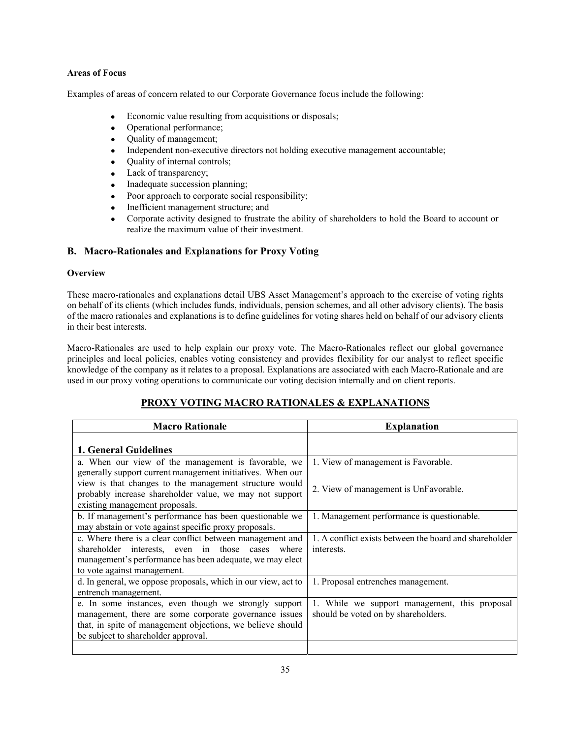**Areas of Focus**

Examples of areas of concern related to our Corporate Governance focus include the following:

- Economic value resulting from acquisitions or disposals;
- Operational performance;
- Quality of management;
- Independent non-executive directors not holding executive management accountable;
- Quality of internal controls;
- Lack of transparency;
- Inadequate succession planning;
- Poor approach to corporate social responsibility;
- Inefficient management structure; and
- Corporate activity designed to frustrate the ability of shareholders to hold the Board to account or realize the maximum value of their investment.

## B. Macro-Rationales and Explanations for Proxy Voting

**Overview**

These macro-rationales and explanations detail UBS Asset Management's approach to the exercise of voting rights on behalf of its clients (which includes funds, individuals, pension schemes, and all other advisory clients). The basis of the macro rationales and explanations is to define guidelines for voting shares held on behalf of our advisory clients in their best interests.

Macro-Rationales are used to help explain our proxy vote. The Macro-Rationales reflect our global governance principles and local policies, enables voting consistency and provides flexibility for our analyst to reflect specific knowledge of the company as it relates to a proposal. Explanations are associated with each Macro-Rationale and are used in our proxy voting operations to communicate our voting decision internally and on client reports.

### PROXY VOTING MACRO RATIONALES & EXPLANATIONS

| Macro Rationale | Explanation |
|---|---|
| **1. General Guidelines** | |
| a. When our view of the management is favorable, we generally support current management initiatives. When our view is that changes to the management structure would probably increase shareholder value, we may not support existing management proposals. | 1. View of management is Favorable.<br><br>2. View of management is UnFavorable. |
| b. If management's performance has been questionable we may abstain or vote against specific proxy proposals. | 1. Management performance is questionable. |
| c. Where there is a clear conflict between management and shareholder interests, even in those cases where management's performance has been adequate, we may elect to vote against management. | 1. A conflict exists between the board and shareholder interests. |
| d. In general, we oppose proposals, which in our view, act to entrench management. | 1. Proposal entrenches management. |
| e. In some instances, even though we strongly support management, there are some corporate governance issues that, in spite of management objections, we believe should be subject to shareholder approval. | 1. While we support management, this proposal should be voted on by shareholders. |
| | |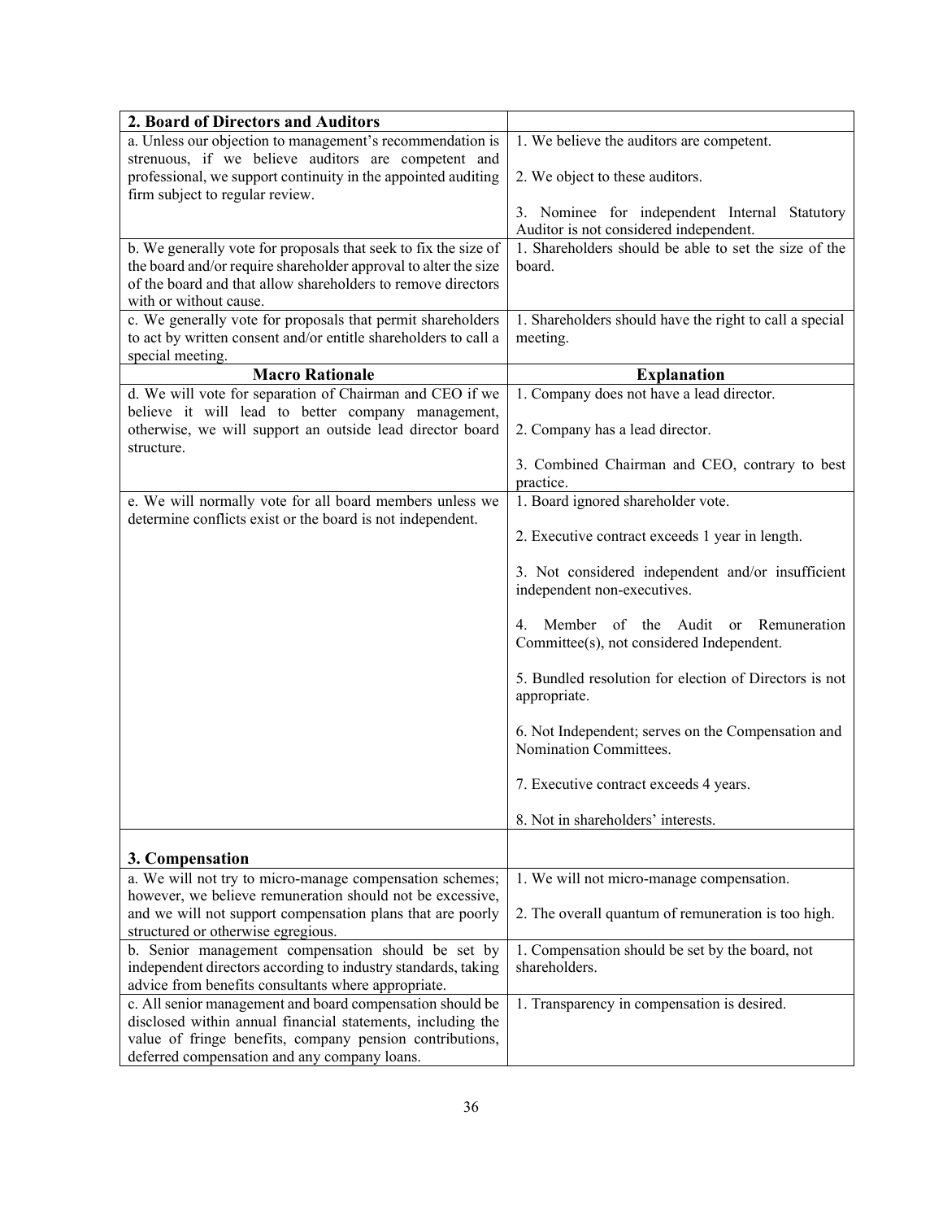| 2. Board of Directors and Auditors | |
|---|---|
| a. Unless our objection to management's recommendation is strenuous, if we believe auditors are competent and professional, we support continuity in the appointed auditing firm subject to regular review. | 1. We believe the auditors are competent.<br><br>2. We object to these auditors.<br><br>3. Nominee for independent Internal Statutory Auditor is not considered independent. |
| b. We generally vote for proposals that seek to fix the size of the board and/or require shareholder approval to alter the size of the board and that allow shareholders to remove directors with or without cause. | 1. Shareholders should be able to set the size of the board. |
| c. We generally vote for proposals that permit shareholders to act by written consent and/or entitle shareholders to call a special meeting. | 1. Shareholders should have the right to call a special meeting. |
| **Macro Rationale** | **Explanation** |
| d. We will vote for separation of Chairman and CEO if we believe it will lead to better company management, otherwise, we will support an outside lead director board structure. | 1. Company does not have a lead director.<br><br>2. Company has a lead director.<br><br>3. Combined Chairman and CEO, contrary to best practice. |
| e. We will normally vote for all board members unless we determine conflicts exist or the board is not independent. | 1. Board ignored shareholder vote.<br><br>2. Executive contract exceeds 1 year in length.<br><br>3. Not considered independent and/or insufficient independent non-executives.<br><br>4. Member of the Audit or Remuneration Committee(s), not considered Independent.<br><br>5. Bundled resolution for election of Directors is not appropriate.<br><br>6. Not Independent; serves on the Compensation and Nomination Committees.<br><br>7. Executive contract exceeds 4 years.<br><br>8. Not in shareholders' interests. |
| **3. Compensation** | |
| a. We will not try to micro-manage compensation schemes; however, we believe remuneration should not be excessive, and we will not support compensation plans that are poorly structured or otherwise egregious. | 1. We will not micro-manage compensation.<br><br>2. The overall quantum of remuneration is too high. |
| b. Senior management compensation should be set by independent directors according to industry standards, taking advice from benefits consultants where appropriate. | 1. Compensation should be set by the board, not shareholders. |
| c. All senior management and board compensation should be disclosed within annual financial statements, including the value of fringe benefits, company pension contributions, deferred compensation and any company loans. | 1. Transparency in compensation is desired. |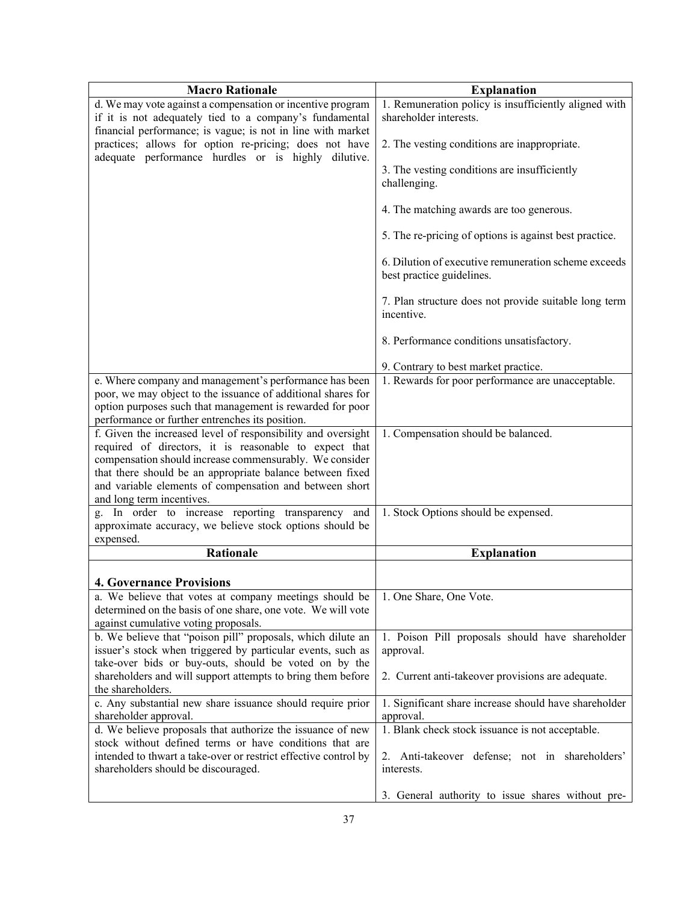| Macro Rationale | Explanation |
|---|---|
| d. We may vote against a compensation or incentive program if it is not adequately tied to a company's fundamental financial performance; is vague; is not in line with market practices; allows for option re-pricing; does not have adequate performance hurdles or is highly dilutive. | 1. Remuneration policy is insufficiently aligned with shareholder interests.<br><br>2. The vesting conditions are inappropriate.<br><br>3. The vesting conditions are insufficiently challenging.<br><br>4. The matching awards are too generous.<br><br>5. The re-pricing of options is against best practice.<br><br>6. Dilution of executive remuneration scheme exceeds best practice guidelines.<br><br>7. Plan structure does not provide suitable long term incentive.<br><br>8. Performance conditions unsatisfactory.<br><br>9. Contrary to best market practice. |
| e. Where company and management's performance has been poor, we may object to the issuance of additional shares for option purposes such that management is rewarded for poor performance or further entrenches its position. | 1. Rewards for poor performance are unacceptable. |
| f. Given the increased level of responsibility and oversight required of directors, it is reasonable to expect that compensation should increase commensurably. We consider that there should be an appropriate balance between fixed and variable elements of compensation and between short and long term incentives. | 1. Compensation should be balanced. |
| g. In order to increase reporting transparency and approximate accuracy, we believe stock options should be expensed. | 1. Stock Options should be expensed. |
| **Rationale** | **Explanation** |
| **4. Governance Provisions** | |
| a. We believe that votes at company meetings should be determined on the basis of one share, one vote. We will vote against cumulative voting proposals. | 1. One Share, One Vote. |
| b. We believe that "poison pill" proposals, which dilute an issuer's stock when triggered by particular events, such as take-over bids or buy-outs, should be voted on by the shareholders and will support attempts to bring them before the shareholders. | 1. Poison Pill proposals should have shareholder approval.<br><br>2. Current anti-takeover provisions are adequate. |
| c. Any substantial new share issuance should require prior shareholder approval. | 1. Significant share increase should have shareholder approval. |
| d. We believe proposals that authorize the issuance of new stock without defined terms or have conditions that are intended to thwart a take-over or restrict effective control by shareholders should be discouraged. | 1. Blank check stock issuance is not acceptable.<br><br>2. Anti-takeover defense; not in shareholders' interests.<br><br>3. General authority to issue shares without pre- |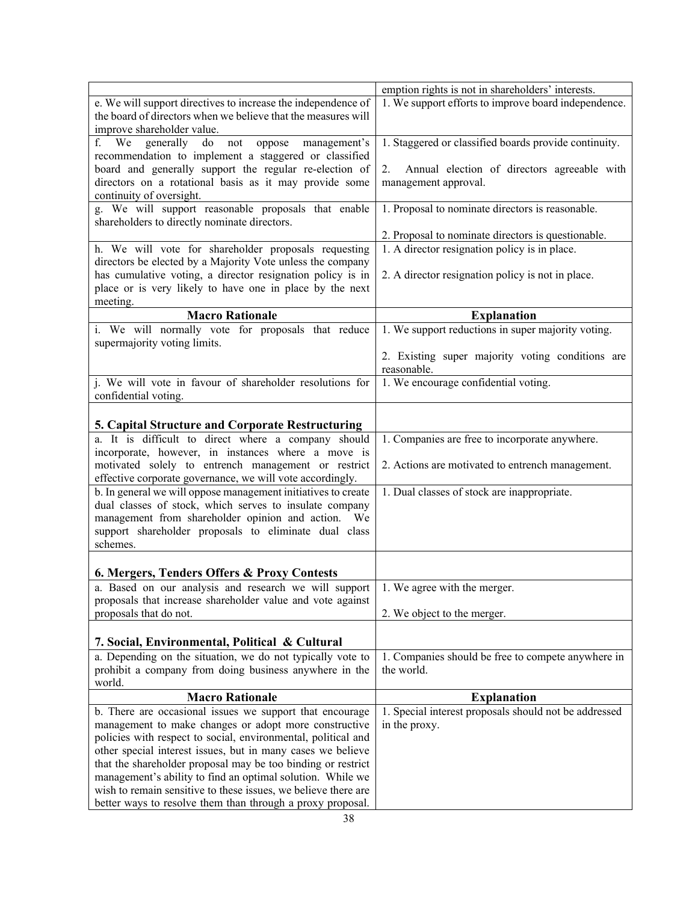| | |
|---|---|
| | emption rights is not in shareholders' interests. |
| e. We will support directives to increase the independence of the board of directors when we believe that the measures will improve shareholder value. | 1. We support efforts to improve board independence. |
| f. We generally do not oppose management's recommendation to implement a staggered or classified board and generally support the regular re-election of directors on a rotational basis as it may provide some continuity of oversight. | 1. Staggered or classified boards provide continuity.<br><br>2. Annual election of directors agreeable with management approval. |
| g. We will support reasonable proposals that enable shareholders to directly nominate directors. | 1. Proposal to nominate directors is reasonable.<br><br>2. Proposal to nominate directors is questionable. |
| h. We will vote for shareholder proposals requesting directors be elected by a Majority Vote unless the company has cumulative voting, a director resignation policy is in place or is very likely to have one in place by the next meeting. | 1. A director resignation policy is in place.<br><br>2. A director resignation policy is not in place. |
| **Macro Rationale** | **Explanation** |
| i. We will normally vote for proposals that reduce supermajority voting limits. | 1. We support reductions in super majority voting.<br><br>2. Existing super majority voting conditions are reasonable. |
| j. We will vote in favour of shareholder resolutions for confidential voting. | 1. We encourage confidential voting. |
| **5. Capital Structure and Corporate Restructuring** | |
| a. It is difficult to direct where a company should incorporate, however, in instances where a move is motivated solely to entrench management or restrict effective corporate governance, we will vote accordingly. | 1. Companies are free to incorporate anywhere.<br><br>2. Actions are motivated to entrench management. |
| b. In general we will oppose management initiatives to create dual classes of stock, which serves to insulate company management from shareholder opinion and action. We support shareholder proposals to eliminate dual class schemes. | 1. Dual classes of stock are inappropriate. |
| **6. Mergers, Tenders Offers & Proxy Contests** | |
| a. Based on our analysis and research we will support proposals that increase shareholder value and vote against proposals that do not. | 1. We agree with the merger.<br><br>2. We object to the merger. |
| **7. Social, Environmental, Political & Cultural** | |
| a. Depending on the situation, we do not typically vote to prohibit a company from doing business anywhere in the world. | 1. Companies should be free to compete anywhere in the world. |
| **Macro Rationale** | **Explanation** |
| b. There are occasional issues we support that encourage management to make changes or adopt more constructive policies with respect to social, environmental, political and other special interest issues, but in many cases we believe that the shareholder proposal may be too binding or restrict management's ability to find an optimal solution. While we wish to remain sensitive to these issues, we believe there are better ways to resolve them than through a proxy proposal. | 1. Special interest proposals should not be addressed in the proxy. |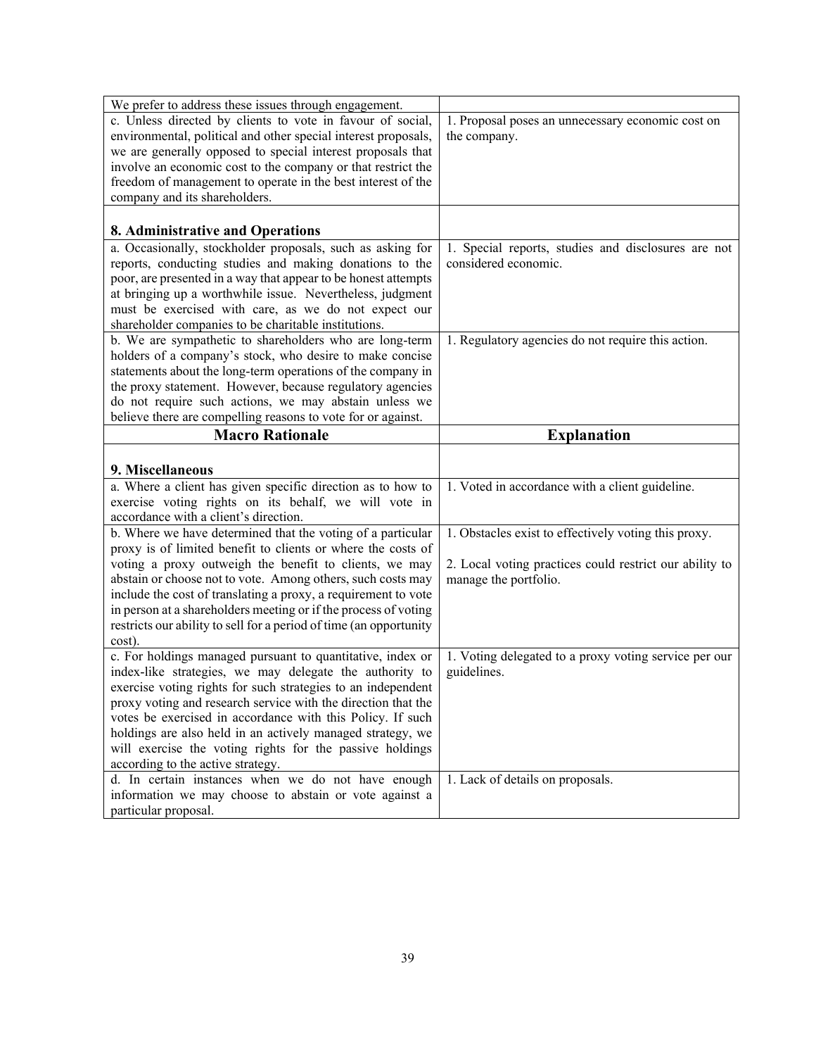| | |
|---|---|
| We prefer to address these issues through engagement. | |
| c. Unless directed by clients to vote in favour of social, environmental, political and other special interest proposals, we are generally opposed to special interest proposals that involve an economic cost to the company or that restrict the freedom of management to operate in the best interest of the company and its shareholders. | 1. Proposal poses an unnecessary economic cost on the company. |
| **8. Administrative and Operations** | |
| a. Occasionally, stockholder proposals, such as asking for reports, conducting studies and making donations to the poor, are presented in a way that appear to be honest attempts at bringing up a worthwhile issue. Nevertheless, judgment must be exercised with care, as we do not expect our shareholder companies to be charitable institutions. | 1. Special reports, studies and disclosures are not considered economic. |
| b. We are sympathetic to shareholders who are long-term holders of a company's stock, who desire to make concise statements about the long-term operations of the company in the proxy statement. However, because regulatory agencies do not require such actions, we may abstain unless we believe there are compelling reasons to vote for or against. | 1. Regulatory agencies do not require this action. |
| **Macro Rationale** | **Explanation** |
| **9. Miscellaneous** | |
| a. Where a client has given specific direction as to how to exercise voting rights on its behalf, we will vote in accordance with a client's direction. | 1. Voted in accordance with a client guideline. |
| b. Where we have determined that the voting of a particular proxy is of limited benefit to clients or where the costs of voting a proxy outweigh the benefit to clients, we may abstain or choose not to vote. Among others, such costs may include the cost of translating a proxy, a requirement to vote in person at a shareholders meeting or if the process of voting restricts our ability to sell for a period of time (an opportunity cost). | 1. Obstacles exist to effectively voting this proxy.<br><br>2. Local voting practices could restrict our ability to manage the portfolio. |
| c. For holdings managed pursuant to quantitative, index or index-like strategies, we may delegate the authority to exercise voting rights for such strategies to an independent proxy voting and research service with the direction that the votes be exercised in accordance with this Policy. If such holdings are also held in an actively managed strategy, we will exercise the voting rights for the passive holdings according to the active strategy. | 1. Voting delegated to a proxy voting service per our guidelines. |
| d. In certain instances when we do not have enough information we may choose to abstain or vote against a particular proposal. | 1. Lack of details on proposals. |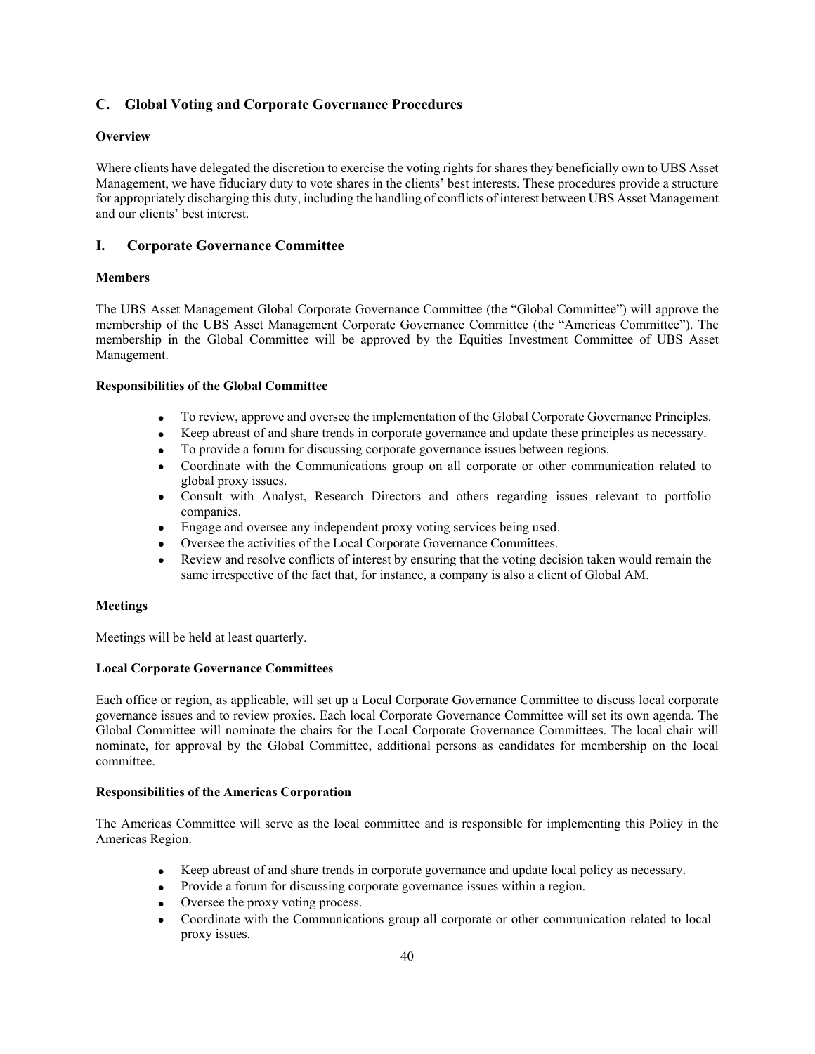## C. Global Voting and Corporate Governance Procedures

### Overview

Where clients have delegated the discretion to exercise the voting rights for shares they beneficially own to UBS Asset Management, we have fiduciary duty to vote shares in the clients' best interests. These procedures provide a structure for appropriately discharging this duty, including the handling of conflicts of interest between UBS Asset Management and our clients' best interest.

## I. Corporate Governance Committee

### Members

The UBS Asset Management Global Corporate Governance Committee (the "Global Committee") will approve the membership of the UBS Asset Management Corporate Governance Committee (the "Americas Committee"). The membership in the Global Committee will be approved by the Equities Investment Committee of UBS Asset Management.

### Responsibilities of the Global Committee

- To review, approve and oversee the implementation of the Global Corporate Governance Principles.
- Keep abreast of and share trends in corporate governance and update these principles as necessary.
- To provide a forum for discussing corporate governance issues between regions.
- Coordinate with the Communications group on all corporate or other communication related to global proxy issues.
- Consult with Analyst, Research Directors and others regarding issues relevant to portfolio companies.
- Engage and oversee any independent proxy voting services being used.
- Oversee the activities of the Local Corporate Governance Committees.
- Review and resolve conflicts of interest by ensuring that the voting decision taken would remain the same irrespective of the fact that, for instance, a company is also a client of Global AM.

### Meetings

Meetings will be held at least quarterly.

### Local Corporate Governance Committees

Each office or region, as applicable, will set up a Local Corporate Governance Committee to discuss local corporate governance issues and to review proxies. Each local Corporate Governance Committee will set its own agenda. The Global Committee will nominate the chairs for the Local Corporate Governance Committees. The local chair will nominate, for approval by the Global Committee, additional persons as candidates for membership on the local committee.

### Responsibilities of the Americas Corporation

The Americas Committee will serve as the local committee and is responsible for implementing this Policy in the Americas Region.

- Keep abreast of and share trends in corporate governance and update local policy as necessary.
- Provide a forum for discussing corporate governance issues within a region.
- Oversee the proxy voting process.
- Coordinate with the Communications group all corporate or other communication related to local proxy issues.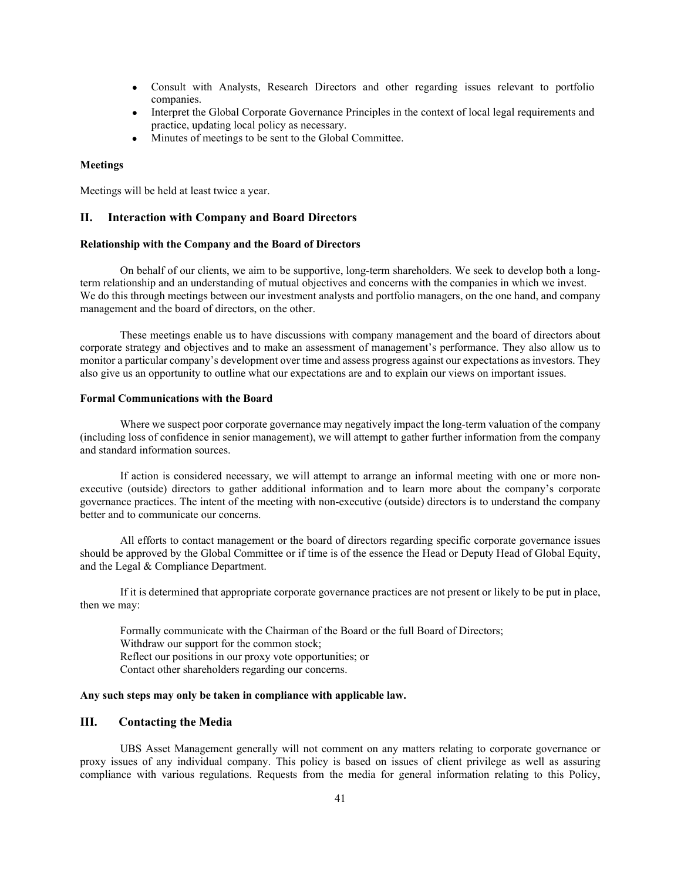- Consult with Analysts, Research Directors and other regarding issues relevant to portfolio companies.
- Interpret the Global Corporate Governance Principles in the context of local legal requirements and practice, updating local policy as necessary.
- Minutes of meetings to be sent to the Global Committee.

**Meetings**

Meetings will be held at least twice a year.

## II. Interaction with Company and Board Directors

**Relationship with the Company and the Board of Directors**

On behalf of our clients, we aim to be supportive, long-term shareholders. We seek to develop both a long-term relationship and an understanding of mutual objectives and concerns with the companies in which we invest. We do this through meetings between our investment analysts and portfolio managers, on the one hand, and company management and the board of directors, on the other.

These meetings enable us to have discussions with company management and the board of directors about corporate strategy and objectives and to make an assessment of management's performance. They also allow us to monitor a particular company's development over time and assess progress against our expectations as investors. They also give us an opportunity to outline what our expectations are and to explain our views on important issues.

**Formal Communications with the Board**

Where we suspect poor corporate governance may negatively impact the long-term valuation of the company (including loss of confidence in senior management), we will attempt to gather further information from the company and standard information sources.

If action is considered necessary, we will attempt to arrange an informal meeting with one or more non-executive (outside) directors to gather additional information and to learn more about the company's corporate governance practices. The intent of the meeting with non-executive (outside) directors is to understand the company better and to communicate our concerns.

All efforts to contact management or the board of directors regarding specific corporate governance issues should be approved by the Global Committee or if time is of the essence the Head or Deputy Head of Global Equity, and the Legal & Compliance Department.

If it is determined that appropriate corporate governance practices are not present or likely to be put in place, then we may:

Formally communicate with the Chairman of the Board or the full Board of Directors;
Withdraw our support for the common stock;
Reflect our positions in our proxy vote opportunities; or
Contact other shareholders regarding our concerns.

**Any such steps may only be taken in compliance with applicable law.**

## III. Contacting the Media

UBS Asset Management generally will not comment on any matters relating to corporate governance or proxy issues of any individual company. This policy is based on issues of client privilege as well as assuring compliance with various regulations. Requests from the media for general information relating to this Policy,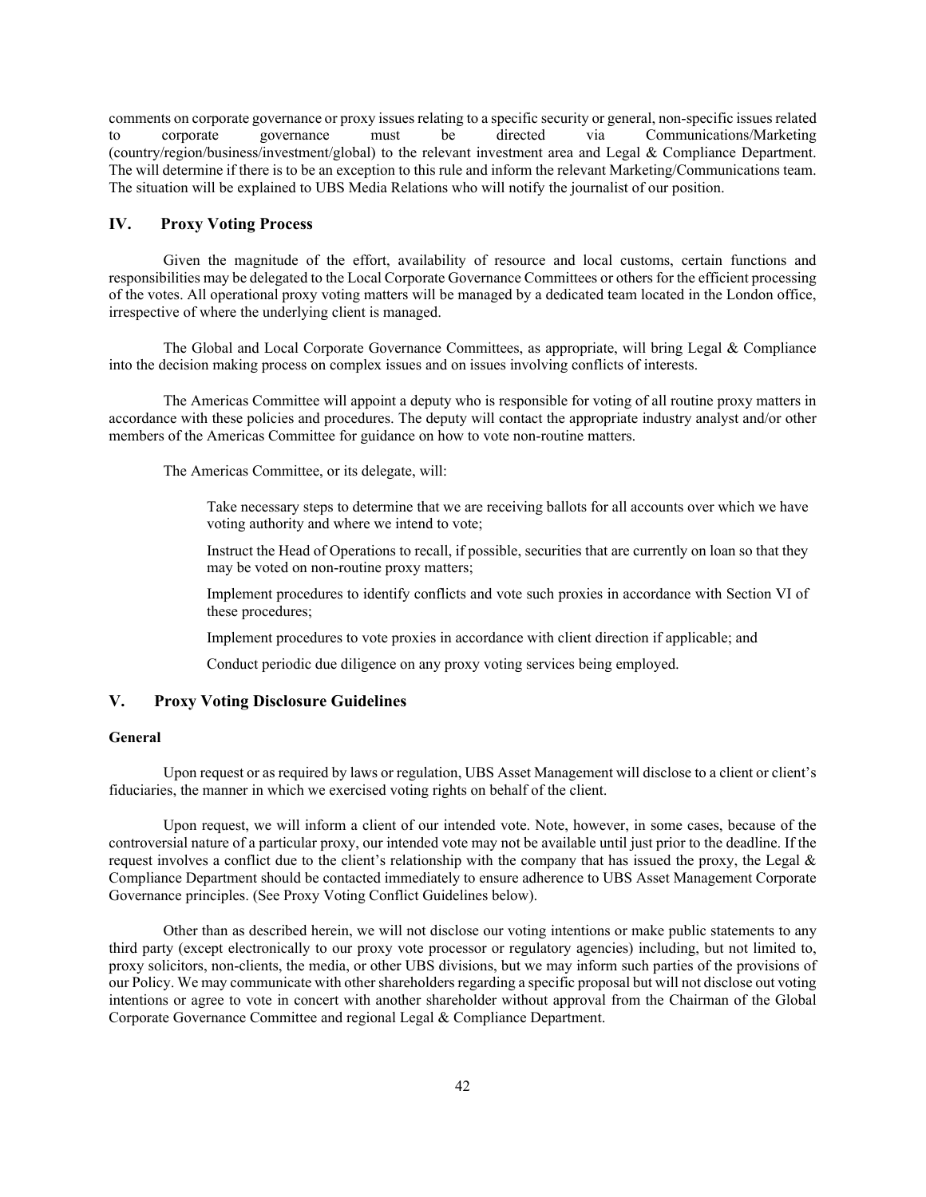comments on corporate governance or proxy issues relating to a specific security or general, non-specific issues related to corporate governance must be directed via Communications/Marketing (country/region/business/investment/global) to the relevant investment area and Legal & Compliance Department. The will determine if there is to be an exception to this rule and inform the relevant Marketing/Communications team. The situation will be explained to UBS Media Relations who will notify the journalist of our position.

## IV. Proxy Voting Process

Given the magnitude of the effort, availability of resource and local customs, certain functions and responsibilities may be delegated to the Local Corporate Governance Committees or others for the efficient processing of the votes. All operational proxy voting matters will be managed by a dedicated team located in the London office, irrespective of where the underlying client is managed.

The Global and Local Corporate Governance Committees, as appropriate, will bring Legal & Compliance into the decision making process on complex issues and on issues involving conflicts of interests.

The Americas Committee will appoint a deputy who is responsible for voting of all routine proxy matters in accordance with these policies and procedures. The deputy will contact the appropriate industry analyst and/or other members of the Americas Committee for guidance on how to vote non-routine matters.

The Americas Committee, or its delegate, will:

Take necessary steps to determine that we are receiving ballots for all accounts over which we have voting authority and where we intend to vote;

Instruct the Head of Operations to recall, if possible, securities that are currently on loan so that they may be voted on non-routine proxy matters;

Implement procedures to identify conflicts and vote such proxies in accordance with Section VI of these procedures;

Implement procedures to vote proxies in accordance with client direction if applicable; and

Conduct periodic due diligence on any proxy voting services being employed.

## V. Proxy Voting Disclosure Guidelines

**General**

Upon request or as required by laws or regulation, UBS Asset Management will disclose to a client or client's fiduciaries, the manner in which we exercised voting rights on behalf of the client.

Upon request, we will inform a client of our intended vote. Note, however, in some cases, because of the controversial nature of a particular proxy, our intended vote may not be available until just prior to the deadline. If the request involves a conflict due to the client's relationship with the company that has issued the proxy, the Legal & Compliance Department should be contacted immediately to ensure adherence to UBS Asset Management Corporate Governance principles. (See Proxy Voting Conflict Guidelines below).

Other than as described herein, we will not disclose our voting intentions or make public statements to any third party (except electronically to our proxy vote processor or regulatory agencies) including, but not limited to, proxy solicitors, non-clients, the media, or other UBS divisions, but we may inform such parties of the provisions of our Policy. We may communicate with other shareholders regarding a specific proposal but will not disclose out voting intentions or agree to vote in concert with another shareholder without approval from the Chairman of the Global Corporate Governance Committee and regional Legal & Compliance Department.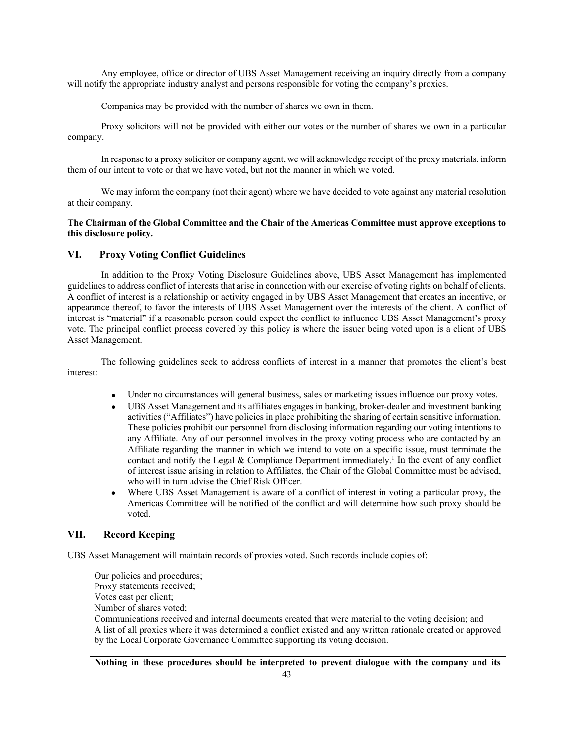Any employee, office or director of UBS Asset Management receiving an inquiry directly from a company will notify the appropriate industry analyst and persons responsible for voting the company's proxies.

Companies may be provided with the number of shares we own in them.

Proxy solicitors will not be provided with either our votes or the number of shares we own in a particular company.

In response to a proxy solicitor or company agent, we will acknowledge receipt of the proxy materials, inform them of our intent to vote or that we have voted, but not the manner in which we voted.

We may inform the company (not their agent) where we have decided to vote against any material resolution at their company.

**The Chairman of the Global Committee and the Chair of the Americas Committee must approve exceptions to this disclosure policy.**

## VI. Proxy Voting Conflict Guidelines

In addition to the Proxy Voting Disclosure Guidelines above, UBS Asset Management has implemented guidelines to address conflict of interests that arise in connection with our exercise of voting rights on behalf of clients. A conflict of interest is a relationship or activity engaged in by UBS Asset Management that creates an incentive, or appearance thereof, to favor the interests of UBS Asset Management over the interests of the client. A conflict of interest is "material" if a reasonable person could expect the conflict to influence UBS Asset Management's proxy vote. The principal conflict process covered by this policy is where the issuer being voted upon is a client of UBS Asset Management.

The following guidelines seek to address conflicts of interest in a manner that promotes the client's best interest:

- Under no circumstances will general business, sales or marketing issues influence our proxy votes.
- UBS Asset Management and its affiliates engages in banking, broker-dealer and investment banking activities ("Affiliates") have policies in place prohibiting the sharing of certain sensitive information. These policies prohibit our personnel from disclosing information regarding our voting intentions to any Affiliate. Any of our personnel involves in the proxy voting process who are contacted by an Affiliate regarding the manner in which we intend to vote on a specific issue, must terminate the contact and notify the Legal & Compliance Department immediately.[1] In the event of any conflict of interest issue arising in relation to Affiliates, the Chair of the Global Committee must be advised, who will in turn advise the Chief Risk Officer.
- Where UBS Asset Management is aware of a conflict of interest in voting a particular proxy, the Americas Committee will be notified of the conflict and will determine how such proxy should be voted.

## VII. Record Keeping

UBS Asset Management will maintain records of proxies voted. Such records include copies of:

Our policies and procedures;
Proxy statements received;
Votes cast per client;
Number of shares voted;
Communications received and internal documents created that were material to the voting decision; and
A list of all proxies where it was determined a conflict existed and any written rationale created or approved by the Local Corporate Governance Committee supporting its voting decision.

**Nothing in these procedures should be interpreted to prevent dialogue with the company and its**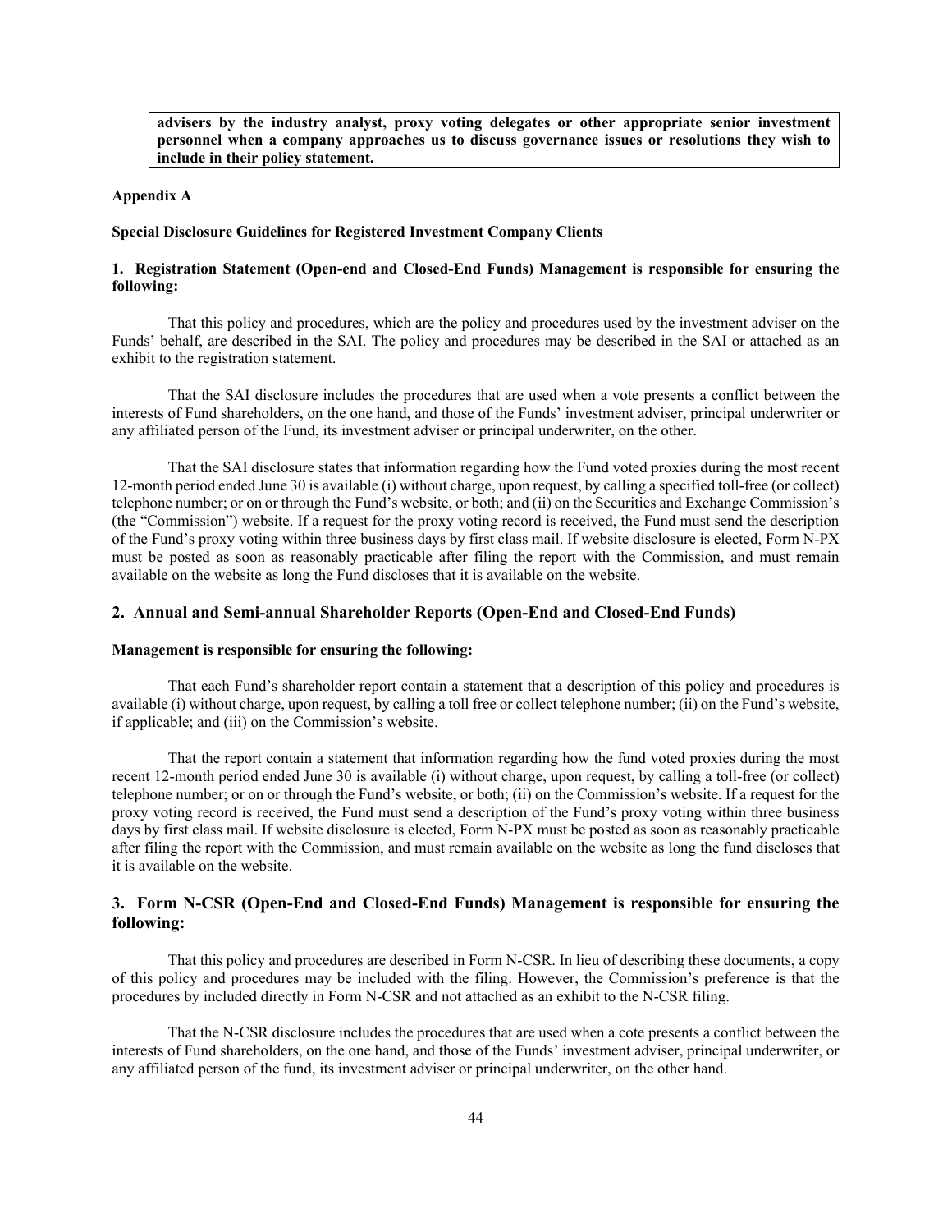**advisers by the industry analyst, proxy voting delegates or other appropriate senior investment personnel when a company approaches us to discuss governance issues or resolutions they wish to include in their policy statement.**

**Appendix A**

**Special Disclosure Guidelines for Registered Investment Company Clients**

**1. Registration Statement (Open-end and Closed-End Funds) Management is responsible for ensuring the following:**

That this policy and procedures, which are the policy and procedures used by the investment adviser on the Funds' behalf, are described in the SAI. The policy and procedures may be described in the SAI or attached as an exhibit to the registration statement.

That the SAI disclosure includes the procedures that are used when a vote presents a conflict between the interests of Fund shareholders, on the one hand, and those of the Funds' investment adviser, principal underwriter or any affiliated person of the Fund, its investment adviser or principal underwriter, on the other.

That the SAI disclosure states that information regarding how the Fund voted proxies during the most recent 12-month period ended June 30 is available (i) without charge, upon request, by calling a specified toll-free (or collect) telephone number; or on or through the Fund's website, or both; and (ii) on the Securities and Exchange Commission's (the "Commission") website. If a request for the proxy voting record is received, the Fund must send the description of the Fund's proxy voting within three business days by first class mail. If website disclosure is elected, Form N-PX must be posted as soon as reasonably practicable after filing the report with the Commission, and must remain available on the website as long the Fund discloses that it is available on the website.

## 2. Annual and Semi-annual Shareholder Reports (Open-End and Closed-End Funds)

**Management is responsible for ensuring the following:**

That each Fund's shareholder report contain a statement that a description of this policy and procedures is available (i) without charge, upon request, by calling a toll free or collect telephone number; (ii) on the Fund's website, if applicable; and (iii) on the Commission's website.

That the report contain a statement that information regarding how the fund voted proxies during the most recent 12-month period ended June 30 is available (i) without charge, upon request, by calling a toll-free (or collect) telephone number; or on or through the Fund's website, or both; (ii) on the Commission's website. If a request for the proxy voting record is received, the Fund must send a description of the Fund's proxy voting within three business days by first class mail. If website disclosure is elected, Form N-PX must be posted as soon as reasonably practicable after filing the report with the Commission, and must remain available on the website as long the fund discloses that it is available on the website.

## 3. Form N-CSR (Open-End and Closed-End Funds) Management is responsible for ensuring the following:

That this policy and procedures are described in Form N-CSR. In lieu of describing these documents, a copy of this policy and procedures may be included with the filing. However, the Commission's preference is that the procedures by included directly in Form N-CSR and not attached as an exhibit to the N-CSR filing.

That the N-CSR disclosure includes the procedures that are used when a cote presents a conflict between the interests of Fund shareholders, on the one hand, and those of the Funds' investment adviser, principal underwriter, or any affiliated person of the fund, its investment adviser or principal underwriter, on the other hand.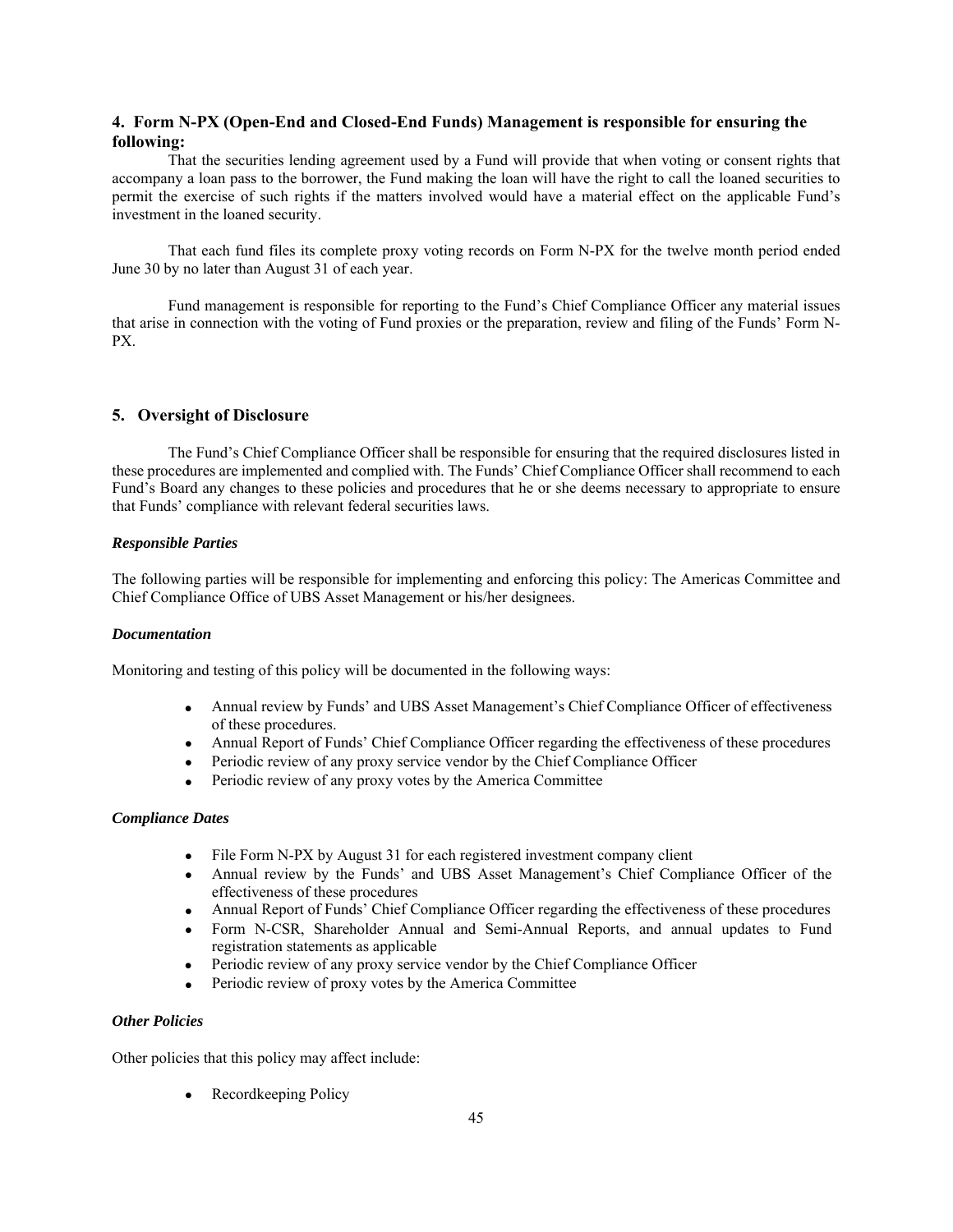## 4. Form N-PX (Open-End and Closed-End Funds) Management is responsible for ensuring the following:

That the securities lending agreement used by a Fund will provide that when voting or consent rights that accompany a loan pass to the borrower, the Fund making the loan will have the right to call the loaned securities to permit the exercise of such rights if the matters involved would have a material effect on the applicable Fund's investment in the loaned security.

That each fund files its complete proxy voting records on Form N-PX for the twelve month period ended June 30 by no later than August 31 of each year.

Fund management is responsible for reporting to the Fund's Chief Compliance Officer any material issues that arise in connection with the voting of Fund proxies or the preparation, review and filing of the Funds' Form N-PX.

## 5. Oversight of Disclosure

The Fund's Chief Compliance Officer shall be responsible for ensuring that the required disclosures listed in these procedures are implemented and complied with. The Funds' Chief Compliance Officer shall recommend to each Fund's Board any changes to these policies and procedures that he or she deems necessary to appropriate to ensure that Funds' compliance with relevant federal securities laws.

***Responsible Parties***

The following parties will be responsible for implementing and enforcing this policy: The Americas Committee and Chief Compliance Office of UBS Asset Management or his/her designees.

***Documentation***

Monitoring and testing of this policy will be documented in the following ways:

- Annual review by Funds' and UBS Asset Management's Chief Compliance Officer of effectiveness of these procedures.
- Annual Report of Funds' Chief Compliance Officer regarding the effectiveness of these procedures
- Periodic review of any proxy service vendor by the Chief Compliance Officer
- Periodic review of any proxy votes by the America Committee

***Compliance Dates***

- File Form N-PX by August 31 for each registered investment company client
- Annual review by the Funds' and UBS Asset Management's Chief Compliance Officer of the effectiveness of these procedures
- Annual Report of Funds' Chief Compliance Officer regarding the effectiveness of these procedures
- Form N-CSR, Shareholder Annual and Semi-Annual Reports, and annual updates to Fund registration statements as applicable
- Periodic review of any proxy service vendor by the Chief Compliance Officer
- Periodic review of proxy votes by the America Committee

***Other Policies***

Other policies that this policy may affect include:

- Recordkeeping Policy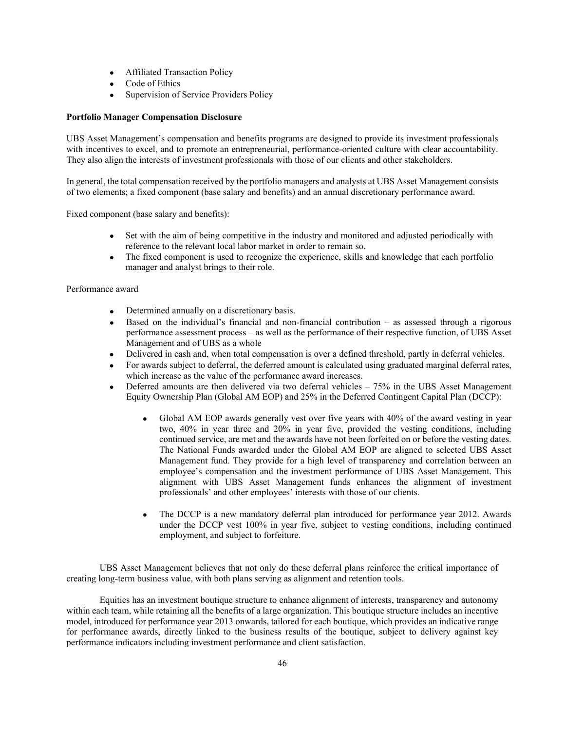- Affiliated Transaction Policy
- Code of Ethics
- Supervision of Service Providers Policy

**Portfolio Manager Compensation Disclosure**

UBS Asset Management's compensation and benefits programs are designed to provide its investment professionals with incentives to excel, and to promote an entrepreneurial, performance-oriented culture with clear accountability. They also align the interests of investment professionals with those of our clients and other stakeholders.

In general, the total compensation received by the portfolio managers and analysts at UBS Asset Management consists of two elements; a fixed component (base salary and benefits) and an annual discretionary performance award.

Fixed component (base salary and benefits):

- Set with the aim of being competitive in the industry and monitored and adjusted periodically with reference to the relevant local labor market in order to remain so.
- The fixed component is used to recognize the experience, skills and knowledge that each portfolio manager and analyst brings to their role.

Performance award

- Determined annually on a discretionary basis.
- Based on the individual's financial and non-financial contribution – as assessed through a rigorous performance assessment process – as well as the performance of their respective function, of UBS Asset Management and of UBS as a whole
- Delivered in cash and, when total compensation is over a defined threshold, partly in deferral vehicles.
- For awards subject to deferral, the deferred amount is calculated using graduated marginal deferral rates, which increase as the value of the performance award increases.
- Deferred amounts are then delivered via two deferral vehicles – 75% in the UBS Asset Management Equity Ownership Plan (Global AM EOP) and 25% in the Deferred Contingent Capital Plan (DCCP):
    - Global AM EOP awards generally vest over five years with 40% of the award vesting in year two, 40% in year three and 20% in year five, provided the vesting conditions, including continued service, are met and the awards have not been forfeited on or before the vesting dates. The National Funds awarded under the Global AM EOP are aligned to selected UBS Asset Management fund. They provide for a high level of transparency and correlation between an employee's compensation and the investment performance of UBS Asset Management. This alignment with UBS Asset Management funds enhances the alignment of investment professionals' and other employees' interests with those of our clients.
    - The DCCP is a new mandatory deferral plan introduced for performance year 2012. Awards under the DCCP vest 100% in year five, subject to vesting conditions, including continued employment, and subject to forfeiture.

UBS Asset Management believes that not only do these deferral plans reinforce the critical importance of creating long-term business value, with both plans serving as alignment and retention tools.

Equities has an investment boutique structure to enhance alignment of interests, transparency and autonomy within each team, while retaining all the benefits of a large organization. This boutique structure includes an incentive model, introduced for performance year 2013 onwards, tailored for each boutique, which provides an indicative range for performance awards, directly linked to the business results of the boutique, subject to delivery against key performance indicators including investment performance and client satisfaction.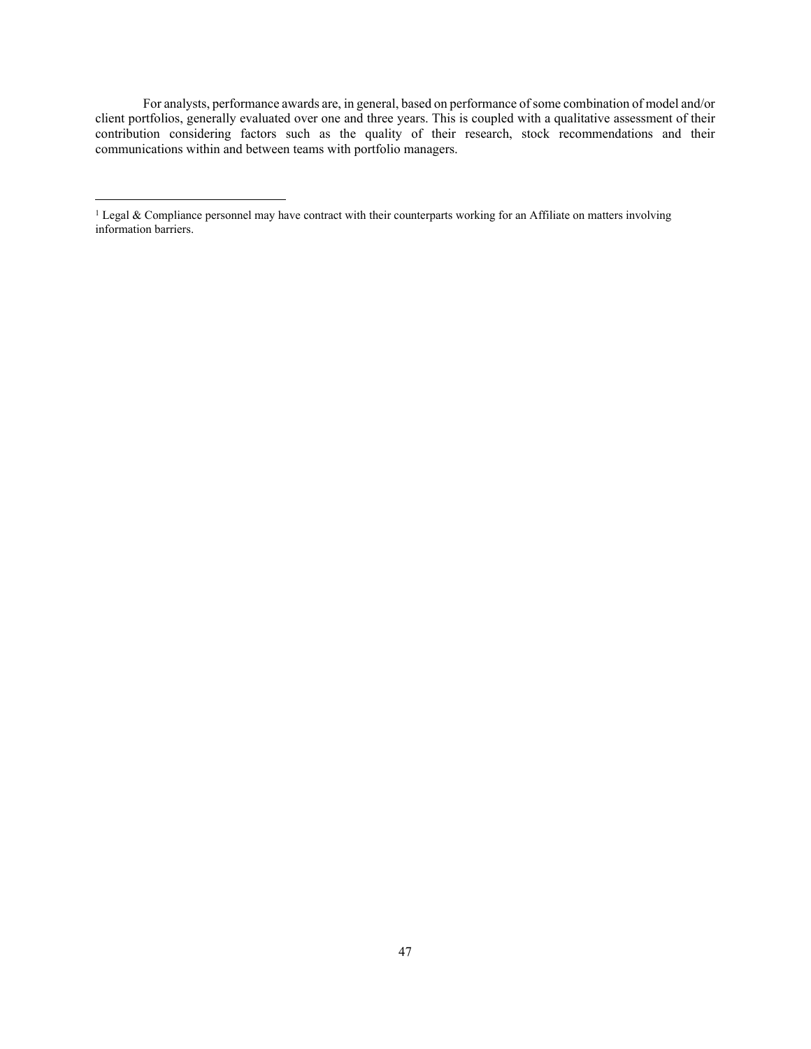For analysts, performance awards are, in general, based on performance of some combination of model and/or client portfolios, generally evaluated over one and three years. This is coupled with a qualitative assessment of their contribution considering factors such as the quality of their research, stock recommendations and their communications within and between teams with portfolio managers.

---

[1] Legal & Compliance personnel may have contract with their counterparts working for an Affiliate on matters involving information barriers.